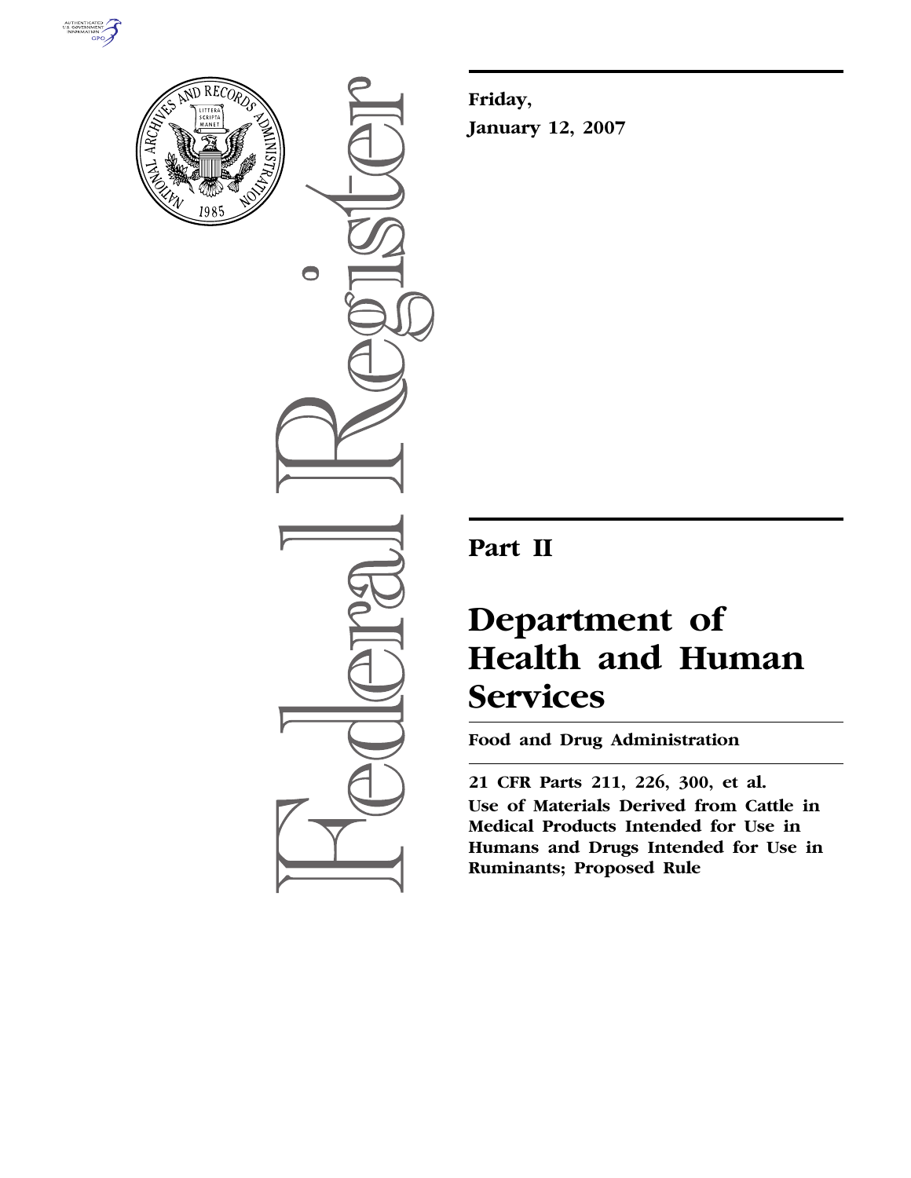**Friday,**

**January 12, 2007**

# Part II

# Department of Health and Human Services

**Food and Drug Administration**

**21 CFR Parts 211, 226, 300, et al.**

**Use of Materials Derived from Cattle in Medical Products Intended for Use in Humans and Drugs Intended for Use in Ruminants; Proposed Rule**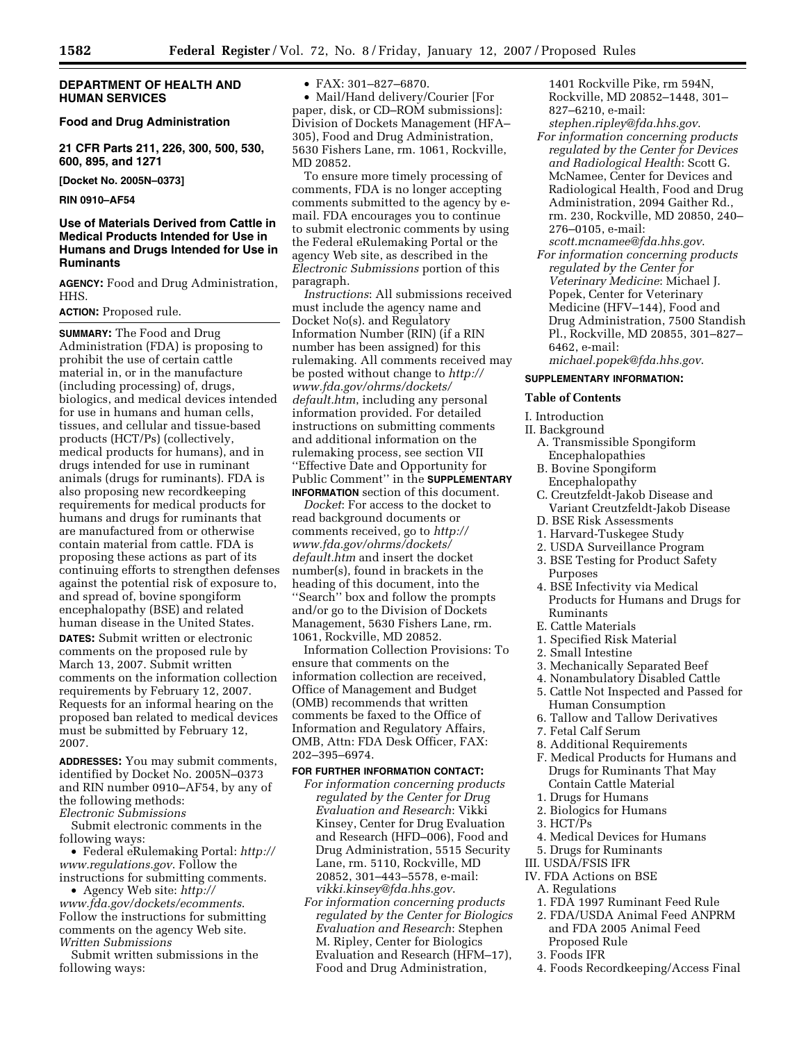**DEPARTMENT OF HEALTH AND HUMAN SERVICES**

**Food and Drug Administration**

**21 CFR Parts 211, 226, 300, 500, 530, 600, 895, and 1271**

**[Docket No. 2005N–0373]**

**RIN 0910–AF54**

## Use of Materials Derived from Cattle in Medical Products Intended for Use in Humans and Drugs Intended for Use in Ruminants

**AGENCY:** Food and Drug Administration, HHS.

**ACTION:** Proposed rule.

**SUMMARY:** The Food and Drug Administration (FDA) is proposing to prohibit the use of certain cattle material in, or in the manufacture (including processing) of, drugs, biologics, and medical devices intended for use in humans and human cells, tissues, and cellular and tissue-based products (HCT/Ps) (collectively, medical products for humans), and in drugs intended for use in ruminant animals (drugs for ruminants). FDA is also proposing new recordkeeping requirements for medical products for humans and drugs for ruminants that are manufactured from or otherwise contain material from cattle. FDA is proposing these actions as part of its continuing efforts to strengthen defenses against the potential risk of exposure to, and spread of, bovine spongiform encephalopathy (BSE) and related human disease in the United States.

**DATES:** Submit written or electronic comments on the proposed rule by March 13, 2007. Submit written comments on the information collection requirements by February 12, 2007. Requests for an informal hearing on the proposed ban related to medical devices must be submitted by February 12, 2007.

**ADDRESSES:** You may submit comments, identified by Docket No. 2005N–0373 and RIN number 0910–AF54, by any of the following methods:

*Electronic Submissions*

Submit electronic comments in the following ways:

- Federal eRulemaking Portal: *http://www.regulations.gov*. Follow the instructions for submitting comments.
- Agency Web site: *http://www.fda.gov/dockets/ecomments*. Follow the instructions for submitting comments on the agency Web site.

*Written Submissions*

Submit written submissions in the following ways:

- FAX: 301–827–6870.
- Mail/Hand delivery/Courier [For paper, disk, or CD–ROM submissions]: Division of Dockets Management (HFA–305), Food and Drug Administration, 5630 Fishers Lane, rm. 1061, Rockville, MD 20852.

To ensure more timely processing of comments, FDA is no longer accepting comments submitted to the agency by e-mail. FDA encourages you to continue to submit electronic comments by using the Federal eRulemaking Portal or the agency Web site, as described in the *Electronic Submissions* portion of this paragraph.

*Instructions*: All submissions received must include the agency name and Docket No(s). and Regulatory Information Number (RIN) (if a RIN number has been assigned) for this rulemaking. All comments received may be posted without change to *http://www.fda.gov/ohrms/dockets/default.htm*, including any personal information provided. For detailed instructions on submitting comments and additional information on the rulemaking process, see section VII ''Effective Date and Opportunity for Public Comment'' in the **SUPPLEMENTARY INFORMATION** section of this document.

*Docket*: For access to the docket to read background documents or comments received, go to *http://www.fda.gov/ohrms/dockets/default.htm* and insert the docket number(s), found in brackets in the heading of this document, into the ''Search'' box and follow the prompts and/or go to the Division of Dockets Management, 5630 Fishers Lane, rm. 1061, Rockville, MD 20852.

Information Collection Provisions: To ensure that comments on the information collection are received, Office of Management and Budget (OMB) recommends that written comments be faxed to the Office of Information and Regulatory Affairs, OMB, Attn: FDA Desk Officer, FAX: 202–395–6974.

**FOR FURTHER INFORMATION CONTACT:**

*For information concerning products regulated by the Center for Drug Evaluation and Research*: Vikki Kinsey, Center for Drug Evaluation and Research (HFD–006), Food and Drug Administration, 5515 Security Lane, rm. 5110, Rockville, MD 20852, 301–443–5578, e-mail: *vikki.kinsey@fda.hhs.gov*.

*For information concerning products regulated by the Center for Biologics Evaluation and Research*: Stephen M. Ripley, Center for Biologics Evaluation and Research (HFM–17), Food and Drug Administration, 1401 Rockville Pike, rm 594N, Rockville, MD 20852–1448, 301–827–6210, e-mail: *stephen.ripley@fda.hhs.gov*.

*For information concerning products regulated by the Center for Devices and Radiological Health*: Scott G. McNamee, Center for Devices and Radiological Health, Food and Drug Administration, 2094 Gaither Rd., rm. 230, Rockville, MD 20850, 240–276–0105, e-mail: *scott.mcnamee@fda.hhs.gov*.

*For information concerning products regulated by the Center for Veterinary Medicine*: Michael J. Popek, Center for Veterinary Medicine (HFV–144), Food and Drug Administration, 7500 Standish Pl., Rockville, MD 20855, 301–827–6462, e-mail: *michael.popek@fda.hhs.gov*.

**SUPPLEMENTARY INFORMATION:**

**Table of Contents**

- I. Introduction
- II. Background
  - A. Transmissible Spongiform Encephalopathies
  - B. Bovine Spongiform Encephalopathy
  - C. Creutzfeldt-Jakob Disease and Variant Creutzfeldt-Jakob Disease
  - D. BSE Risk Assessments
    - 1. Harvard-Tuskegee Study
    - 2. USDA Surveillance Program
    - 3. BSE Testing for Product Safety Purposes
    - 4. BSE Infectivity via Medical Products for Humans and Drugs for Ruminants
  - E. Cattle Materials
    - 1. Specified Risk Material
    - 2. Small Intestine
    - 3. Mechanically Separated Beef
    - 4. Nonambulatory Disabled Cattle
    - 5. Cattle Not Inspected and Passed for Human Consumption
    - 6. Tallow and Tallow Derivatives
    - 7. Fetal Calf Serum
    - 8. Additional Requirements
  - F. Medical Products for Humans and Drugs for Ruminants That May Contain Cattle Material
    - 1. Drugs for Humans
    - 2. Biologics for Humans
    - 3. HCT/Ps
    - 4. Medical Devices for Humans
    - 5. Drugs for Ruminants
- III. USDA/FSIS IFR
- IV. FDA Actions on BSE
  - A. Regulations
    - 1. FDA 1997 Ruminant Feed Rule
    - 2. FDA/USDA Animal Feed ANPRM and FDA 2005 Animal Feed Proposed Rule
    - 3. Foods IFR
    - 4. Foods Recordkeeping/Access Final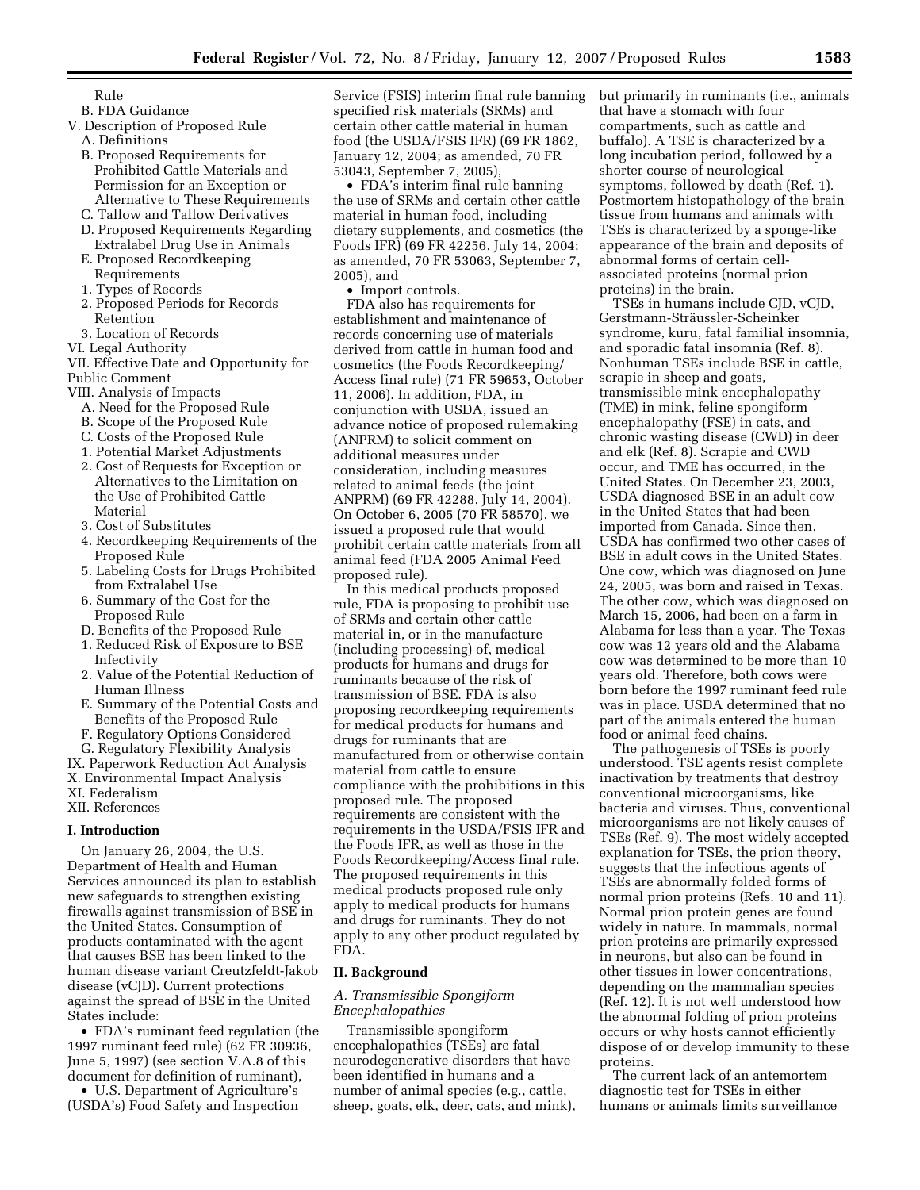Rule

B. FDA Guidance

V. Description of Proposed Rule

A. Definitions

B. Proposed Requirements for Prohibited Cattle Materials and Permission for an Exception or Alternative to These Requirements

C. Tallow and Tallow Derivatives

D. Proposed Requirements Regarding Extralabel Drug Use in Animals

E. Proposed Recordkeeping Requirements

1. Types of Records

2. Proposed Periods for Records Retention

3. Location of Records

VI. Legal Authority

VII. Effective Date and Opportunity for Public Comment

VIII. Analysis of Impacts

A. Need for the Proposed Rule

B. Scope of the Proposed Rule

C. Costs of the Proposed Rule

1. Potential Market Adjustments

2. Cost of Requests for Exception or Alternatives to the Limitation on the Use of Prohibited Cattle Material

3. Cost of Substitutes

4. Recordkeeping Requirements of the Proposed Rule

5. Labeling Costs for Drugs Prohibited from Extralabel Use

6. Summary of the Cost for the Proposed Rule

D. Benefits of the Proposed Rule

1. Reduced Risk of Exposure to BSE Infectivity

2. Value of the Potential Reduction of Human Illness

E. Summary of the Potential Costs and Benefits of the Proposed Rule

F. Regulatory Options Considered

G. Regulatory Flexibility Analysis

IX. Paperwork Reduction Act Analysis

X. Environmental Impact Analysis

XI. Federalism

XII. References

## I. Introduction

On January 26, 2004, the U.S. Department of Health and Human Services announced its plan to establish new safeguards to strengthen existing firewalls against transmission of BSE in the United States. Consumption of products contaminated with the agent that causes BSE has been linked to the human disease variant Creutzfeldt-Jakob disease (vCJD). Current protections against the spread of BSE in the United States include:

- FDA's ruminant feed regulation (the 1997 ruminant feed rule) (62 FR 30936, June 5, 1997) (see section V.A.8 of this document for definition of ruminant),
- U.S. Department of Agriculture's (USDA's) Food Safety and Inspection Service (FSIS) interim final rule banning specified risk materials (SRMs) and certain other cattle material in human food (the USDA/FSIS IFR) (69 FR 1862, January 12, 2004; as amended, 70 FR 53043, September 7, 2005),
- FDA's interim final rule banning the use of SRMs and certain other cattle material in human food, including dietary supplements, and cosmetics (the Foods IFR) (69 FR 42256, July 14, 2004; as amended, 70 FR 53063, September 7, 2005), and
- Import controls.

FDA also has requirements for establishment and maintenance of records concerning use of materials derived from cattle in human food and cosmetics (the Foods Recordkeeping/Access final rule) (71 FR 59653, October 11, 2006). In addition, FDA, in conjunction with USDA, issued an advance notice of proposed rulemaking (ANPRM) to solicit comment on additional measures under consideration, including measures related to animal feeds (the joint ANPRM) (69 FR 42288, July 14, 2004). On October 6, 2005 (70 FR 58570), we issued a proposed rule that would prohibit certain cattle materials from all animal feed (FDA 2005 Animal Feed proposed rule).

In this medical products proposed rule, FDA is proposing to prohibit use of SRMs and certain other cattle material in, or in the manufacture (including processing) of, medical products for humans and drugs for ruminants because of the risk of transmission of BSE. FDA is also proposing recordkeeping requirements for medical products for humans and drugs for ruminants that are manufactured from or otherwise contain material from cattle to ensure compliance with the prohibitions in this proposed rule. The proposed requirements are consistent with the requirements in the USDA/FSIS IFR and the Foods IFR, as well as those in the Foods Recordkeeping/Access final rule. The proposed requirements in this medical products proposed rule only apply to medical products for humans and drugs for ruminants. They do not apply to any other product regulated by FDA.

## II. Background

### *A. Transmissible Spongiform Encephalopathies*

Transmissible spongiform encephalopathies (TSEs) are fatal neurodegenerative disorders that have been identified in humans and a number of animal species (e.g., cattle, sheep, goats, elk, deer, cats, and mink), but primarily in ruminants (i.e., animals that have a stomach with four compartments, such as cattle and buffalo). A TSE is characterized by a long incubation period, followed by a shorter course of neurological symptoms, followed by death (Ref. 1). Postmortem histopathology of the brain tissue from humans and animals with TSEs is characterized by a sponge-like appearance of the brain and deposits of abnormal forms of certain cell-associated proteins (normal prion proteins) in the brain.

TSEs in humans include CJD, vCJD, Gerstmann-Sträussler-Scheinker syndrome, kuru, fatal familial insomnia, and sporadic fatal insomnia (Ref. 8). Nonhuman TSEs include BSE in cattle, scrapie in sheep and goats, transmissible mink encephalopathy (TME) in mink, feline spongiform encephalopathy (FSE) in cats, and chronic wasting disease (CWD) in deer and elk (Ref. 8). Scrapie and CWD occur, and TME has occurred, in the United States. On December 23, 2003, USDA diagnosed BSE in an adult cow in the United States that had been imported from Canada. Since then, USDA has confirmed two other cases of BSE in adult cows in the United States. One cow, which was diagnosed on June 24, 2005, was born and raised in Texas. The other cow, which was diagnosed on March 15, 2006, had been on a farm in Alabama for less than a year. The Texas cow was 12 years old and the Alabama cow was determined to be more than 10 years old. Therefore, both cows were born before the 1997 ruminant feed rule was in place. USDA determined that no part of the animals entered the human food or animal feed chains.

The pathogenesis of TSEs is poorly understood. TSE agents resist complete inactivation by treatments that destroy conventional microorganisms, like bacteria and viruses. Thus, conventional microorganisms are not likely causes of TSEs (Ref. 9). The most widely accepted explanation for TSEs, the prion theory, suggests that the infectious agents of TSEs are abnormally folded forms of normal prion proteins (Refs. 10 and 11). Normal prion protein genes are found widely in nature. In mammals, normal prion proteins are primarily expressed in neurons, but also can be found in other tissues in lower concentrations, depending on the mammalian species (Ref. 12). It is not well understood how the abnormal folding of prion proteins occurs or why hosts cannot efficiently dispose of or develop immunity to these proteins.

The current lack of an antemortem diagnostic test for TSEs in either humans or animals limits surveillance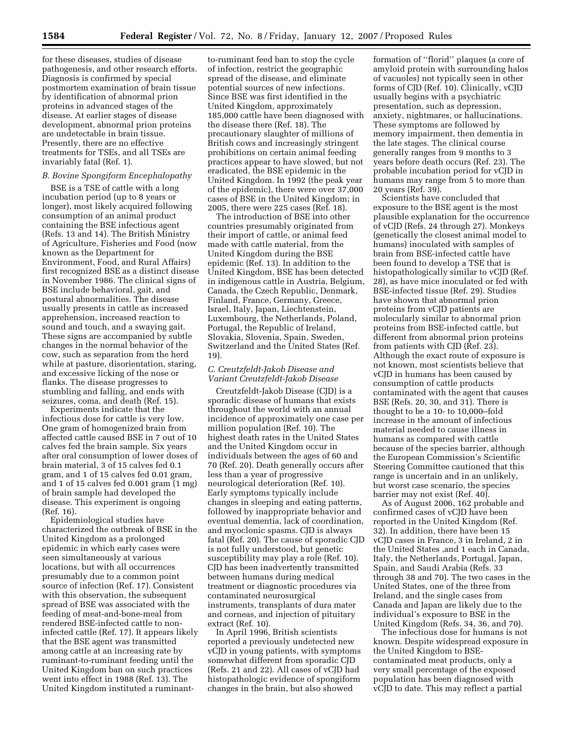for these diseases, studies of disease pathogenesis, and other research efforts. Diagnosis is confirmed by special postmortem examination of brain tissue by identification of abnormal prion proteins in advanced stages of the disease. At earlier stages of disease development, abnormal prion proteins are undetectable in brain tissue. Presently, there are no effective treatments for TSEs, and all TSEs are invariably fatal (Ref. 1).

### *B. Bovine Spongiform Encephalopathy*

BSE is a TSE of cattle with a long incubation period (up to 8 years or longer), most likely acquired following consumption of an animal product containing the BSE infectious agent (Refs. 13 and 14). The British Ministry of Agriculture, Fisheries and Food (now known as the Department for Environment, Food, and Rural Affairs) first recognized BSE as a distinct disease in November 1986. The clinical signs of BSE include behavioral, gait, and postural abnormalities. The disease usually presents in cattle as increased apprehension, increased reaction to sound and touch, and a swaying gait. These signs are accompanied by subtle changes in the normal behavior of the cow, such as separation from the herd while at pasture, disorientation, staring, and excessive licking of the nose or flanks. The disease progresses to stumbling and falling, and ends with seizures, coma, and death (Ref. 15).

Experiments indicate that the infectious dose for cattle is very low. One gram of homogenized brain from affected cattle caused BSE in 7 out of 10 calves fed the brain sample. Six years after oral consumption of lower doses of brain material, 3 of 15 calves fed 0.1 gram, and 1 of 15 calves fed 0.01 gram, and 1 of 15 calves fed 0.001 gram (1 mg) of brain sample had developed the disease. This experiment is ongoing (Ref. 16).

Epidemiological studies have characterized the outbreak of BSE in the United Kingdom as a prolonged epidemic in which early cases were seen simultaneously at various locations, but with all occurrences presumably due to a common point source of infection (Ref. 17). Consistent with this observation, the subsequent spread of BSE was associated with the feeding of meat-and-bone-meal from rendered BSE-infected cattle to non-infected cattle (Ref. 17). It appears likely that the BSE agent was transmitted among cattle at an increasing rate by ruminant-to-ruminant feeding until the United Kingdom ban on such practices went into effect in 1988 (Ref. 13). The United Kingdom instituted a ruminant-to-ruminant feed ban to stop the cycle of infection, restrict the geographic spread of the disease, and eliminate potential sources of new infections. Since BSE was first identified in the United Kingdom, approximately 185,000 cattle have been diagnosed with the disease there (Ref. 18). The precautionary slaughter of millions of British cows and increasingly stringent prohibitions on certain animal feeding practices appear to have slowed, but not eradicated, the BSE epidemic in the United Kingdom. In 1992 (the peak year of the epidemic), there were over 37,000 cases of BSE in the United Kingdom; in 2005, there were 225 cases (Ref. 18).

The introduction of BSE into other countries presumably originated from their import of cattle, or animal feed made with cattle material, from the United Kingdom during the BSE epidemic (Ref. 13). In addition to the United Kingdom, BSE has been detected in indigenous cattle in Austria, Belgium, Canada, the Czech Republic, Denmark, Finland, France, Germany, Greece, Israel, Italy, Japan, Liechtenstein, Luxembourg, the Netherlands, Poland, Portugal, the Republic of Ireland, Slovakia, Slovenia, Spain, Sweden, Switzerland and the United States (Ref. 19).

### *C. Creutzfeldt-Jakob Disease and Variant Creutzfeldt-Jakob Disease*

Creutzfeldt-Jakob Disease (CJD) is a sporadic disease of humans that exists throughout the world with an annual incidence of approximately one case per million population (Ref. 10). The highest death rates in the United States and the United Kingdom occur in individuals between the ages of 60 and 70 (Ref. 20). Death generally occurs after less than a year of progressive neurological deterioration (Ref. 10). Early symptoms typically include changes in sleeping and eating patterns, followed by inappropriate behavior and eventual dementia, lack of coordination, and myoclonic spasms. CJD is always fatal (Ref. 20). The cause of sporadic CJD is not fully understood, but genetic susceptibility may play a role (Ref. 10). CJD has been inadvertently transmitted between humans during medical treatment or diagnostic procedures via contaminated neurosurgical instruments, transplants of dura mater and corneas, and injection of pituitary extract (Ref. 10).

In April 1996, British scientists reported a previously undetected new vCJD in young patients, with symptoms somewhat different from sporadic CJD (Refs. 21 and 22). All cases of vCJD had histopathologic evidence of spongiform changes in the brain, but also showed formation of ''florid'' plaques (a core of amyloid protein with surrounding halos of vacuoles) not typically seen in other forms of CJD (Ref. 10). Clinically, vCJD usually begins with a psychiatric presentation, such as depression, anxiety, nightmares, or hallucinations. These symptoms are followed by memory impairment, then dementia in the late stages. The clinical course generally ranges from 9 months to 3 years before death occurs (Ref. 23). The probable incubation period for vCJD in humans may range from 5 to more than 20 years (Ref. 39).

Scientists have concluded that exposure to the BSE agent is the most plausible explanation for the occurrence of vCJD (Refs. 24 through 27). Monkeys (genetically the closest animal model to humans) inoculated with samples of brain from BSE-infected cattle have been found to develop a TSE that is histopathologically similar to vCJD (Ref. 28), as have mice inoculated or fed with BSE-infected tissue (Ref. 29). Studies have shown that abnormal prion proteins from vCJD patients are molecularly similar to abnormal prion proteins from BSE-infected cattle, but different from abnormal prion proteins from patients with CJD (Ref. 23). Although the exact route of exposure is not known, most scientists believe that vCJD in humans has been caused by consumption of cattle products contaminated with the agent that causes BSE (Refs. 20, 30, and 31). There is thought to be a 10- to 10,000–fold increase in the amount of infectious material needed to cause illness in humans as compared with cattle because of the species barrier, although the European Commission's Scientific Steering Committee cautioned that this range is uncertain and in an unlikely, but worst case scenario, the species barrier may not exist (Ref. 40).

As of August 2006, 162 probable and confirmed cases of vCJD have been reported in the United Kingdom (Ref. 32). In addition, there have been 15 vCJD cases in France, 3 in Ireland, 2 in the United States ,and 1 each in Canada, Italy, the Netherlands, Portugal, Japan, Spain, and Saudi Arabia (Refs. 33 through 38 and 70). The two cases in the United States, one of the three from Ireland, and the single cases from Canada and Japan are likely due to the individual's exposure to BSE in the United Kingdom (Refs. 34, 36, and 70).

The infectious dose for humans is not known. Despite widespread exposure in the United Kingdom to BSE-contaminated meat products, only a very small percentage of the exposed population has been diagnosed with vCJD to date. This may reflect a partial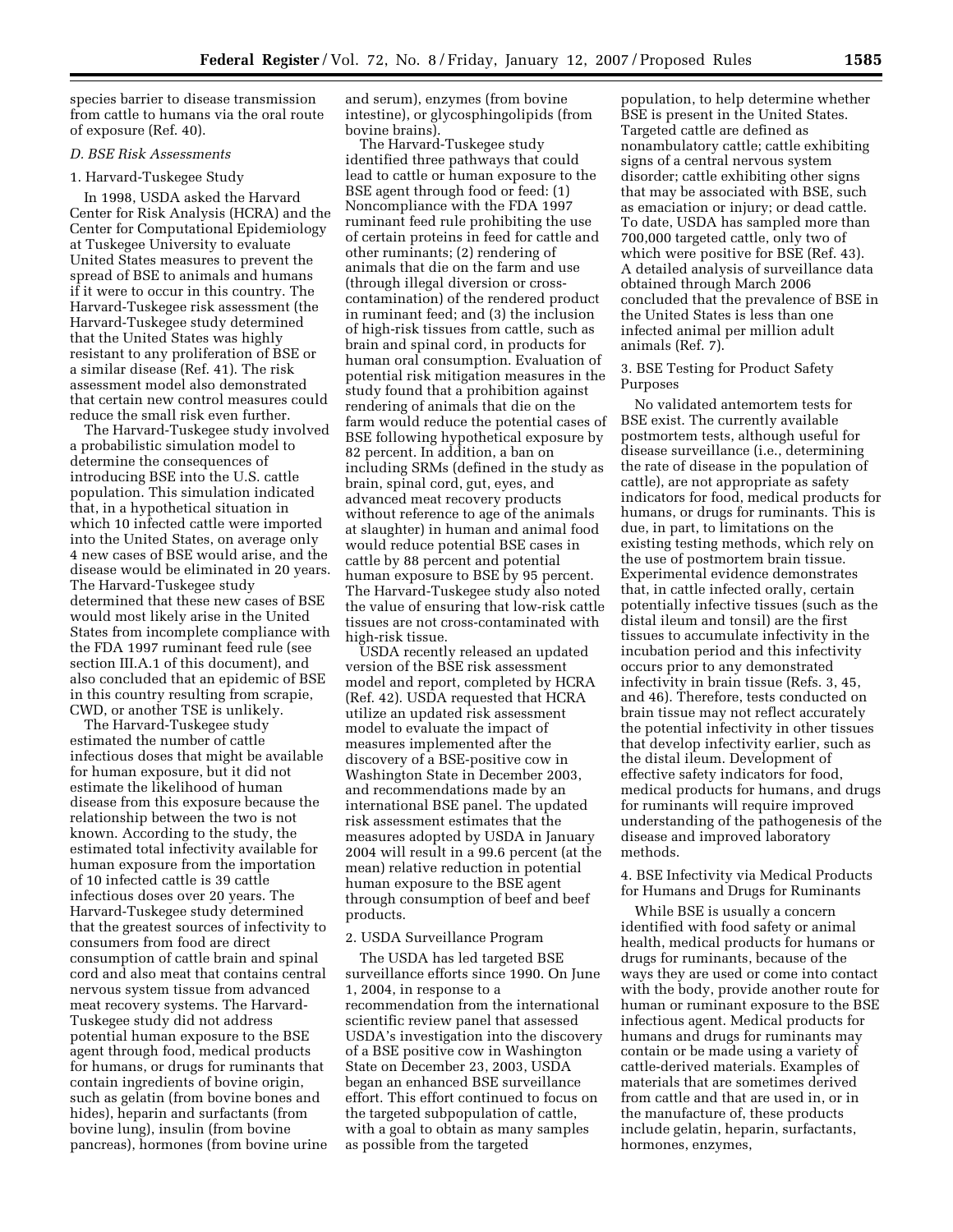species barrier to disease transmission from cattle to humans via the oral route of exposure (Ref. 40).

### D. BSE Risk Assessments

#### 1. Harvard-Tuskegee Study

In 1998, USDA asked the Harvard Center for Risk Analysis (HCRA) and the Center for Computational Epidemiology at Tuskegee University to evaluate United States measures to prevent the spread of BSE to animals and humans if it were to occur in this country. The Harvard-Tuskegee risk assessment (the Harvard-Tuskegee study determined that the United States was highly resistant to any proliferation of BSE or a similar disease (Ref. 41). The risk assessment model also demonstrated that certain new control measures could reduce the small risk even further.

The Harvard-Tuskegee study involved a probabilistic simulation model to determine the consequences of introducing BSE into the U.S. cattle population. This simulation indicated that, in a hypothetical situation in which 10 infected cattle were imported into the United States, on average only 4 new cases of BSE would arise, and the disease would be eliminated in 20 years. The Harvard-Tuskegee study determined that these new cases of BSE would most likely arise in the United States from incomplete compliance with the FDA 1997 ruminant feed rule (see section III.A.1 of this document), and also concluded that an epidemic of BSE in this country resulting from scrapie, CWD, or another TSE is unlikely.

The Harvard-Tuskegee study estimated the number of cattle infectious doses that might be available for human exposure, but it did not estimate the likelihood of human disease from this exposure because the relationship between the two is not known. According to the study, the estimated total infectivity available for human exposure from the importation of 10 infected cattle is 39 cattle infectious doses over 20 years. The Harvard-Tuskegee study determined that the greatest sources of infectivity to consumers from food are direct consumption of cattle brain and spinal cord and also meat that contains central nervous system tissue from advanced meat recovery systems. The Harvard-Tuskegee study did not address potential human exposure to the BSE agent through food, medical products for humans, or drugs for ruminants that contain ingredients of bovine origin, such as gelatin (from bovine bones and hides), heparin and surfactants (from bovine lung), insulin (from bovine pancreas), hormones (from bovine urine and serum), enzymes (from bovine intestine), or glycosphingolipids (from bovine brains).

The Harvard-Tuskegee study identified three pathways that could lead to cattle or human exposure to the BSE agent through food or feed: (1) Noncompliance with the FDA 1997 ruminant feed rule prohibiting the use of certain proteins in feed for cattle and other ruminants; (2) rendering of animals that die on the farm and use (through illegal diversion or cross-contamination) of the rendered product in ruminant feed; and (3) the inclusion of high-risk tissues from cattle, such as brain and spinal cord, in products for human oral consumption. Evaluation of potential risk mitigation measures in the study found that a prohibition against rendering of animals that die on the farm would reduce the potential cases of BSE following hypothetical exposure by 82 percent. In addition, a ban on including SRMs (defined in the study as brain, spinal cord, gut, eyes, and advanced meat recovery products without reference to age of the animals at slaughter) in human and animal food would reduce potential BSE cases in cattle by 88 percent and potential human exposure to BSE by 95 percent. The Harvard-Tuskegee study also noted the value of ensuring that low-risk cattle tissues are not cross-contaminated with high-risk tissue.

USDA recently released an updated version of the BSE risk assessment model and report, completed by HCRA (Ref. 42). USDA requested that HCRA utilize an updated risk assessment model to evaluate the impact of measures implemented after the discovery of a BSE-positive cow in Washington State in December 2003, and recommendations made by an international BSE panel. The updated risk assessment estimates that the measures adopted by USDA in January 2004 will result in a 99.6 percent (at the mean) relative reduction in potential human exposure to the BSE agent through consumption of beef and beef products.

#### 2. USDA Surveillance Program

The USDA has led targeted BSE surveillance efforts since 1990. On June 1, 2004, in response to a recommendation from the international scientific review panel that assessed USDA's investigation into the discovery of a BSE positive cow in Washington State on December 23, 2003, USDA began an enhanced BSE surveillance effort. This effort continued to focus on the targeted subpopulation of cattle, with a goal to obtain as many samples as possible from the targeted population, to help determine whether BSE is present in the United States. Targeted cattle are defined as nonambulatory cattle; cattle exhibiting signs of a central nervous system disorder; cattle exhibiting other signs that may be associated with BSE, such as emaciation or injury; or dead cattle. To date, USDA has sampled more than 700,000 targeted cattle, only two of which were positive for BSE (Ref. 43). A detailed analysis of surveillance data obtained through March 2006 concluded that the prevalence of BSE in the United States is less than one infected animal per million adult animals (Ref. 7).

#### 3. BSE Testing for Product Safety Purposes

No validated antemortem tests for BSE exist. The currently available postmortem tests, although useful for disease surveillance (i.e., determining the rate of disease in the population of cattle), are not appropriate as safety indicators for food, medical products for humans, or drugs for ruminants. This is due, in part, to limitations on the existing testing methods, which rely on the use of postmortem brain tissue. Experimental evidence demonstrates that, in cattle infected orally, certain potentially infective tissues (such as the distal ileum and tonsil) are the first tissues to accumulate infectivity in the incubation period and this infectivity occurs prior to any demonstrated infectivity in brain tissue (Refs. 3, 45, and 46). Therefore, tests conducted on brain tissue may not reflect accurately the potential infectivity in other tissues that develop infectivity earlier, such as the distal ileum. Development of effective safety indicators for food, medical products for humans, and drugs for ruminants will require improved understanding of the pathogenesis of the disease and improved laboratory methods.

#### 4. BSE Infectivity via Medical Products for Humans and Drugs for Ruminants

While BSE is usually a concern identified with food safety or animal health, medical products for humans or drugs for ruminants, because of the ways they are used or come into contact with the body, provide another route for human or ruminant exposure to the BSE infectious agent. Medical products for humans and drugs for ruminants may contain or be made using a variety of cattle-derived materials. Examples of materials that are sometimes derived from cattle and that are used in, or in the manufacture of, these products include gelatin, heparin, surfactants, hormones, enzymes,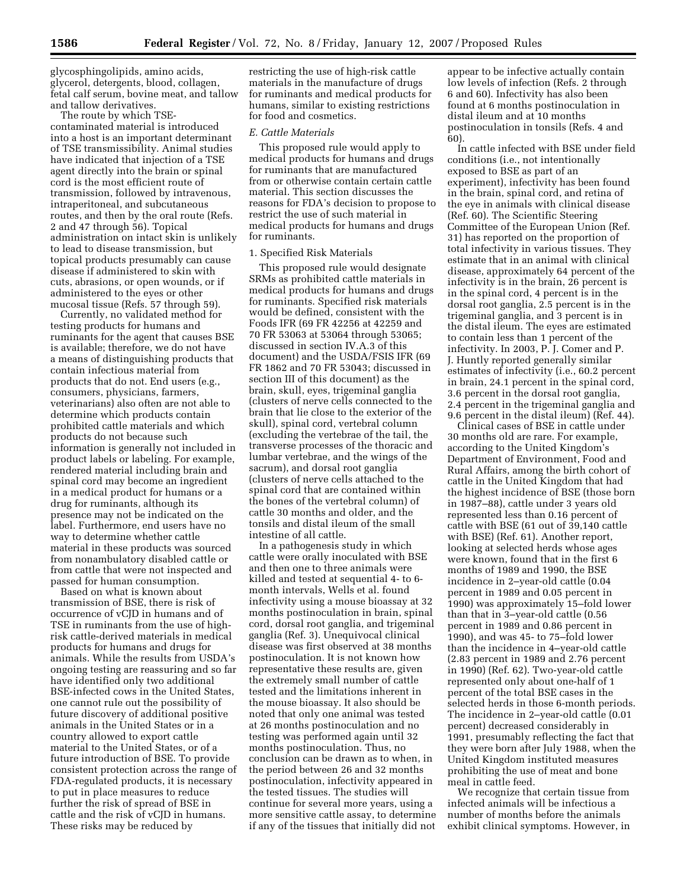glycosphingolipids, amino acids, glycerol, detergents, blood, collagen, fetal calf serum, bovine meat, and tallow and tallow derivatives.

The route by which TSE-contaminated material is introduced into a host is an important determinant of TSE transmissibility. Animal studies have indicated that injection of a TSE agent directly into the brain or spinal cord is the most efficient route of transmission, followed by intravenous, intraperitoneal, and subcutaneous routes, and then by the oral route (Refs. 2 and 47 through 56). Topical administration on intact skin is unlikely to lead to disease transmission, but topical products presumably can cause disease if administered to skin with cuts, abrasions, or open wounds, or if administered to the eyes or other mucosal tissue (Refs. 57 through 59).

Currently, no validated method for testing products for humans and ruminants for the agent that causes BSE is available; therefore, we do not have a means of distinguishing products that contain infectious material from products that do not. End users (e.g., consumers, physicians, farmers, veterinarians) also often are not able to determine which products contain prohibited cattle materials and which products do not because such information is generally not included in product labels or labeling. For example, rendered material including brain and spinal cord may become an ingredient in a medical product for humans or a drug for ruminants, although its presence may not be indicated on the label. Furthermore, end users have no way to determine whether cattle material in these products was sourced from nonambulatory disabled cattle or from cattle that were not inspected and passed for human consumption.

Based on what is known about transmission of BSE, there is risk of occurrence of vCJD in humans and of TSE in ruminants from the use of high-risk cattle-derived materials in medical products for humans and drugs for animals. While the results from USDA's ongoing testing are reassuring and so far have identified only two additional BSE-infected cows in the United States, one cannot rule out the possibility of future discovery of additional positive animals in the United States or in a country allowed to export cattle material to the United States, or of a future introduction of BSE. To provide consistent protection across the range of FDA-regulated products, it is necessary to put in place measures to reduce further the risk of spread of BSE in cattle and the risk of vCJD in humans. These risks may be reduced by restricting the use of high-risk cattle materials in the manufacture of drugs for ruminants and medical products for humans, similar to existing restrictions for food and cosmetics.

### *E. Cattle Materials*

This proposed rule would apply to medical products for humans and drugs for ruminants that are manufactured from or otherwise contain certain cattle material. This section discusses the reasons for FDA's decision to propose to restrict the use of such material in medical products for humans and drugs for ruminants.

#### 1. Specified Risk Materials

This proposed rule would designate SRMs as prohibited cattle materials in medical products for humans and drugs for ruminants. Specified risk materials would be defined, consistent with the Foods IFR (69 FR 42256 at 42259 and 70 FR 53063 at 53064 through 53065; discussed in section IV.A.3 of this document) and the USDA/FSIS IFR (69 FR 1862 and 70 FR 53043; discussed in section III of this document) as the brain, skull, eyes, trigeminal ganglia (clusters of nerve cells connected to the brain that lie close to the exterior of the skull), spinal cord, vertebral column (excluding the vertebrae of the tail, the transverse processes of the thoracic and lumbar vertebrae, and the wings of the sacrum), and dorsal root ganglia (clusters of nerve cells attached to the spinal cord that are contained within the bones of the vertebral column) of cattle 30 months and older, and the tonsils and distal ileum of the small intestine of all cattle.

In a pathogenesis study in which cattle were orally inoculated with BSE and then one to three animals were killed and tested at sequential 4- to 6-month intervals, Wells et al. found infectivity using a mouse bioassay at 32 months postinoculation in brain, spinal cord, dorsal root ganglia, and trigeminal ganglia (Ref. 3). Unequivocal clinical disease was first observed at 38 months postinoculation. It is not known how representative these results are, given the extremely small number of cattle tested and the limitations inherent in the mouse bioassay. It also should be noted that only one animal was tested at 26 months postinoculation and no testing was performed again until 32 months postinoculation. Thus, no conclusion can be drawn as to when, in the period between 26 and 32 months postinoculation, infectivity appeared in the tested tissues. The studies will continue for several more years, using a more sensitive cattle assay, to determine if any of the tissues that initially did not appear to be infective actually contain low levels of infection (Refs. 2 through 6 and 60). Infectivity has also been found at 6 months postinoculation in distal ileum and at 10 months postinoculation in tonsils (Refs. 4 and 60).

In cattle infected with BSE under field conditions (i.e., not intentionally exposed to BSE as part of an experiment), infectivity has been found in the brain, spinal cord, and retina of the eye in animals with clinical disease (Ref. 60). The Scientific Steering Committee of the European Union (Ref. 31) has reported on the proportion of total infectivity in various tissues. They estimate that in an animal with clinical disease, approximately 64 percent of the infectivity is in the brain, 26 percent is in the spinal cord, 4 percent is in the dorsal root ganglia, 2.5 percent is in the trigeminal ganglia, and 3 percent is in the distal ileum. The eyes are estimated to contain less than 1 percent of the infectivity. In 2003, P. J. Comer and P. J. Huntly reported generally similar estimates of infectivity (i.e., 60.2 percent in brain, 24.1 percent in the spinal cord, 3.6 percent in the dorsal root ganglia, 2.4 percent in the trigeminal ganglia and 9.6 percent in the distal ileum) (Ref. 44).

Clinical cases of BSE in cattle under 30 months old are rare. For example, according to the United Kingdom's Department of Environment, Food and Rural Affairs, among the birth cohort of cattle in the United Kingdom that had the highest incidence of BSE (those born in 1987–88), cattle under 3 years old represented less than 0.16 percent of cattle with BSE (61 out of 39,140 cattle with BSE) (Ref. 61). Another report, looking at selected herds whose ages were known, found that in the first 6 months of 1989 and 1990, the BSE incidence in 2–year-old cattle (0.04 percent in 1989 and 0.05 percent in 1990) was approximately 15–fold lower than that in 3–year-old cattle (0.56 percent in 1989 and 0.86 percent in 1990), and was 45- to 75–fold lower than the incidence in 4–year-old cattle (2.83 percent in 1989 and 2.76 percent in 1990) (Ref. 62). Two-year-old cattle represented only about one-half of 1 percent of the total BSE cases in the selected herds in those 6-month periods. The incidence in 2–year-old cattle (0.01 percent) decreased considerably in 1991, presumably reflecting the fact that they were born after July 1988, when the United Kingdom instituted measures prohibiting the use of meat and bone meal in cattle feed.

We recognize that certain tissue from infected animals will be infectious a number of months before the animals exhibit clinical symptoms. However, in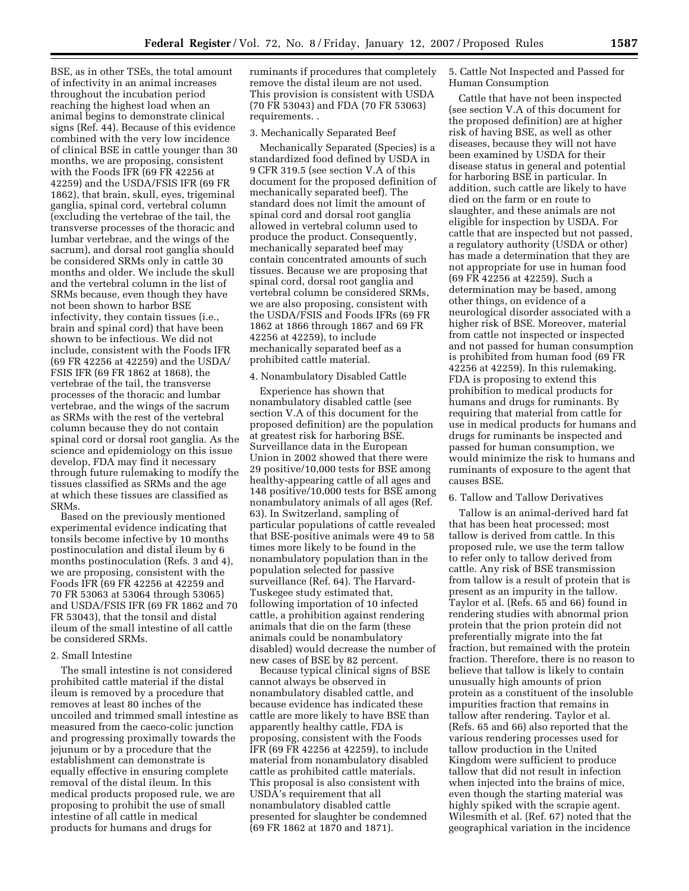BSE, as in other TSEs, the total amount of infectivity in an animal increases throughout the incubation period reaching the highest load when an animal begins to demonstrate clinical signs (Ref. 44). Because of this evidence combined with the very low incidence of clinical BSE in cattle younger than 30 months, we are proposing, consistent with the Foods IFR (69 FR 42256 at 42259) and the USDA/FSIS IFR (69 FR 1862), that brain, skull, eyes, trigeminal ganglia, spinal cord, vertebral column (excluding the vertebrae of the tail, the transverse processes of the thoracic and lumbar vertebrae, and the wings of the sacrum), and dorsal root ganglia should be considered SRMs only in cattle 30 months and older. We include the skull and the vertebral column in the list of SRMs because, even though they have not been shown to harbor BSE infectivity, they contain tissues (i.e., brain and spinal cord) that have been shown to be infectious. We did not include, consistent with the Foods IFR (69 FR 42256 at 42259) and the USDA/FSIS IFR (69 FR 1862 at 1868), the vertebrae of the tail, the transverse processes of the thoracic and lumbar vertebrae, and the wings of the sacrum as SRMs with the rest of the vertebral column because they do not contain spinal cord or dorsal root ganglia. As the science and epidemiology on this issue develop, FDA may find it necessary through future rulemaking to modify the tissues classified as SRMs and the age at which these tissues are classified as SRMs.

Based on the previously mentioned experimental evidence indicating that tonsils become infective by 10 months postinoculation and distal ileum by 6 months postinoculation (Refs. 3 and 4), we are proposing, consistent with the Foods IFR (69 FR 42256 at 42259 and 70 FR 53063 at 53064 through 53065) and USDA/FSIS IFR (69 FR 1862 and 70 FR 53043), that the tonsil and distal ileum of the small intestine of all cattle be considered SRMs.

2. Small Intestine

The small intestine is not considered prohibited cattle material if the distal ileum is removed by a procedure that removes at least 80 inches of the uncoiled and trimmed small intestine as measured from the caeco-colic junction and progressing proximally towards the jejunum or by a procedure that the establishment can demonstrate is equally effective in ensuring complete removal of the distal ileum. In this medical products proposed rule, we are proposing to prohibit the use of small intestine of all cattle in medical products for humans and drugs for ruminants if procedures that completely remove the distal ileum are not used. This provision is consistent with USDA (70 FR 53043) and FDA (70 FR 53063) requirements. .

3. Mechanically Separated Beef

Mechanically Separated (Species) is a standardized food defined by USDA in 9 CFR 319.5 (see section V.A of this document for the proposed definition of mechanically separated beef). The standard does not limit the amount of spinal cord and dorsal root ganglia allowed in vertebral column used to produce the product. Consequently, mechanically separated beef may contain concentrated amounts of such tissues. Because we are proposing that spinal cord, dorsal root ganglia and vertebral column be considered SRMs, we are also proposing, consistent with the USDA/FSIS and Foods IFRs (69 FR 1862 at 1866 through 1867 and 69 FR 42256 at 42259), to include mechanically separated beef as a prohibited cattle material.

4. Nonambulatory Disabled Cattle

Experience has shown that nonambulatory disabled cattle (see section V.A of this document for the proposed definition) are the population at greatest risk for harboring BSE. Surveillance data in the European Union in 2002 showed that there were 29 positive/10,000 tests for BSE among healthy-appearing cattle of all ages and 148 positive/10,000 tests for BSE among nonambulatory animals of all ages (Ref. 63). In Switzerland, sampling of particular populations of cattle revealed that BSE-positive animals were 49 to 58 times more likely to be found in the nonambulatory population than in the population selected for passive surveillance (Ref. 64). The Harvard-Tuskegee study estimated that, following importation of 10 infected cattle, a prohibition against rendering animals that die on the farm (these animals could be nonambulatory disabled) would decrease the number of new cases of BSE by 82 percent.

Because typical clinical signs of BSE cannot always be observed in nonambulatory disabled cattle, and because evidence has indicated these cattle are more likely to have BSE than apparently healthy cattle, FDA is proposing, consistent with the Foods IFR (69 FR 42256 at 42259), to include material from nonambulatory disabled cattle as prohibited cattle materials. This proposal is also consistent with USDA's requirement that all nonambulatory disabled cattle presented for slaughter be condemned (69 FR 1862 at 1870 and 1871).

5. Cattle Not Inspected and Passed for Human Consumption

Cattle that have not been inspected (see section V.A of this document for the proposed definition) are at higher risk of having BSE, as well as other diseases, because they will not have been examined by USDA for their disease status in general and potential for harboring BSE in particular. In addition, such cattle are likely to have died on the farm or en route to slaughter, and these animals are not eligible for inspection by USDA. For cattle that are inspected but not passed, a regulatory authority (USDA or other) has made a determination that they are not appropriate for use in human food (69 FR 42256 at 42259). Such a determination may be based, among other things, on evidence of a neurological disorder associated with a higher risk of BSE. Moreover, material from cattle not inspected or inspected and not passed for human consumption is prohibited from human food (69 FR 42256 at 42259). In this rulemaking, FDA is proposing to extend this prohibition to medical products for humans and drugs for ruminants. By requiring that material from cattle for use in medical products for humans and drugs for ruminants be inspected and passed for human consumption, we would minimize the risk to humans and ruminants of exposure to the agent that causes BSE.

6. Tallow and Tallow Derivatives

Tallow is an animal-derived hard fat that has been heat processed; most tallow is derived from cattle. In this proposed rule, we use the term tallow to refer only to tallow derived from cattle. Any risk of BSE transmission from tallow is a result of protein that is present as an impurity in the tallow. Taylor et al. (Refs. 65 and 66) found in rendering studies with abnormal prion protein that the prion protein did not preferentially migrate into the fat fraction, but remained with the protein fraction. Therefore, there is no reason to believe that tallow is likely to contain unusually high amounts of prion protein as a constituent of the insoluble impurities fraction that remains in tallow after rendering. Taylor et al. (Refs. 65 and 66) also reported that the various rendering processes used for tallow production in the United Kingdom were sufficient to produce tallow that did not result in infection when injected into the brains of mice, even though the starting material was highly spiked with the scrapie agent. Wilesmith et al. (Ref. 67) noted that the geographical variation in the incidence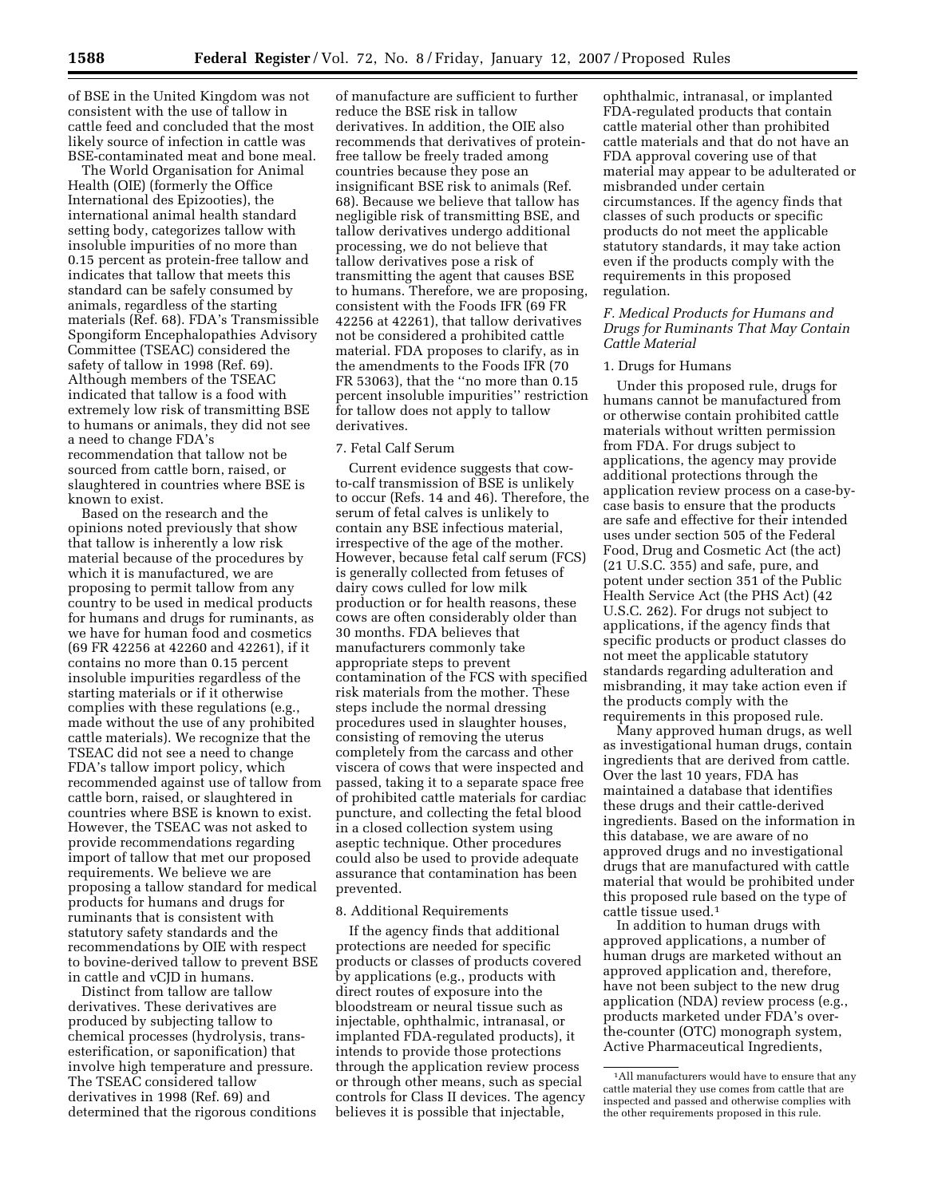of BSE in the United Kingdom was not consistent with the use of tallow in cattle feed and concluded that the most likely source of infection in cattle was BSE-contaminated meat and bone meal.

The World Organisation for Animal Health (OIE) (formerly the Office International des Epizooties), the international animal health standard setting body, categorizes tallow with insoluble impurities of no more than 0.15 percent as protein-free tallow and indicates that tallow that meets this standard can be safely consumed by animals, regardless of the starting materials (Ref. 68). FDA's Transmissible Spongiform Encephalopathies Advisory Committee (TSEAC) considered the safety of tallow in 1998 (Ref. 69). Although members of the TSEAC indicated that tallow is a food with extremely low risk of transmitting BSE to humans or animals, they did not see a need to change FDA's recommendation that tallow not be sourced from cattle born, raised, or slaughtered in countries where BSE is known to exist.

Based on the research and the opinions noted previously that show that tallow is inherently a low risk material because of the procedures by which it is manufactured, we are proposing to permit tallow from any country to be used in medical products for humans and drugs for ruminants, as we have for human food and cosmetics (69 FR 42256 at 42260 and 42261), if it contains no more than 0.15 percent insoluble impurities regardless of the starting materials or if it otherwise complies with these regulations (e.g., made without the use of any prohibited cattle materials). We recognize that the TSEAC did not see a need to change FDA's tallow import policy, which recommended against use of tallow from cattle born, raised, or slaughtered in countries where BSE is known to exist. However, the TSEAC was not asked to provide recommendations regarding import of tallow that met our proposed requirements. We believe we are proposing a tallow standard for medical products for humans and drugs for ruminants that is consistent with statutory safety standards and the recommendations by OIE with respect to bovine-derived tallow to prevent BSE in cattle and vCJD in humans.

Distinct from tallow are tallow derivatives. These derivatives are produced by subjecting tallow to chemical processes (hydrolysis, trans-esterification, or saponification) that involve high temperature and pressure. The TSEAC considered tallow derivatives in 1998 (Ref. 69) and determined that the rigorous conditions of manufacture are sufficient to further reduce the BSE risk in tallow derivatives. In addition, the OIE also recommends that derivatives of protein-free tallow be freely traded among countries because they pose an insignificant BSE risk to animals (Ref. 68). Because we believe that tallow has negligible risk of transmitting BSE, and tallow derivatives undergo additional processing, we do not believe that tallow derivatives pose a risk of transmitting the agent that causes BSE to humans. Therefore, we are proposing, consistent with the Foods IFR (69 FR 42256 at 42261), that tallow derivatives not be considered a prohibited cattle material. FDA proposes to clarify, as in the amendments to the Foods IFR (70 FR 53063), that the ''no more than 0.15 percent insoluble impurities'' restriction for tallow does not apply to tallow derivatives.

7. Fetal Calf Serum

Current evidence suggests that cow-to-calf transmission of BSE is unlikely to occur (Refs. 14 and 46). Therefore, the serum of fetal calves is unlikely to contain any BSE infectious material, irrespective of the age of the mother. However, because fetal calf serum (FCS) is generally collected from fetuses of dairy cows culled for low milk production or for health reasons, these cows are often considerably older than 30 months. FDA believes that manufacturers commonly take appropriate steps to prevent contamination of the FCS with specified risk materials from the mother. These steps include the normal dressing procedures used in slaughter houses, consisting of removing the uterus completely from the carcass and other viscera of cows that were inspected and passed, taking it to a separate space free of prohibited cattle materials for cardiac puncture, and collecting the fetal blood in a closed collection system using aseptic technique. Other procedures could also be used to provide adequate assurance that contamination has been prevented.

8. Additional Requirements

If the agency finds that additional protections are needed for specific products or classes of products covered by applications (e.g., products with direct routes of exposure into the bloodstream or neural tissue such as injectable, ophthalmic, intranasal, or implanted FDA-regulated products), it intends to provide those protections through the application review process or through other means, such as special controls for Class II devices. The agency believes it is possible that injectable, ophthalmic, intranasal, or implanted FDA-regulated products that contain cattle material other than prohibited cattle materials and that do not have an FDA approval covering use of that material may appear to be adulterated or misbranded under certain circumstances. If the agency finds that classes of such products or specific products do not meet the applicable statutory standards, it may take action even if the products comply with the requirements in this proposed regulation.

*F. Medical Products for Humans and Drugs for Ruminants That May Contain Cattle Material*

1. Drugs for Humans

Under this proposed rule, drugs for humans cannot be manufactured from or otherwise contain prohibited cattle materials without written permission from FDA. For drugs subject to applications, the agency may provide additional protections through the application review process on a case-by-case basis to ensure that the products are safe and effective for their intended uses under section 505 of the Federal Food, Drug and Cosmetic Act (the act) (21 U.S.C. 355) and safe, pure, and potent under section 351 of the Public Health Service Act (the PHS Act) (42 U.S.C. 262). For drugs not subject to applications, if the agency finds that specific products or product classes do not meet the applicable statutory standards regarding adulteration and misbranding, it may take action even if the products comply with the requirements in this proposed rule.

Many approved human drugs, as well as investigational human drugs, contain ingredients that are derived from cattle. Over the last 10 years, FDA has maintained a database that identifies these drugs and their cattle-derived ingredients. Based on the information in this database, we are aware of no approved drugs and no investigational drugs that are manufactured with cattle material that would be prohibited under this proposed rule based on the type of cattle tissue used.[1]

In addition to human drugs with approved applications, a number of human drugs are marketed without an approved application and, therefore, have not been subject to the new drug application (NDA) review process (e.g., products marketed under FDA's over-the-counter (OTC) monograph system, Active Pharmaceutical Ingredients,

[1] All manufacturers would have to ensure that any cattle material they use comes from cattle that are inspected and passed and otherwise complies with the other requirements proposed in this rule.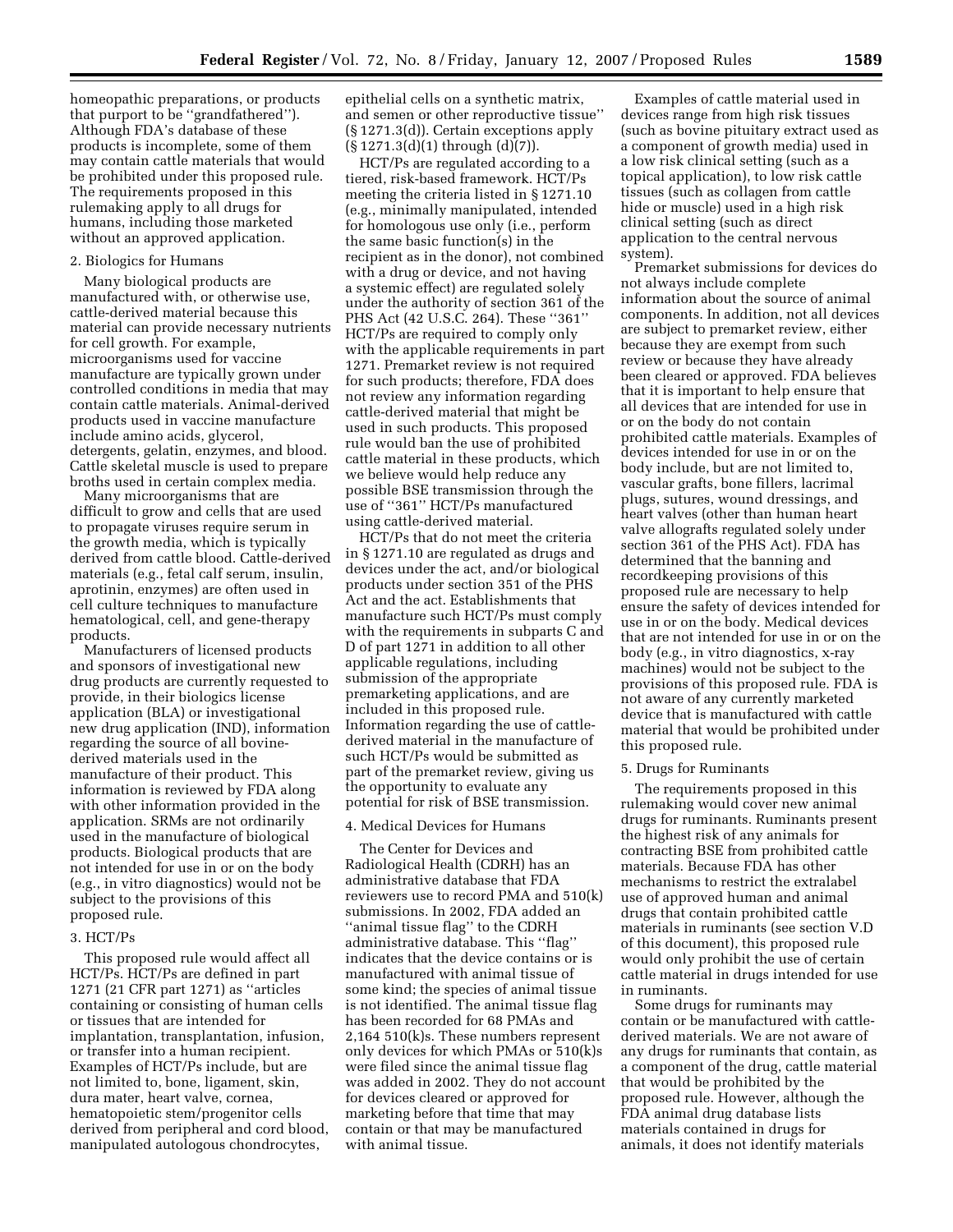homeopathic preparations, or products that purport to be ''grandfathered''). Although FDA's database of these products is incomplete, some of them may contain cattle materials that would be prohibited under this proposed rule. The requirements proposed in this rulemaking apply to all drugs for humans, including those marketed without an approved application.

2. Biologics for Humans

Many biological products are manufactured with, or otherwise use, cattle-derived material because this material can provide necessary nutrients for cell growth. For example, microorganisms used for vaccine manufacture are typically grown under controlled conditions in media that may contain cattle materials. Animal-derived products used in vaccine manufacture include amino acids, glycerol, detergents, gelatin, enzymes, and blood. Cattle skeletal muscle is used to prepare broths used in certain complex media.

Many microorganisms that are difficult to grow and cells that are used to propagate viruses require serum in the growth media, which is typically derived from cattle blood. Cattle-derived materials (e.g., fetal calf serum, insulin, aprotinin, enzymes) are often used in cell culture techniques to manufacture hematological, cell, and gene-therapy products.

Manufacturers of licensed products and sponsors of investigational new drug products are currently requested to provide, in their biologics license application (BLA) or investigational new drug application (IND), information regarding the source of all bovine-derived materials used in the manufacture of their product. This information is reviewed by FDA along with other information provided in the application. SRMs are not ordinarily used in the manufacture of biological products. Biological products that are not intended for use in or on the body (e.g., in vitro diagnostics) would not be subject to the provisions of this proposed rule.

3. HCT/Ps

This proposed rule would affect all HCT/Ps. HCT/Ps are defined in part 1271 (21 CFR part 1271) as ''articles containing or consisting of human cells or tissues that are intended for implantation, transplantation, infusion, or transfer into a human recipient. Examples of HCT/Ps include, but are not limited to, bone, ligament, skin, dura mater, heart valve, cornea, hematopoietic stem/progenitor cells derived from peripheral and cord blood, manipulated autologous chondrocytes, epithelial cells on a synthetic matrix, and semen or other reproductive tissue'' (§ 1271.3(d)). Certain exceptions apply (§ 1271.3(d)(1) through (d)(7)).

HCT/Ps are regulated according to a tiered, risk-based framework. HCT/Ps meeting the criteria listed in § 1271.10 (e.g., minimally manipulated, intended for homologous use only (i.e., perform the same basic function(s) in the recipient as in the donor), not combined with a drug or device, and not having a systemic effect) are regulated solely under the authority of section 361 of the PHS Act (42 U.S.C. 264). These ''361'' HCT/Ps are required to comply only with the applicable requirements in part 1271. Premarket review is not required for such products; therefore, FDA does not review any information regarding cattle-derived material that might be used in such products. This proposed rule would ban the use of prohibited cattle material in these products, which we believe would help reduce any possible BSE transmission through the use of ''361'' HCT/Ps manufactured using cattle-derived material.

HCT/Ps that do not meet the criteria in § 1271.10 are regulated as drugs and devices under the act, and/or biological products under section 351 of the PHS Act and the act. Establishments that manufacture such HCT/Ps must comply with the requirements in subparts C and D of part 1271 in addition to all other applicable regulations, including submission of the appropriate premarketing applications, and are included in this proposed rule. Information regarding the use of cattle-derived material in the manufacture of such HCT/Ps would be submitted as part of the premarket review, giving us the opportunity to evaluate any potential for risk of BSE transmission.

4. Medical Devices for Humans

The Center for Devices and Radiological Health (CDRH) has an administrative database that FDA reviewers use to record PMA and 510(k) submissions. In 2002, FDA added an ''animal tissue flag'' to the CDRH administrative database. This ''flag'' indicates that the device contains or is manufactured with animal tissue of some kind; the species of animal tissue is not identified. The animal tissue flag has been recorded for 68 PMAs and 2,164 510(k)s. These numbers represent only devices for which PMAs or 510(k)s were filed since the animal tissue flag was added in 2002. They do not account for devices cleared or approved for marketing before that time that may contain or that may be manufactured with animal tissue.

Examples of cattle material used in devices range from high risk tissues (such as bovine pituitary extract used as a component of growth media) used in a low risk clinical setting (such as a topical application), to low risk cattle tissues (such as collagen from cattle hide or muscle) used in a high risk clinical setting (such as direct application to the central nervous system).

Premarket submissions for devices do not always include complete information about the source of animal components. In addition, not all devices are subject to premarket review, either because they are exempt from such review or because they have already been cleared or approved. FDA believes that it is important to help ensure that all devices that are intended for use in or on the body do not contain prohibited cattle materials. Examples of devices intended for use in or on the body include, but are not limited to, vascular grafts, bone fillers, lacrimal plugs, sutures, wound dressings, and heart valves (other than human heart valve allografts regulated solely under section 361 of the PHS Act). FDA has determined that the banning and recordkeeping provisions of this proposed rule are necessary to help ensure the safety of devices intended for use in or on the body. Medical devices that are not intended for use in or on the body (e.g., in vitro diagnostics, x-ray machines) would not be subject to the provisions of this proposed rule. FDA is not aware of any currently marketed device that is manufactured with cattle material that would be prohibited under this proposed rule.

5. Drugs for Ruminants

The requirements proposed in this rulemaking would cover new animal drugs for ruminants. Ruminants present the highest risk of any animals for contracting BSE from prohibited cattle materials. Because FDA has other mechanisms to restrict the extralabel use of approved human and animal drugs that contain prohibited cattle materials in ruminants (see section V.D of this document), this proposed rule would only prohibit the use of certain cattle material in drugs intended for use in ruminants.

Some drugs for ruminants may contain or be manufactured with cattle-derived materials. We are not aware of any drugs for ruminants that contain, as a component of the drug, cattle material that would be prohibited by the proposed rule. However, although the FDA animal drug database lists materials contained in drugs for animals, it does not identify materials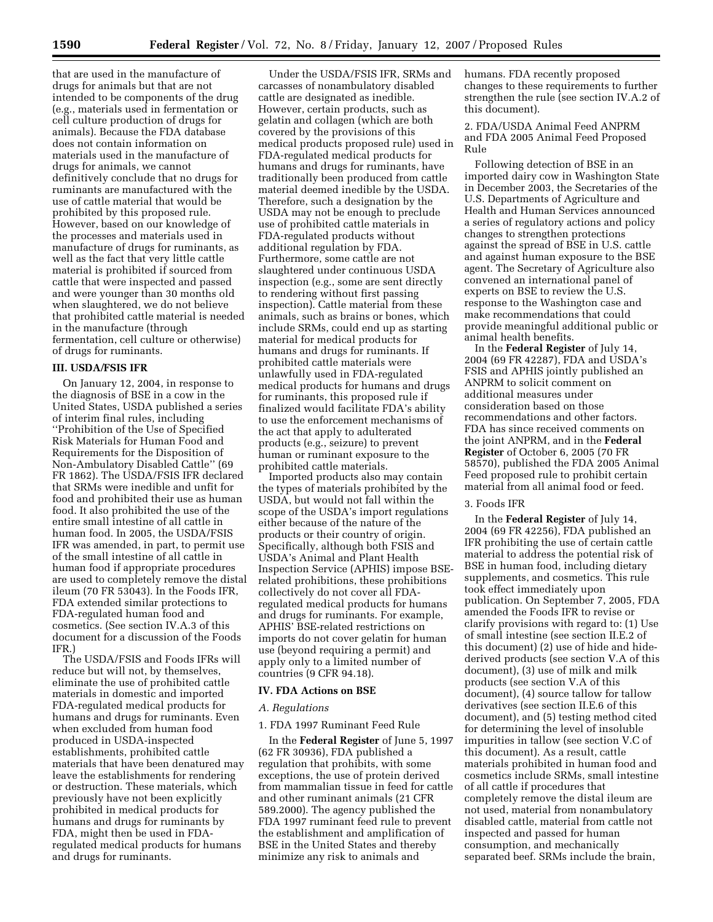that are used in the manufacture of drugs for animals but that are not intended to be components of the drug (e.g., materials used in fermentation or cell culture production of drugs for animals). Because the FDA database does not contain information on materials used in the manufacture of drugs for animals, we cannot definitively conclude that no drugs for ruminants are manufactured with the use of cattle material that would be prohibited by this proposed rule. However, based on our knowledge of the processes and materials used in manufacture of drugs for ruminants, as well as the fact that very little cattle material is prohibited if sourced from cattle that were inspected and passed and were younger than 30 months old when slaughtered, we do not believe that prohibited cattle material is needed in the manufacture (through fermentation, cell culture or otherwise) of drugs for ruminants.

## III. USDA/FSIS IFR

On January 12, 2004, in response to the diagnosis of BSE in a cow in the United States, USDA published a series of interim final rules, including ''Prohibition of the Use of Specified Risk Materials for Human Food and Requirements for the Disposition of Non-Ambulatory Disabled Cattle'' (69 FR 1862). The USDA/FSIS IFR declared that SRMs were inedible and unfit for food and prohibited their use as human food. It also prohibited the use of the entire small intestine of all cattle in human food. In 2005, the USDA/FSIS IFR was amended, in part, to permit use of the small intestine of all cattle in human food if appropriate procedures are used to completely remove the distal ileum (70 FR 53043). In the Foods IFR, FDA extended similar protections to FDA-regulated human food and cosmetics. (See section IV.A.3 of this document for a discussion of the Foods IFR.)

The USDA/FSIS and Foods IFRs will reduce but will not, by themselves, eliminate the use of prohibited cattle materials in domestic and imported FDA-regulated medical products for humans and drugs for ruminants. Even when excluded from human food produced in USDA-inspected establishments, prohibited cattle materials that have been denatured may leave the establishments for rendering or destruction. These materials, which previously have not been explicitly prohibited in medical products for humans and drugs for ruminants by FDA, might then be used in FDA-regulated medical products for humans and drugs for ruminants.

Under the USDA/FSIS IFR, SRMs and carcasses of nonambulatory disabled cattle are designated as inedible. However, certain products, such as gelatin and collagen (which are both covered by the provisions of this medical products proposed rule) used in FDA-regulated medical products for humans and drugs for ruminants, have traditionally been produced from cattle material deemed inedible by the USDA. Therefore, such a designation by the USDA may not be enough to preclude use of prohibited cattle materials in FDA-regulated products without additional regulation by FDA. Furthermore, some cattle are not slaughtered under continuous USDA inspection (e.g., some are sent directly to rendering without first passing inspection). Cattle material from these animals, such as brains or bones, which include SRMs, could end up as starting material for medical products for humans and drugs for ruminants. If prohibited cattle materials were unlawfully used in FDA-regulated medical products for humans and drugs for ruminants, this proposed rule if finalized would facilitate FDA's ability to use the enforcement mechanisms of the act that apply to adulterated products (e.g., seizure) to prevent human or ruminant exposure to the prohibited cattle materials.

Imported products also may contain the types of materials prohibited by the USDA, but would not fall within the scope of the USDA's import regulations either because of the nature of the products or their country of origin. Specifically, although both FSIS and USDA's Animal and Plant Health Inspection Service (APHIS) impose BSE-related prohibitions, these prohibitions collectively do not cover all FDA-regulated medical products for humans and drugs for ruminants. For example, APHIS' BSE-related restrictions on imports do not cover gelatin for human use (beyond requiring a permit) and apply only to a limited number of countries (9 CFR 94.18).

## IV. FDA Actions on BSE

### *A. Regulations*

1. FDA 1997 Ruminant Feed Rule

In the **Federal Register** of June 5, 1997 (62 FR 30936), FDA published a regulation that prohibits, with some exceptions, the use of protein derived from mammalian tissue in feed for cattle and other ruminant animals (21 CFR 589.2000). The agency published the FDA 1997 ruminant feed rule to prevent the establishment and amplification of BSE in the United States and thereby minimize any risk to animals and humans. FDA recently proposed changes to these requirements to further strengthen the rule (see section IV.A.2 of this document).

2. FDA/USDA Animal Feed ANPRM and FDA 2005 Animal Feed Proposed Rule

Following detection of BSE in an imported dairy cow in Washington State in December 2003, the Secretaries of the U.S. Departments of Agriculture and Health and Human Services announced a series of regulatory actions and policy changes to strengthen protections against the spread of BSE in U.S. cattle and against human exposure to the BSE agent. The Secretary of Agriculture also convened an international panel of experts on BSE to review the U.S. response to the Washington case and make recommendations that could provide meaningful additional public or animal health benefits.

In the **Federal Register** of July 14, 2004 (69 FR 42287), FDA and USDA's FSIS and APHIS jointly published an ANPRM to solicit comment on additional measures under consideration based on those recommendations and other factors. FDA has since received comments on the joint ANPRM, and in the **Federal Register** of October 6, 2005 (70 FR 58570), published the FDA 2005 Animal Feed proposed rule to prohibit certain material from all animal food or feed.

3. Foods IFR

In the **Federal Register** of July 14, 2004 (69 FR 42256), FDA published an IFR prohibiting the use of certain cattle material to address the potential risk of BSE in human food, including dietary supplements, and cosmetics. This rule took effect immediately upon publication. On September 7, 2005, FDA amended the Foods IFR to revise or clarify provisions with regard to: (1) Use of small intestine (see section II.E.2 of this document) (2) use of hide and hide-derived products (see section V.A of this document), (3) use of milk and milk products (see section V.A of this document), (4) source tallow for tallow derivatives (see section II.E.6 of this document), and (5) testing method cited for determining the level of insoluble impurities in tallow (see section V.C of this document). As a result, cattle materials prohibited in human food and cosmetics include SRMs, small intestine of all cattle if procedures that completely remove the distal ileum are not used, material from nonambulatory disabled cattle, material from cattle not inspected and passed for human consumption, and mechanically separated beef. SRMs include the brain,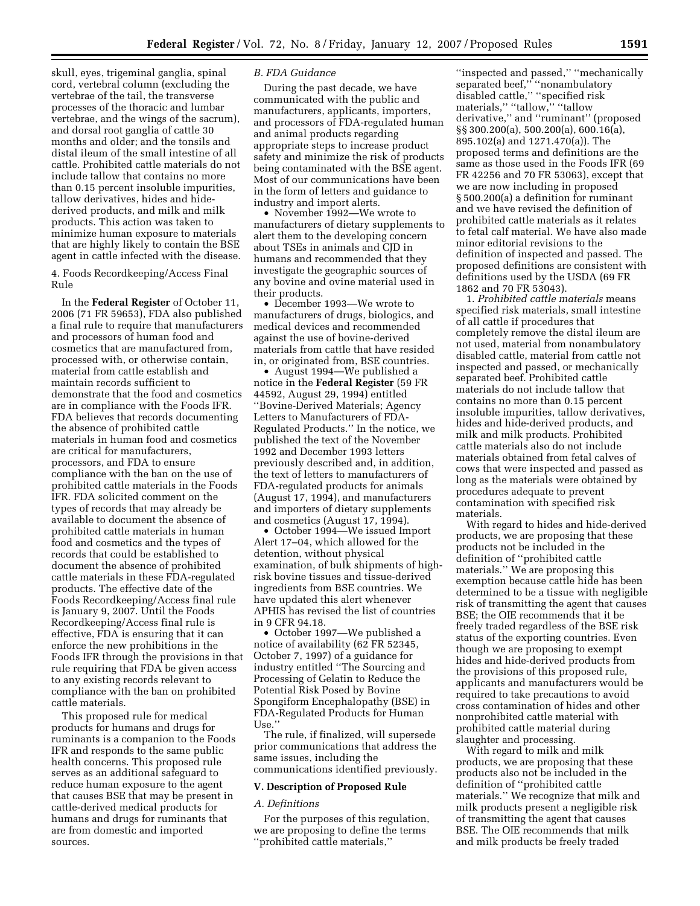skull, eyes, trigeminal ganglia, spinal cord, vertebral column (excluding the vertebrae of the tail, the transverse processes of the thoracic and lumbar vertebrae, and the wings of the sacrum), and dorsal root ganglia of cattle 30 months and older; and the tonsils and distal ileum of the small intestine of all cattle. Prohibited cattle materials do not include tallow that contains no more than 0.15 percent insoluble impurities, tallow derivatives, hides and hide-derived products, and milk and milk products. This action was taken to minimize human exposure to materials that are highly likely to contain the BSE agent in cattle infected with the disease.

4. Foods Recordkeeping/Access Final Rule

In the **Federal Register** of October 11, 2006 (71 FR 59653), FDA also published a final rule to require that manufacturers and processors of human food and cosmetics that are manufactured from, processed with, or otherwise contain, material from cattle establish and maintain records sufficient to demonstrate that the food and cosmetics are in compliance with the Foods IFR. FDA believes that records documenting the absence of prohibited cattle materials in human food and cosmetics are critical for manufacturers, processors, and FDA to ensure compliance with the ban on the use of prohibited cattle materials in the Foods IFR. FDA solicited comment on the types of records that may already be available to document the absence of prohibited cattle materials in human food and cosmetics and the types of records that could be established to document the absence of prohibited cattle materials in these FDA-regulated products. The effective date of the Foods Recordkeeping/Access final rule is January 9, 2007. Until the Foods Recordkeeping/Access final rule is effective, FDA is ensuring that it can enforce the new prohibitions in the Foods IFR through the provisions in that rule requiring that FDA be given access to any existing records relevant to compliance with the ban on prohibited cattle materials.

This proposed rule for medical products for humans and drugs for ruminants is a companion to the Foods IFR and responds to the same public health concerns. This proposed rule serves as an additional safeguard to reduce human exposure to the agent that causes BSE that may be present in cattle-derived medical products for humans and drugs for ruminants that are from domestic and imported sources.

*B. FDA Guidance*

During the past decade, we have communicated with the public and manufacturers, applicants, importers, and processors of FDA-regulated human and animal products regarding appropriate steps to increase product safety and minimize the risk of products being contaminated with the BSE agent. Most of our communications have been in the form of letters and guidance to industry and import alerts.

- November 1992—We wrote to manufacturers of dietary supplements to alert them to the developing concern about TSEs in animals and CJD in humans and recommended that they investigate the geographic sources of any bovine and ovine material used in their products.
- December 1993—We wrote to manufacturers of drugs, biologics, and medical devices and recommended against the use of bovine-derived materials from cattle that have resided in, or originated from, BSE countries.
- August 1994—We published a notice in the **Federal Register** (59 FR 44592, August 29, 1994) entitled ''Bovine-Derived Materials; Agency Letters to Manufacturers of FDA-Regulated Products.'' In the notice, we published the text of the November 1992 and December 1993 letters previously described and, in addition, the text of letters to manufacturers of FDA-regulated products for animals (August 17, 1994), and manufacturers and importers of dietary supplements and cosmetics (August 17, 1994).
- October 1994—We issued Import Alert 17–04, which allowed for the detention, without physical examination, of bulk shipments of high-risk bovine tissues and tissue-derived ingredients from BSE countries. We have updated this alert whenever APHIS has revised the list of countries in 9 CFR 94.18.
- October 1997—We published a notice of availability (62 FR 52345, October 7, 1997) of a guidance for industry entitled ''The Sourcing and Processing of Gelatin to Reduce the Potential Risk Posed by Bovine Spongiform Encephalopathy (BSE) in FDA-Regulated Products for Human Use.''

The rule, if finalized, will supersede prior communications that address the same issues, including the communications identified previously.

## V. Description of Proposed Rule

*A. Definitions*

For the purposes of this regulation, we are proposing to define the terms ''prohibited cattle materials,'' ''inspected and passed,'' ''mechanically separated beef,'' ''nonambulatory disabled cattle,'' ''specified risk materials,'' ''tallow,'' ''tallow derivative,'' and ''ruminant'' (proposed §§ 300.200(a), 500.200(a), 600.16(a), 895.102(a) and 1271.470(a)). The proposed terms and definitions are the same as those used in the Foods IFR (69 FR 42256 and 70 FR 53063), except that we are now including in proposed § 500.200(a) a definition for ruminant and we have revised the definition of prohibited cattle materials as it relates to fetal calf material. We have also made minor editorial revisions to the definition of inspected and passed. The proposed definitions are consistent with definitions used by the USDA (69 FR 1862 and 70 FR 53043).

1. *Prohibited cattle materials* means specified risk materials, small intestine of all cattle if procedures that completely remove the distal ileum are not used, material from nonambulatory disabled cattle, material from cattle not inspected and passed, or mechanically separated beef. Prohibited cattle materials do not include tallow that contains no more than 0.15 percent insoluble impurities, tallow derivatives, hides and hide-derived products, and milk and milk products. Prohibited cattle materials also do not include materials obtained from fetal calves of cows that were inspected and passed as long as the materials were obtained by procedures adequate to prevent contamination with specified risk materials.

With regard to hides and hide-derived products, we are proposing that these products not be included in the definition of ''prohibited cattle materials.'' We are proposing this exemption because cattle hide has been determined to be a tissue with negligible risk of transmitting the agent that causes BSE; the OIE recommends that it be freely traded regardless of the BSE risk status of the exporting countries. Even though we are proposing to exempt hides and hide-derived products from the provisions of this proposed rule, applicants and manufacturers would be required to take precautions to avoid cross contamination of hides and other nonprohibited cattle material with prohibited cattle material during slaughter and processing.

With regard to milk and milk products, we are proposing that these products also not be included in the definition of ''prohibited cattle materials.'' We recognize that milk and milk products present a negligible risk of transmitting the agent that causes BSE. The OIE recommends that milk and milk products be freely traded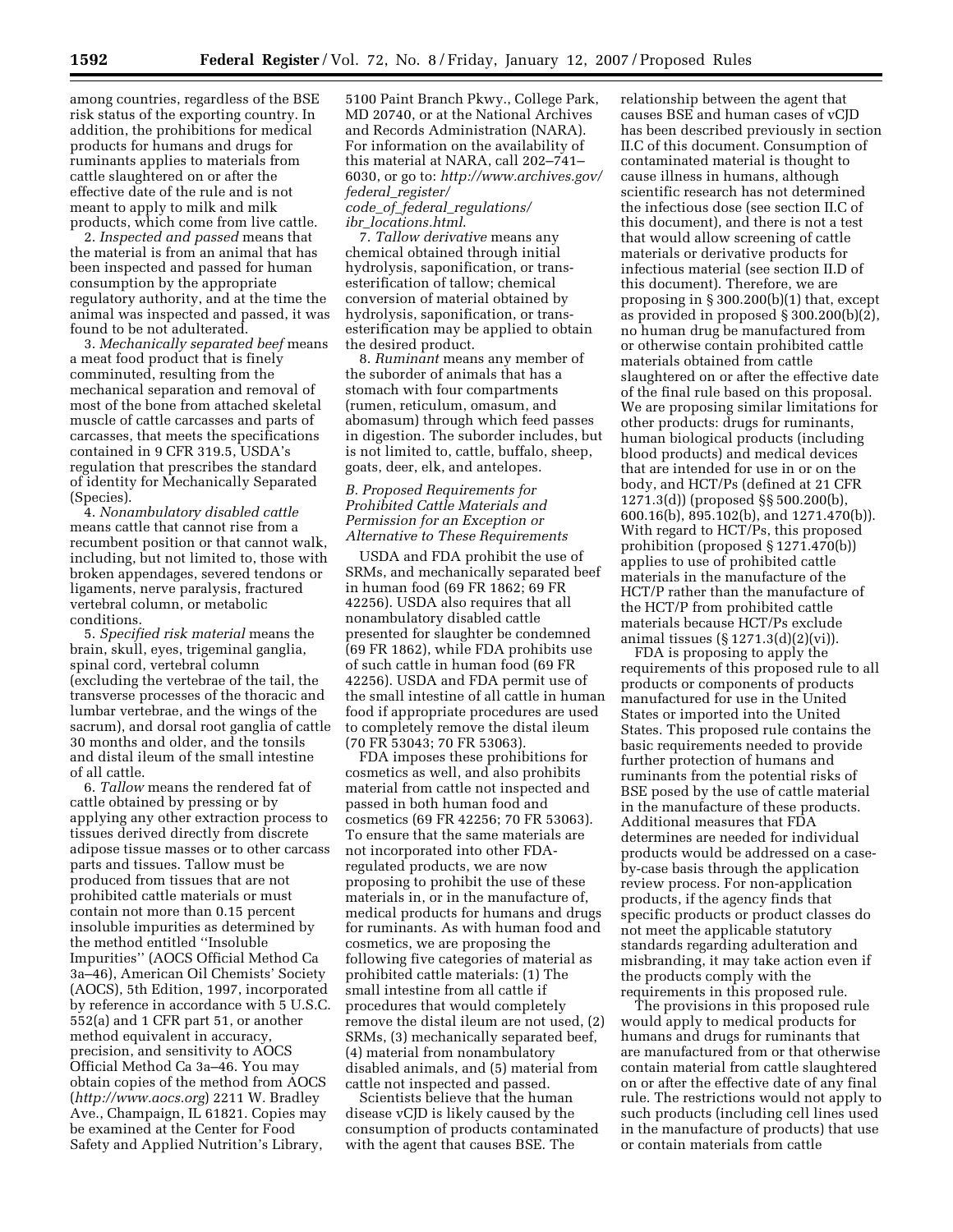among countries, regardless of the BSE risk status of the exporting country. In addition, the prohibitions for medical products for humans and drugs for ruminants applies to materials from cattle slaughtered on or after the effective date of the rule and is not meant to apply to milk and milk products, which come from live cattle.

2. *Inspected and passed* means that the material is from an animal that has been inspected and passed for human consumption by the appropriate regulatory authority, and at the time the animal was inspected and passed, it was found to be not adulterated.

3. *Mechanically separated beef* means a meat food product that is finely comminuted, resulting from the mechanical separation and removal of most of the bone from attached skeletal muscle of cattle carcasses and parts of carcasses, that meets the specifications contained in 9 CFR 319.5, USDA's regulation that prescribes the standard of identity for Mechanically Separated (Species).

4. *Nonambulatory disabled cattle* means cattle that cannot rise from a recumbent position or that cannot walk, including, but not limited to, those with broken appendages, severed tendons or ligaments, nerve paralysis, fractured vertebral column, or metabolic conditions.

5. *Specified risk material* means the brain, skull, eyes, trigeminal ganglia, spinal cord, vertebral column (excluding the vertebrae of the tail, the transverse processes of the thoracic and lumbar vertebrae, and the wings of the sacrum), and dorsal root ganglia of cattle 30 months and older, and the tonsils and distal ileum of the small intestine of all cattle.

6. *Tallow* means the rendered fat of cattle obtained by pressing or by applying any other extraction process to tissues derived directly from discrete adipose tissue masses or to other carcass parts and tissues. Tallow must be produced from tissues that are not prohibited cattle materials or must contain not more than 0.15 percent insoluble impurities as determined by the method entitled ''Insoluble Impurities'' (AOCS Official Method Ca 3a–46), American Oil Chemists' Society (AOCS), 5th Edition, 1997, incorporated by reference in accordance with 5 U.S.C. 552(a) and 1 CFR part 51, or another method equivalent in accuracy, precision, and sensitivity to AOCS Official Method Ca 3a–46. You may obtain copies of the method from AOCS (*http://www.aocs.org*) 2211 W. Bradley Ave., Champaign, IL 61821. Copies may be examined at the Center for Food Safety and Applied Nutrition's Library, 5100 Paint Branch Pkwy., College Park, MD 20740, or at the National Archives and Records Administration (NARA). For information on the availability of this material at NARA, call 202–741–6030, or go to: *http://www.archives.gov/federal_register/code_of_federal_regulations/ibr_locations.html*.

7. *Tallow derivative* means any chemical obtained through initial hydrolysis, saponification, or trans-esterification of tallow; chemical conversion of material obtained by hydrolysis, saponification, or trans-esterification may be applied to obtain the desired product.

8. *Ruminant* means any member of the suborder of animals that has a stomach with four compartments (rumen, reticulum, omasum, and abomasum) through which feed passes in digestion. The suborder includes, but is not limited to, cattle, buffalo, sheep, goats, deer, elk, and antelopes.

### *B. Proposed Requirements for Prohibited Cattle Materials and Permission for an Exception or Alternative to These Requirements*

USDA and FDA prohibit the use of SRMs, and mechanically separated beef in human food (69 FR 1862; 69 FR 42256). USDA also requires that all nonambulatory disabled cattle presented for slaughter be condemned (69 FR 1862), while FDA prohibits use of such cattle in human food (69 FR 42256). USDA and FDA permit use of the small intestine of all cattle in human food if appropriate procedures are used to completely remove the distal ileum (70 FR 53043; 70 FR 53063).

FDA imposes these prohibitions for cosmetics as well, and also prohibits material from cattle not inspected and passed in both human food and cosmetics (69 FR 42256; 70 FR 53063). To ensure that the same materials are not incorporated into other FDA-regulated products, we are now proposing to prohibit the use of these materials in, or in the manufacture of, medical products for humans and drugs for ruminants. As with human food and cosmetics, we are proposing the following five categories of material as prohibited cattle materials: (1) The small intestine from all cattle if procedures that would completely remove the distal ileum are not used, (2) SRMs, (3) mechanically separated beef, (4) material from nonambulatory disabled animals, and (5) material from cattle not inspected and passed.

Scientists believe that the human disease vCJD is likely caused by the consumption of products contaminated with the agent that causes BSE. The relationship between the agent that causes BSE and human cases of vCJD has been described previously in section II.C of this document. Consumption of contaminated material is thought to cause illness in humans, although scientific research has not determined the infectious dose (see section II.C of this document), and there is not a test that would allow screening of cattle materials or derivative products for infectious material (see section II.D of this document). Therefore, we are proposing in § 300.200(b)(1) that, except as provided in proposed § 300.200(b)(2), no human drug be manufactured from or otherwise contain prohibited cattle materials obtained from cattle slaughtered on or after the effective date of the final rule based on this proposal. We are proposing similar limitations for other products: drugs for ruminants, human biological products (including blood products) and medical devices that are intended for use in or on the body, and HCT/Ps (defined at 21 CFR 1271.3(d)) (proposed §§ 500.200(b), 600.16(b), 895.102(b), and 1271.470(b)). With regard to HCT/Ps, this proposed prohibition (proposed § 1271.470(b)) applies to use of prohibited cattle materials in the manufacture of the HCT/P rather than the manufacture of the HCT/P from prohibited cattle materials because HCT/Ps exclude animal tissues (§ 1271.3(d)(2)(vi)).

FDA is proposing to apply the requirements of this proposed rule to all products or components of products manufactured for use in the United States or imported into the United States. This proposed rule contains the basic requirements needed to provide further protection of humans and ruminants from the potential risks of BSE posed by the use of cattle material in the manufacture of these products. Additional measures that FDA determines are needed for individual products would be addressed on a case-by-case basis through the application review process. For non-application products, if the agency finds that specific products or product classes do not meet the applicable statutory standards regarding adulteration and misbranding, it may take action even if the products comply with the requirements in this proposed rule.

The provisions in this proposed rule would apply to medical products for humans and drugs for ruminants that are manufactured from or that otherwise contain material from cattle slaughtered on or after the effective date of any final rule. The restrictions would not apply to such products (including cell lines used in the manufacture of products) that use or contain materials from cattle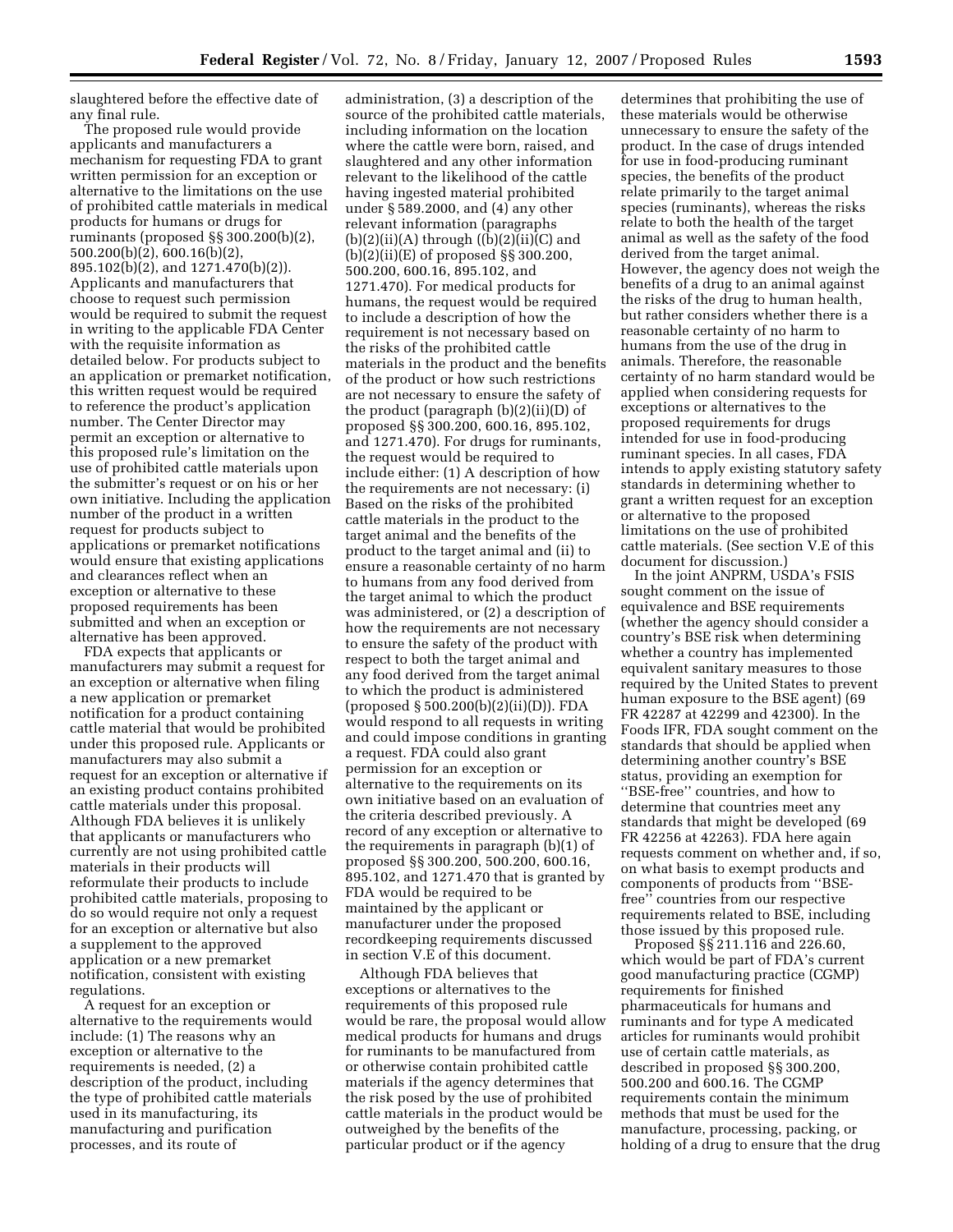slaughtered before the effective date of any final rule.

The proposed rule would provide applicants and manufacturers a mechanism for requesting FDA to grant written permission for an exception or alternative to the limitations on the use of prohibited cattle materials in medical products for humans or drugs for ruminants (proposed §§ 300.200(b)(2), 500.200(b)(2), 600.16(b)(2), 895.102(b)(2), and 1271.470(b)(2)). Applicants and manufacturers that choose to request such permission would be required to submit the request in writing to the applicable FDA Center with the requisite information as detailed below. For products subject to an application or premarket notification, this written request would be required to reference the product's application number. The Center Director may permit an exception or alternative to this proposed rule's limitation on the use of prohibited cattle materials upon the submitter's request or on his or her own initiative. Including the application number of the product in a written request for products subject to applications or premarket notifications would ensure that existing applications and clearances reflect when an exception or alternative to these proposed requirements has been submitted and when an exception or alternative has been approved.

FDA expects that applicants or manufacturers may submit a request for an exception or alternative when filing a new application or premarket notification for a product containing cattle material that would be prohibited under this proposed rule. Applicants or manufacturers may also submit a request for an exception or alternative if an existing product contains prohibited cattle materials under this proposal. Although FDA believes it is unlikely that applicants or manufacturers who currently are not using prohibited cattle materials in their products will reformulate their products to include prohibited cattle materials, proposing to do so would require not only a request for an exception or alternative but also a supplement to the approved application or a new premarket notification, consistent with existing regulations.

A request for an exception or alternative to the requirements would include: (1) The reasons why an exception or alternative to the requirements is needed, (2) a description of the product, including the type of prohibited cattle materials used in its manufacturing, its manufacturing and purification processes, and its route of administration, (3) a description of the source of the prohibited cattle materials, including information on the location where the cattle were born, raised, and slaughtered and any other information relevant to the likelihood of the cattle having ingested material prohibited under § 589.2000, and (4) any other relevant information (paragraphs (b)(2)(ii)(A) through ((b)(2)(ii)(C) and (b)(2)(ii)(E) of proposed §§ 300.200, 500.200, 600.16, 895.102, and 1271.470). For medical products for humans, the request would be required to include a description of how the requirement is not necessary based on the risks of the prohibited cattle materials in the product and the benefits of the product or how such restrictions are not necessary to ensure the safety of the product (paragraph (b)(2)(ii)(D) of proposed §§ 300.200, 600.16, 895.102, and 1271.470). For drugs for ruminants, the request would be required to include either: (1) A description of how the requirements are not necessary: (i) Based on the risks of the prohibited cattle materials in the product to the target animal and the benefits of the product to the target animal and (ii) to ensure a reasonable certainty of no harm to humans from any food derived from the target animal to which the product was administered, or (2) a description of how the requirements are not necessary to ensure the safety of the product with respect to both the target animal and any food derived from the target animal to which the product is administered (proposed § 500.200(b)(2)(ii)(D)). FDA would respond to all requests in writing and could impose conditions in granting a request. FDA could also grant permission for an exception or alternative to the requirements on its own initiative based on an evaluation of the criteria described previously. A record of any exception or alternative to the requirements in paragraph (b)(1) of proposed §§ 300.200, 500.200, 600.16, 895.102, and 1271.470 that is granted by FDA would be required to be maintained by the applicant or manufacturer under the proposed recordkeeping requirements discussed in section V.E of this document.

Although FDA believes that exceptions or alternatives to the requirements of this proposed rule would be rare, the proposal would allow medical products for humans and drugs for ruminants to be manufactured from or otherwise contain prohibited cattle materials if the agency determines that the risk posed by the use of prohibited cattle materials in the product would be outweighed by the benefits of the particular product or if the agency determines that prohibiting the use of these materials would be otherwise unnecessary to ensure the safety of the product. In the case of drugs intended for use in food-producing ruminant species, the benefits of the product relate primarily to the target animal species (ruminants), whereas the risks relate to both the health of the target animal as well as the safety of the food derived from the target animal. However, the agency does not weigh the benefits of a drug to an animal against the risks of the drug to human health, but rather considers whether there is a reasonable certainty of no harm to humans from the use of the drug in animals. Therefore, the reasonable certainty of no harm standard would be applied when considering requests for exceptions or alternatives to the proposed requirements for drugs intended for use in food-producing ruminant species. In all cases, FDA intends to apply existing statutory safety standards in determining whether to grant a written request for an exception or alternative to the proposed limitations on the use of prohibited cattle materials. (See section V.E of this document for discussion.)

In the joint ANPRM, USDA's FSIS sought comment on the issue of equivalence and BSE requirements (whether the agency should consider a country's BSE risk when determining whether a country has implemented equivalent sanitary measures to those required by the United States to prevent human exposure to the BSE agent) (69 FR 42287 at 42299 and 42300). In the Foods IFR, FDA sought comment on the standards that should be applied when determining another country's BSE status, providing an exemption for "BSE-free" countries, and how to determine that countries meet any standards that might be developed (69 FR 42256 at 42263). FDA here again requests comment on whether and, if so, on what basis to exempt products and components of products from "BSE-free" countries from our respective requirements related to BSE, including those issued by this proposed rule.

Proposed §§ 211.116 and 226.60, which would be part of FDA's current good manufacturing practice (CGMP) requirements for finished pharmaceuticals for humans and ruminants and for type A medicated articles for ruminants would prohibit use of certain cattle materials, as described in proposed §§ 300.200, 500.200 and 600.16. The CGMP requirements contain the minimum methods that must be used for the manufacture, processing, packing, or holding of a drug to ensure that the drug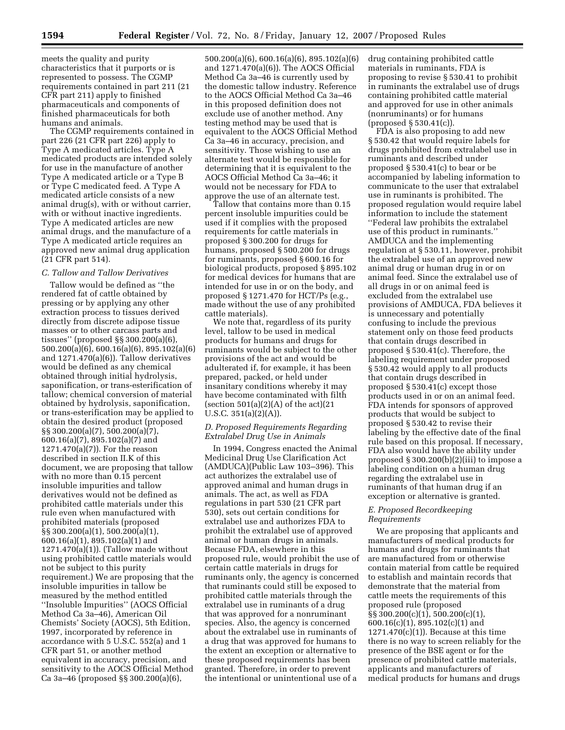meets the quality and purity characteristics that it purports or is represented to possess. The CGMP requirements contained in part 211 (21 CFR part 211) apply to finished pharmaceuticals and components of finished pharmaceuticals for both humans and animals.

The CGMP requirements contained in part 226 (21 CFR part 226) apply to Type A medicated articles. Type A medicated products are intended solely for use in the manufacture of another Type A medicated article or a Type B or Type C medicated feed. A Type A medicated article consists of a new animal drug(s), with or without carrier, with or without inactive ingredients. Type A medicated articles are new animal drugs, and the manufacture of a Type A medicated article requires an approved new animal drug application (21 CFR part 514).

### *C. Tallow and Tallow Derivatives*

Tallow would be defined as ''the rendered fat of cattle obtained by pressing or by applying any other extraction process to tissues derived directly from discrete adipose tissue masses or to other carcass parts and tissues'' (proposed §§ 300.200(a)(6), 500.200(a)(6), 600.16(a)(6), 895.102(a)(6) and 1271.470(a)(6)). Tallow derivatives would be defined as any chemical obtained through initial hydrolysis, saponification, or trans-esterification of tallow; chemical conversion of material obtained by hydrolysis, saponification, or trans-esterification may be applied to obtain the desired product (proposed §§ 300.200(a)(7), 500.200(a)(7), 600.16(a)(7), 895.102(a)(7) and 1271.470(a)(7)). For the reason described in section II.K of this document, we are proposing that tallow with no more than 0.15 percent insoluble impurities and tallow derivatives would not be defined as prohibited cattle materials under this rule even when manufactured with prohibited materials (proposed §§ 300.200(a)(1), 500.200(a)(1), 600.16(a)(1), 895.102(a)(1) and 1271.470(a)(1)). (Tallow made without using prohibited cattle materials would not be subject to this purity requirement.) We are proposing that the insoluble impurities in tallow be measured by the method entitled ''Insoluble Impurities'' (AOCS Official Method Ca 3a–46), American Oil Chemists' Society (AOCS), 5th Edition, 1997, incorporated by reference in accordance with 5 U.S.C. 552(a) and 1 CFR part 51, or another method equivalent in accuracy, precision, and sensitivity to the AOCS Official Method Ca 3a–46 (proposed §§ 300.200(a)(6), 500.200(a)(6), 600.16(a)(6), 895.102(a)(6) and 1271.470(a)(6)). The AOCS Official Method Ca 3a–46 is currently used by the domestic tallow industry. Reference to the AOCS Official Method Ca 3a–46 in this proposed definition does not exclude use of another method. Any testing method may be used that is equivalent to the AOCS Official Method Ca 3a–46 in accuracy, precision, and sensitivity. Those wishing to use an alternate test would be responsible for determining that it is equivalent to the AOCS Official Method Ca 3a–46; it would not be necessary for FDA to approve the use of an alternate test.

Tallow that contains more than 0.15 percent insoluble impurities could be used if it complies with the proposed requirements for cattle materials in proposed § 300.200 for drugs for humans, proposed § 500.200 for drugs for ruminants, proposed § 600.16 for biological products, proposed § 895.102 for medical devices for humans that are intended for use in or on the body, and proposed § 1271.470 for HCT/Ps (e.g., made without the use of any prohibited cattle materials).

We note that, regardless of its purity level, tallow to be used in medical products for humans and drugs for ruminants would be subject to the other provisions of the act and would be adulterated if, for example, it has been prepared, packed, or held under insanitary conditions whereby it may have become contaminated with filth (section 501(a)(2)(A) of the act)(21 U.S.C. 351(a)(2)(A)).

### *D. Proposed Requirements Regarding Extralabel Drug Use in Animals*

In 1994, Congress enacted the Animal Medicinal Drug Use Clarification Act (AMDUCA)(Public Law 103–396). This act authorizes the extralabel use of approved animal and human drugs in animals. The act, as well as FDA regulations in part 530 (21 CFR part 530), sets out certain conditions for extralabel use and authorizes FDA to prohibit the extralabel use of approved animal or human drugs in animals. Because FDA, elsewhere in this proposed rule, would prohibit the use of certain cattle materials in drugs for ruminants only, the agency is concerned that ruminants could still be exposed to prohibited cattle materials through the extralabel use in ruminants of a drug that was approved for a nonruminant species. Also, the agency is concerned about the extralabel use in ruminants of a drug that was approved for humans to the extent an exception or alternative to these proposed requirements has been granted. Therefore, in order to prevent the intentional or unintentional use of a drug containing prohibited cattle materials in ruminants, FDA is proposing to revise § 530.41 to prohibit in ruminants the extralabel use of drugs containing prohibited cattle material and approved for use in other animals (nonruminants) or for humans (proposed § 530.41(c)).

FDA is also proposing to add new § 530.42 that would require labels for drugs prohibited from extralabel use in ruminants and described under proposed § 530.41(c) to bear or be accompanied by labeling information to communicate to the user that extralabel use in ruminants is prohibited. The proposed regulation would require label information to include the statement ''Federal law prohibits the extralabel use of this product in ruminants.'' AMDUCA and the implementing regulation at § 530.11, however, prohibit the extralabel use of an approved new animal drug or human drug in or on animal feed. Since the extralabel use of all drugs in or on animal feed is excluded from the extralabel use provisions of AMDUCA, FDA believes it is unnecessary and potentially confusing to include the previous statement only on those feed products that contain drugs described in proposed § 530.41(c). Therefore, the labeling requirement under proposed § 530.42 would apply to all products that contain drugs described in proposed § 530.41(c) except those products used in or on an animal feed. FDA intends for sponsors of approved products that would be subject to proposed § 530.42 to revise their labeling by the effective date of the final rule based on this proposal. If necessary, FDA also would have the ability under proposed § 300.200(b)(2)(iii) to impose a labeling condition on a human drug regarding the extralabel use in ruminants of that human drug if an exception or alternative is granted.

### *E. Proposed Recordkeeping Requirements*

We are proposing that applicants and manufacturers of medical products for humans and drugs for ruminants that are manufactured from or otherwise contain material from cattle be required to establish and maintain records that demonstrate that the material from cattle meets the requirements of this proposed rule (proposed §§ 300.200(c)(1), 500.200(c)(1), 600.16(c)(1), 895.102(c)(1) and 1271.470(c)(1)). Because at this time there is no way to screen reliably for the presence of the BSE agent or for the presence of prohibited cattle materials, applicants and manufacturers of medical products for humans and drugs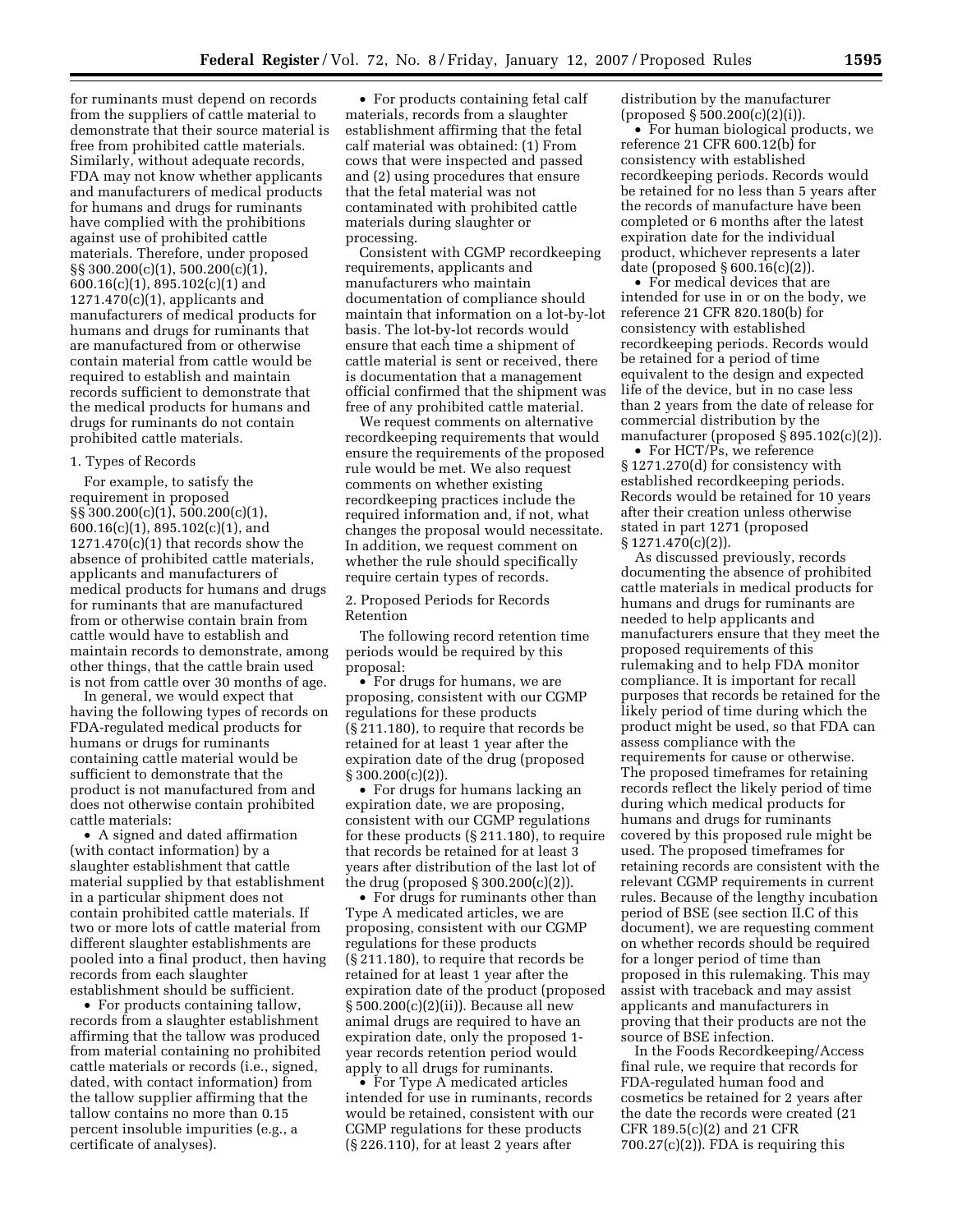for ruminants must depend on records from the suppliers of cattle material to demonstrate that their source material is free from prohibited cattle materials. Similarly, without adequate records, FDA may not know whether applicants and manufacturers of medical products for humans and drugs for ruminants have complied with the prohibitions against use of prohibited cattle materials. Therefore, under proposed §§ 300.200(c)(1), 500.200(c)(1), 600.16(c)(1), 895.102(c)(1) and 1271.470(c)(1), applicants and manufacturers of medical products for humans and drugs for ruminants that are manufactured from or otherwise contain material from cattle would be required to establish and maintain records sufficient to demonstrate that the medical products for humans and drugs for ruminants do not contain prohibited cattle materials.

1. Types of Records

For example, to satisfy the requirement in proposed §§ 300.200(c)(1), 500.200(c)(1), 600.16(c)(1), 895.102(c)(1), and 1271.470(c)(1) that records show the absence of prohibited cattle materials, applicants and manufacturers of medical products for humans and drugs for ruminants that are manufactured from or otherwise contain brain from cattle would have to establish and maintain records to demonstrate, among other things, that the cattle brain used is not from cattle over 30 months of age.

In general, we would expect that having the following types of records on FDA-regulated medical products for humans or drugs for ruminants containing cattle material would be sufficient to demonstrate that the product is not manufactured from and does not otherwise contain prohibited cattle materials:

- A signed and dated affirmation (with contact information) by a slaughter establishment that cattle material supplied by that establishment in a particular shipment does not contain prohibited cattle materials. If two or more lots of cattle material from different slaughter establishments are pooled into a final product, then having records from each slaughter establishment should be sufficient.
- For products containing tallow, records from a slaughter establishment affirming that the tallow was produced from material containing no prohibited cattle materials or records (i.e., signed, dated, with contact information) from the tallow supplier affirming that the tallow contains no more than 0.15 percent insoluble impurities (e.g., a certificate of analyses).
- For products containing fetal calf materials, records from a slaughter establishment affirming that the fetal calf material was obtained: (1) From cows that were inspected and passed and (2) using procedures that ensure that the fetal material was not contaminated with prohibited cattle materials during slaughter or processing.

Consistent with CGMP recordkeeping requirements, applicants and manufacturers who maintain documentation of compliance should maintain that information on a lot-by-lot basis. The lot-by-lot records would ensure that each time a shipment of cattle material is sent or received, there is documentation that a management official confirmed that the shipment was free of any prohibited cattle material.

We request comments on alternative recordkeeping requirements that would ensure the requirements of the proposed rule would be met. We also request comments on whether existing recordkeeping practices include the required information and, if not, what changes the proposal would necessitate. In addition, we request comment on whether the rule should specifically require certain types of records.

2. Proposed Periods for Records Retention

The following record retention time periods would be required by this proposal:

- For drugs for humans, we are proposing, consistent with our CGMP regulations for these products (§ 211.180), to require that records be retained for at least 1 year after the expiration date of the drug (proposed § 300.200(c)(2)).
- For drugs for humans lacking an expiration date, we are proposing, consistent with our CGMP regulations for these products (§ 211.180), to require that records be retained for at least 3 years after distribution of the last lot of the drug (proposed § 300.200(c)(2)).
- For drugs for ruminants other than Type A medicated articles, we are proposing, consistent with our CGMP regulations for these products (§ 211.180), to require that records be retained for at least 1 year after the expiration date of the product (proposed § 500.200(c)(2)(ii)). Because all new animal drugs are required to have an expiration date, only the proposed 1-year records retention period would apply to all drugs for ruminants.
- For Type A medicated articles intended for use in ruminants, records would be retained, consistent with our CGMP regulations for these products (§ 226.110), for at least 2 years after distribution by the manufacturer (proposed § 500.200(c)(2)(i)).
- For human biological products, we reference 21 CFR 600.12(b) for consistency with established recordkeeping periods. Records would be retained for no less than 5 years after the records of manufacture have been completed or 6 months after the latest expiration date for the individual product, whichever represents a later date (proposed § 600.16(c)(2)).
- For medical devices that are intended for use in or on the body, we reference 21 CFR 820.180(b) for consistency with established recordkeeping periods. Records would be retained for a period of time equivalent to the design and expected life of the device, but in no case less than 2 years from the date of release for commercial distribution by the manufacturer (proposed § 895.102(c)(2)).
- For HCT/Ps, we reference § 1271.270(d) for consistency with established recordkeeping periods. Records would be retained for 10 years after their creation unless otherwise stated in part 1271 (proposed § 1271.470(c)(2)).

As discussed previously, records documenting the absence of prohibited cattle materials in medical products for humans and drugs for ruminants are needed to help applicants and manufacturers ensure that they meet the proposed requirements of this rulemaking and to help FDA monitor compliance. It is important for recall purposes that records be retained for the likely period of time during which the product might be used, so that FDA can assess compliance with the requirements for cause or otherwise. The proposed timeframes for retaining records reflect the likely period of time during which medical products for humans and drugs for ruminants covered by this proposed rule might be used. The proposed timeframes for retaining records are consistent with the relevant CGMP requirements in current rules. Because of the lengthy incubation period of BSE (see section II.C of this document), we are requesting comment on whether records should be required for a longer period of time than proposed in this rulemaking. This may assist with traceback and may assist applicants and manufacturers in proving that their products are not the source of BSE infection.

In the Foods Recordkeeping/Access final rule, we require that records for FDA-regulated human food and cosmetics be retained for 2 years after the date the records were created (21 CFR 189.5(c)(2) and 21 CFR 700.27(c)(2)). FDA is requiring this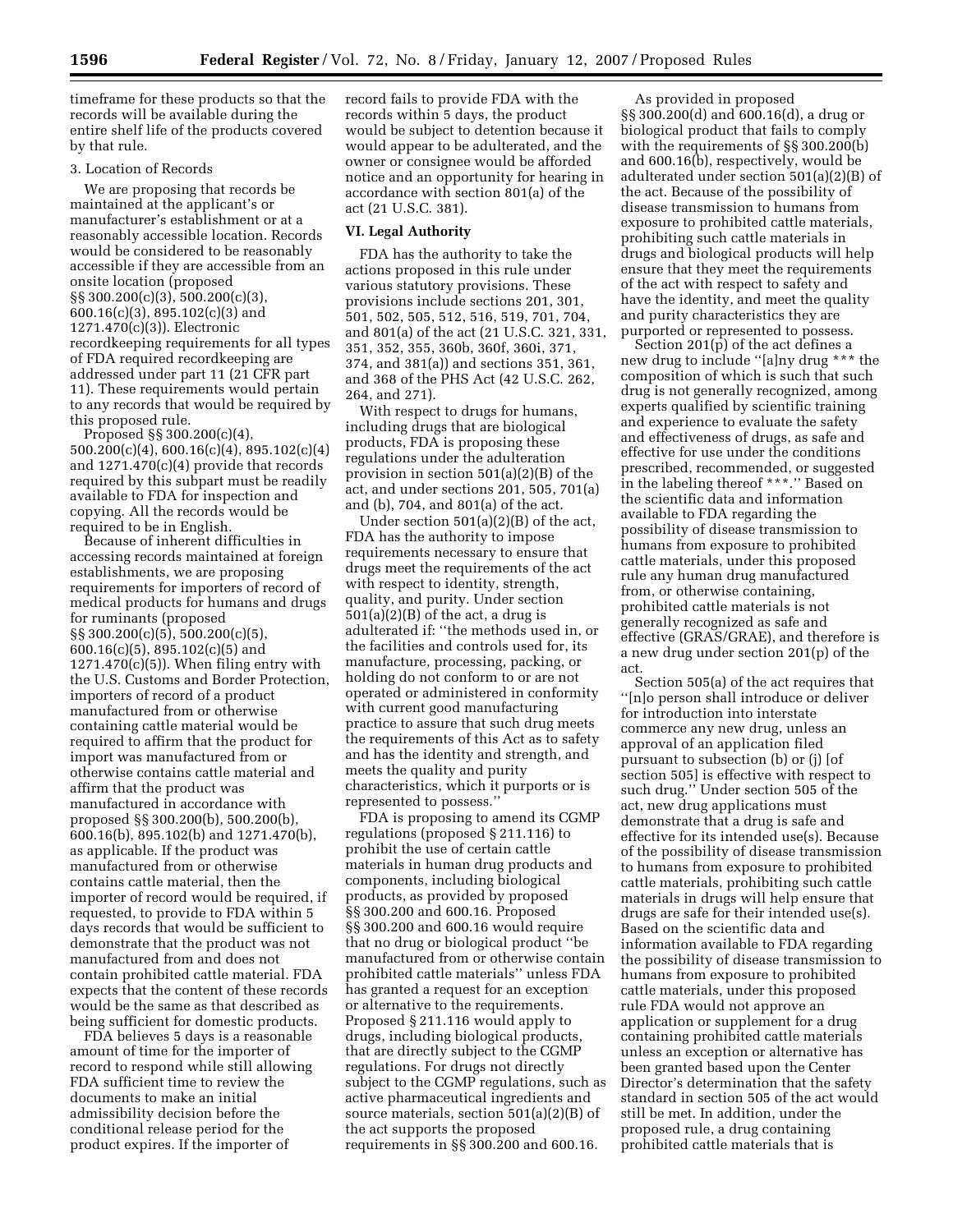timeframe for these products so that the records will be available during the entire shelf life of the products covered by that rule.

3. Location of Records

We are proposing that records be maintained at the applicant's or manufacturer's establishment or at a reasonably accessible location. Records would be considered to be reasonably accessible if they are accessible from an onsite location (proposed §§ 300.200(c)(3), 500.200(c)(3), 600.16(c)(3), 895.102(c)(3) and 1271.470(c)(3)). Electronic recordkeeping requirements for all types of FDA required recordkeeping are addressed under part 11 (21 CFR part 11). These requirements would pertain to any records that would be required by this proposed rule.

Proposed §§ 300.200(c)(4), 500.200(c)(4), 600.16(c)(4), 895.102(c)(4) and 1271.470(c)(4) provide that records required by this subpart must be readily available to FDA for inspection and copying. All the records would be required to be in English.

Because of inherent difficulties in accessing records maintained at foreign establishments, we are proposing requirements for importers of record of medical products for humans and drugs for ruminants (proposed §§ 300.200(c)(5), 500.200(c)(5), 600.16(c)(5), 895.102(c)(5) and 1271.470(c)(5)). When filing entry with the U.S. Customs and Border Protection, importers of record of a product manufactured from or otherwise containing cattle material would be required to affirm that the product for import was manufactured from or otherwise contains cattle material and affirm that the product was manufactured in accordance with proposed §§ 300.200(b), 500.200(b), 600.16(b), 895.102(b) and 1271.470(b), as applicable. If the product was manufactured from or otherwise contains cattle material, then the importer of record would be required, if requested, to provide to FDA within 5 days records that would be sufficient to demonstrate that the product was not manufactured from and does not contain prohibited cattle material. FDA expects that the content of these records would be the same as that described as being sufficient for domestic products.

FDA believes 5 days is a reasonable amount of time for the importer of record to respond while still allowing FDA sufficient time to review the documents to make an initial admissibility decision before the conditional release period for the product expires. If the importer of record fails to provide FDA with the records within 5 days, the product would be subject to detention because it would appear to be adulterated, and the owner or consignee would be afforded notice and an opportunity for hearing in accordance with section 801(a) of the act (21 U.S.C. 381).

## VI. Legal Authority

FDA has the authority to take the actions proposed in this rule under various statutory provisions. These provisions include sections 201, 301, 501, 502, 505, 512, 516, 519, 701, 704, and 801(a) of the act (21 U.S.C. 321, 331, 351, 352, 355, 360b, 360f, 360i, 371, 374, and 381(a)) and sections 351, 361, and 368 of the PHS Act (42 U.S.C. 262, 264, and 271).

With respect to drugs for humans, including drugs that are biological products, FDA is proposing these regulations under the adulteration provision in section 501(a)(2)(B) of the act, and under sections 201, 505, 701(a) and (b), 704, and 801(a) of the act.

Under section 501(a)(2)(B) of the act, FDA has the authority to impose requirements necessary to ensure that drugs meet the requirements of the act with respect to identity, strength, quality, and purity. Under section 501(a)(2)(B) of the act, a drug is adulterated if: ''the methods used in, or the facilities and controls used for, its manufacture, processing, packing, or holding do not conform to or are not operated or administered in conformity with current good manufacturing practice to assure that such drug meets the requirements of this Act as to safety and has the identity and strength, and meets the quality and purity characteristics, which it purports or is represented to possess.''

FDA is proposing to amend its CGMP regulations (proposed § 211.116) to prohibit the use of certain cattle materials in human drug products and components, including biological products, as provided by proposed §§ 300.200 and 600.16. Proposed §§ 300.200 and 600.16 would require that no drug or biological product ''be manufactured from or otherwise contain prohibited cattle materials'' unless FDA has granted a request for an exception or alternative to the requirements. Proposed § 211.116 would apply to drugs, including biological products, that are directly subject to the CGMP regulations. For drugs not directly subject to the CGMP regulations, such as active pharmaceutical ingredients and source materials, section 501(a)(2)(B) of the act supports the proposed requirements in §§ 300.200 and 600.16.

As provided in proposed §§ 300.200(d) and 600.16(d), a drug or biological product that fails to comply with the requirements of §§ 300.200(b) and 600.16(b), respectively, would be adulterated under section 501(a)(2)(B) of the act. Because of the possibility of disease transmission to humans from exposure to prohibited cattle materials, prohibiting such cattle materials in drugs and biological products will help ensure that they meet the requirements of the act with respect to safety and have the identity, and meet the quality and purity characteristics they are purported or represented to possess.

Section 201(p) of the act defines a new drug to include ''[a]ny drug *** the composition of which is such that such drug is not generally recognized, among experts qualified by scientific training and experience to evaluate the safety and effectiveness of drugs, as safe and effective for use under the conditions prescribed, recommended, or suggested in the labeling thereof ***.'' Based on the scientific data and information available to FDA regarding the possibility of disease transmission to humans from exposure to prohibited cattle materials, under this proposed rule any human drug manufactured from, or otherwise containing, prohibited cattle materials is not generally recognized as safe and effective (GRAS/GRAE), and therefore is a new drug under section 201(p) of the act.

Section 505(a) of the act requires that ''[n]o person shall introduce or deliver for introduction into interstate commerce any new drug, unless an approval of an application filed pursuant to subsection (b) or (j) [of section 505] is effective with respect to such drug.'' Under section 505 of the act, new drug applications must demonstrate that a drug is safe and effective for its intended use(s). Because of the possibility of disease transmission to humans from exposure to prohibited cattle materials, prohibiting such cattle materials in drugs will help ensure that drugs are safe for their intended use(s). Based on the scientific data and information available to FDA regarding the possibility of disease transmission to humans from exposure to prohibited cattle materials, under this proposed rule FDA would not approve an application or supplement for a drug containing prohibited cattle materials unless an exception or alternative has been granted based upon the Center Director's determination that the safety standard in section 505 of the act would still be met. In addition, under the proposed rule, a drug containing prohibited cattle materials that is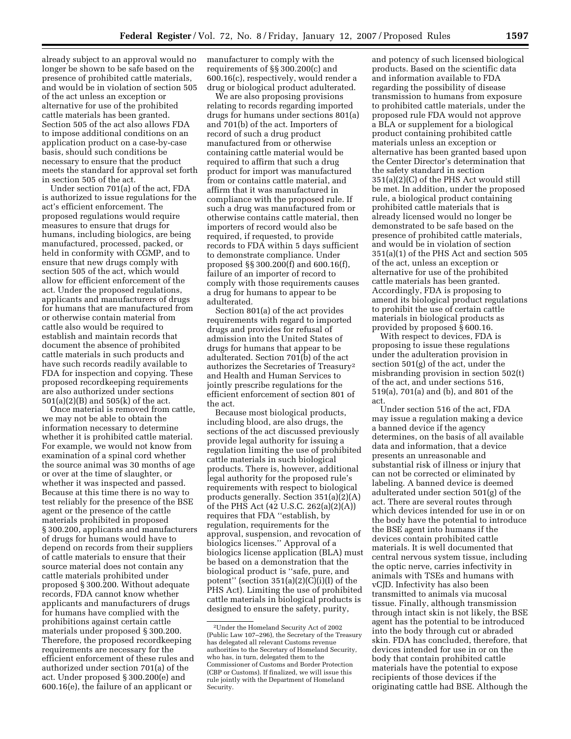already subject to an approval would no longer be shown to be safe based on the presence of prohibited cattle materials, and would be in violation of section 505 of the act unless an exception or alternative for use of the prohibited cattle materials has been granted. Section 505 of the act also allows FDA to impose additional conditions on an application product on a case-by-case basis, should such conditions be necessary to ensure that the product meets the standard for approval set forth in section 505 of the act.

Under section 701(a) of the act, FDA is authorized to issue regulations for the act's efficient enforcement. The proposed regulations would require measures to ensure that drugs for humans, including biologics, are being manufactured, processed, packed, or held in conformity with CGMP, and to ensure that new drugs comply with section 505 of the act, which would allow for efficient enforcement of the act. Under the proposed regulations, applicants and manufacturers of drugs for humans that are manufactured from or otherwise contain material from cattle also would be required to establish and maintain records that document the absence of prohibited cattle materials in such products and have such records readily available to FDA for inspection and copying. These proposed recordkeeping requirements are also authorized under sections 501(a)(2)(B) and 505(k) of the act.

Once material is removed from cattle, we may not be able to obtain the information necessary to determine whether it is prohibited cattle material. For example, we would not know from examination of a spinal cord whether the source animal was 30 months of age or over at the time of slaughter, or whether it was inspected and passed. Because at this time there is no way to test reliably for the presence of the BSE agent or the presence of the cattle materials prohibited in proposed § 300.200, applicants and manufacturers of drugs for humans would have to depend on records from their suppliers of cattle materials to ensure that their source material does not contain any cattle materials prohibited under proposed § 300.200. Without adequate records, FDA cannot know whether applicants and manufacturers of drugs for humans have complied with the prohibitions against certain cattle materials under proposed § 300.200. Therefore, the proposed recordkeeping requirements are necessary for the efficient enforcement of these rules and authorized under section 701(a) of the act. Under proposed § 300.200(e) and 600.16(e), the failure of an applicant or manufacturer to comply with the requirements of §§ 300.200(c) and 600.16(c), respectively, would render a drug or biological product adulterated.

We are also proposing provisions relating to records regarding imported drugs for humans under sections 801(a) and 701(b) of the act. Importers of record of such a drug product manufactured from or otherwise containing cattle material would be required to affirm that such a drug product for import was manufactured from or contains cattle material, and affirm that it was manufactured in compliance with the proposed rule. If such a drug was manufactured from or otherwise contains cattle material, then importers of record would also be required, if requested, to provide records to FDA within 5 days sufficient to demonstrate compliance. Under proposed §§ 300.200(f) and 600.16(f), failure of an importer of record to comply with those requirements causes a drug for humans to appear to be adulterated.

Section 801(a) of the act provides requirements with regard to imported drugs and provides for refusal of admission into the United States of drugs for humans that appear to be adulterated. Section 701(b) of the act authorizes the Secretaries of Treasury[2] and Health and Human Services to jointly prescribe regulations for the efficient enforcement of section 801 of the act.

Because most biological products, including blood, are also drugs, the sections of the act discussed previously provide legal authority for issuing a regulation limiting the use of prohibited cattle materials in such biological products. There is, however, additional legal authority for the proposed rule's requirements with respect to biological products generally. Section 351(a)(2)(A) of the PHS Act (42 U.S.C. 262(a)(2)(A)) requires that FDA ''establish, by regulation, requirements for the approval, suspension, and revocation of biologics licenses.'' Approval of a biologics license application (BLA) must be based on a demonstration that the biological product is ''safe, pure, and potent'' (section 351(a)(2)(C)(i)(I) of the PHS Act). Limiting the use of prohibited cattle materials in biological products is designed to ensure the safety, purity, and potency of such licensed biological products. Based on the scientific data and information available to FDA regarding the possibility of disease transmission to humans from exposure to prohibited cattle materials, under the proposed rule FDA would not approve a BLA or supplement for a biological product containing prohibited cattle materials unless an exception or alternative has been granted based upon the Center Director's determination that the safety standard in section 351(a)(2)(C) of the PHS Act would still be met. In addition, under the proposed rule, a biological product containing prohibited cattle materials that is already licensed would no longer be demonstrated to be safe based on the presence of prohibited cattle materials, and would be in violation of section 351(a)(1) of the PHS Act and section 505 of the act, unless an exception or alternative for use of the prohibited cattle materials has been granted. Accordingly, FDA is proposing to amend its biological product regulations to prohibit the use of certain cattle materials in biological products as provided by proposed § 600.16.

With respect to devices, FDA is proposing to issue these regulations under the adulteration provision in section 501(g) of the act, under the misbranding provision in section 502(t) of the act, and under sections 516, 519(a), 701(a) and (b), and 801 of the act.

Under section 516 of the act, FDA may issue a regulation making a device a banned device if the agency determines, on the basis of all available data and information, that a device presents an unreasonable and substantial risk of illness or injury that can not be corrected or eliminated by labeling. A banned device is deemed adulterated under section 501(g) of the act. There are several routes through which devices intended for use in or on the body have the potential to introduce the BSE agent into humans if the devices contain prohibited cattle materials. It is well documented that central nervous system tissue, including the optic nerve, carries infectivity in animals with TSEs and humans with vCJD. Infectivity has also been transmitted to animals via mucosal tissue. Finally, although transmission through intact skin is not likely, the BSE agent has the potential to be introduced into the body through cut or abraded skin. FDA has concluded, therefore, that devices intended for use in or on the body that contain prohibited cattle materials have the potential to expose recipients of those devices if the originating cattle had BSE. Although the

[2] Under the Homeland Security Act of 2002 (Public Law 107–296), the Secretary of the Treasury has delegated all relevant Customs revenue authorities to the Secretary of Homeland Security, who has, in turn, delegated them to the Commissioner of Customs and Border Protection (CBP or Customs). If finalized, we will issue this rule jointly with the Department of Homeland Security.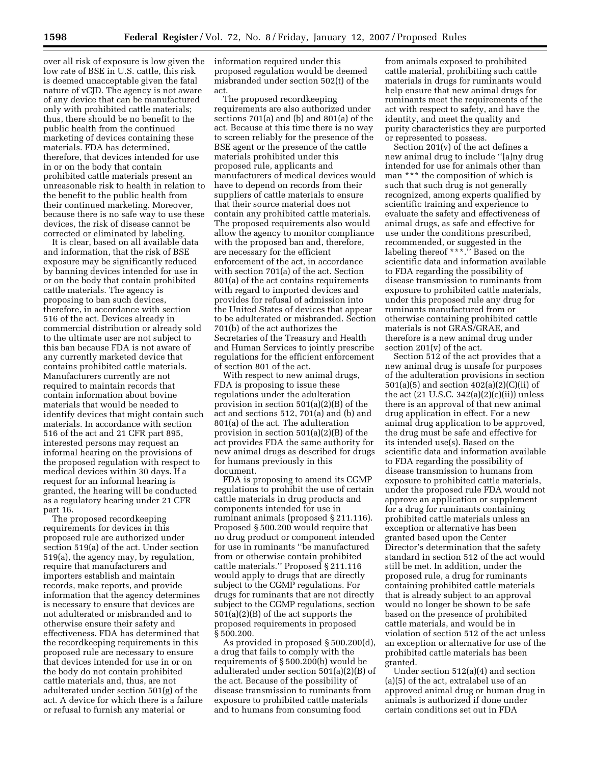over all risk of exposure is low given the low rate of BSE in U.S. cattle, this risk is deemed unacceptable given the fatal nature of vCJD. The agency is not aware of any device that can be manufactured only with prohibited cattle materials; thus, there should be no benefit to the public health from the continued marketing of devices containing these materials. FDA has determined, therefore, that devices intended for use in or on the body that contain prohibited cattle materials present an unreasonable risk to health in relation to the benefit to the public health from their continued marketing. Moreover, because there is no safe way to use these devices, the risk of disease cannot be corrected or eliminated by labeling.

It is clear, based on all available data and information, that the risk of BSE exposure may be significantly reduced by banning devices intended for use in or on the body that contain prohibited cattle materials. The agency is proposing to ban such devices, therefore, in accordance with section 516 of the act. Devices already in commercial distribution or already sold to the ultimate user are not subject to this ban because FDA is not aware of any currently marketed device that contains prohibited cattle materials. Manufacturers currently are not required to maintain records that contain information about bovine materials that would be needed to identify devices that might contain such materials. In accordance with section 516 of the act and 21 CFR part 895, interested persons may request an informal hearing on the provisions of the proposed regulation with respect to medical devices within 30 days. If a request for an informal hearing is granted, the hearing will be conducted as a regulatory hearing under 21 CFR part 16.

The proposed recordkeeping requirements for devices in this proposed rule are authorized under section 519(a) of the act. Under section 519(a), the agency may, by regulation, require that manufacturers and importers establish and maintain records, make reports, and provide information that the agency determines is necessary to ensure that devices are not adulterated or misbranded and to otherwise ensure their safety and effectiveness. FDA has determined that the recordkeeping requirements in this proposed rule are necessary to ensure that devices intended for use in or on the body do not contain prohibited cattle materials and, thus, are not adulterated under section 501(g) of the act. A device for which there is a failure or refusal to furnish any material or information required under this proposed regulation would be deemed misbranded under section 502(t) of the act.

The proposed recordkeeping requirements are also authorized under sections 701(a) and (b) and 801(a) of the act. Because at this time there is no way to screen reliably for the presence of the BSE agent or the presence of the cattle materials prohibited under this proposed rule, applicants and manufacturers of medical devices would have to depend on records from their suppliers of cattle materials to ensure that their source material does not contain any prohibited cattle materials. The proposed requirements also would allow the agency to monitor compliance with the proposed ban and, therefore, are necessary for the efficient enforcement of the act, in accordance with section 701(a) of the act. Section 801(a) of the act contains requirements with regard to imported devices and provides for refusal of admission into the United States of devices that appear to be adulterated or misbranded. Section 701(b) of the act authorizes the Secretaries of the Treasury and Health and Human Services to jointly prescribe regulations for the efficient enforcement of section 801 of the act.

With respect to new animal drugs, FDA is proposing to issue these regulations under the adulteration provision in section 501(a)(2)(B) of the act and sections 512, 701(a) and (b) and 801(a) of the act. The adulteration provision in section 501(a)(2)(B) of the act provides FDA the same authority for new animal drugs as described for drugs for humans previously in this document.

FDA is proposing to amend its CGMP regulations to prohibit the use of certain cattle materials in drug products and components intended for use in ruminant animals (proposed § 211.116). Proposed § 500.200 would require that no drug product or component intended for use in ruminants "be manufactured from or otherwise contain prohibited cattle materials." Proposed § 211.116 would apply to drugs that are directly subject to the CGMP regulations. For drugs for ruminants that are not directly subject to the CGMP regulations, section 501(a)(2)(B) of the act supports the proposed requirements in proposed § 500.200.

As provided in proposed § 500.200(d), a drug that fails to comply with the requirements of § 500.200(b) would be adulterated under section 501(a)(2)(B) of the act. Because of the possibility of disease transmission to ruminants from exposure to prohibited cattle materials and to humans from consuming food from animals exposed to prohibited cattle material, prohibiting such cattle materials in drugs for ruminants would help ensure that new animal drugs for ruminants meet the requirements of the act with respect to safety, and have the identity, and meet the quality and purity characteristics they are purported or represented to possess.

Section 201(v) of the act defines a new animal drug to include "[a]ny drug intended for use for animals other than man *** the composition of which is such that such drug is not generally recognized, among experts qualified by scientific training and experience to evaluate the safety and effectiveness of animal drugs, as safe and effective for use under the conditions prescribed, recommended, or suggested in the labeling thereof ***." Based on the scientific data and information available to FDA regarding the possibility of disease transmission to ruminants from exposure to prohibited cattle materials, under this proposed rule any drug for ruminants manufactured from or otherwise containing prohibited cattle materials is not GRAS/GRAE, and therefore is a new animal drug under section 201(v) of the act.

Section 512 of the act provides that a new animal drug is unsafe for purposes of the adulteration provisions in section 501(a)(5) and section 402(a)(2)(C)(ii) of the act (21 U.S.C. 342(a)(2)(c)(ii)) unless there is an approval of that new animal drug application in effect. For a new animal drug application to be approved, the drug must be safe and effective for its intended use(s). Based on the scientific data and information available to FDA regarding the possibility of disease transmission to humans from exposure to prohibited cattle materials, under the proposed rule FDA would not approve an application or supplement for a drug for ruminants containing prohibited cattle materials unless an exception or alternative has been granted based upon the Center Director's determination that the safety standard in section 512 of the act would still be met. In addition, under the proposed rule, a drug for ruminants containing prohibited cattle materials that is already subject to an approval would no longer be shown to be safe based on the presence of prohibited cattle materials, and would be in violation of section 512 of the act unless an exception or alternative for use of the prohibited cattle materials has been granted.

Under section 512(a)(4) and section (a)(5) of the act, extralabel use of an approved animal drug or human drug in animals is authorized if done under certain conditions set out in FDA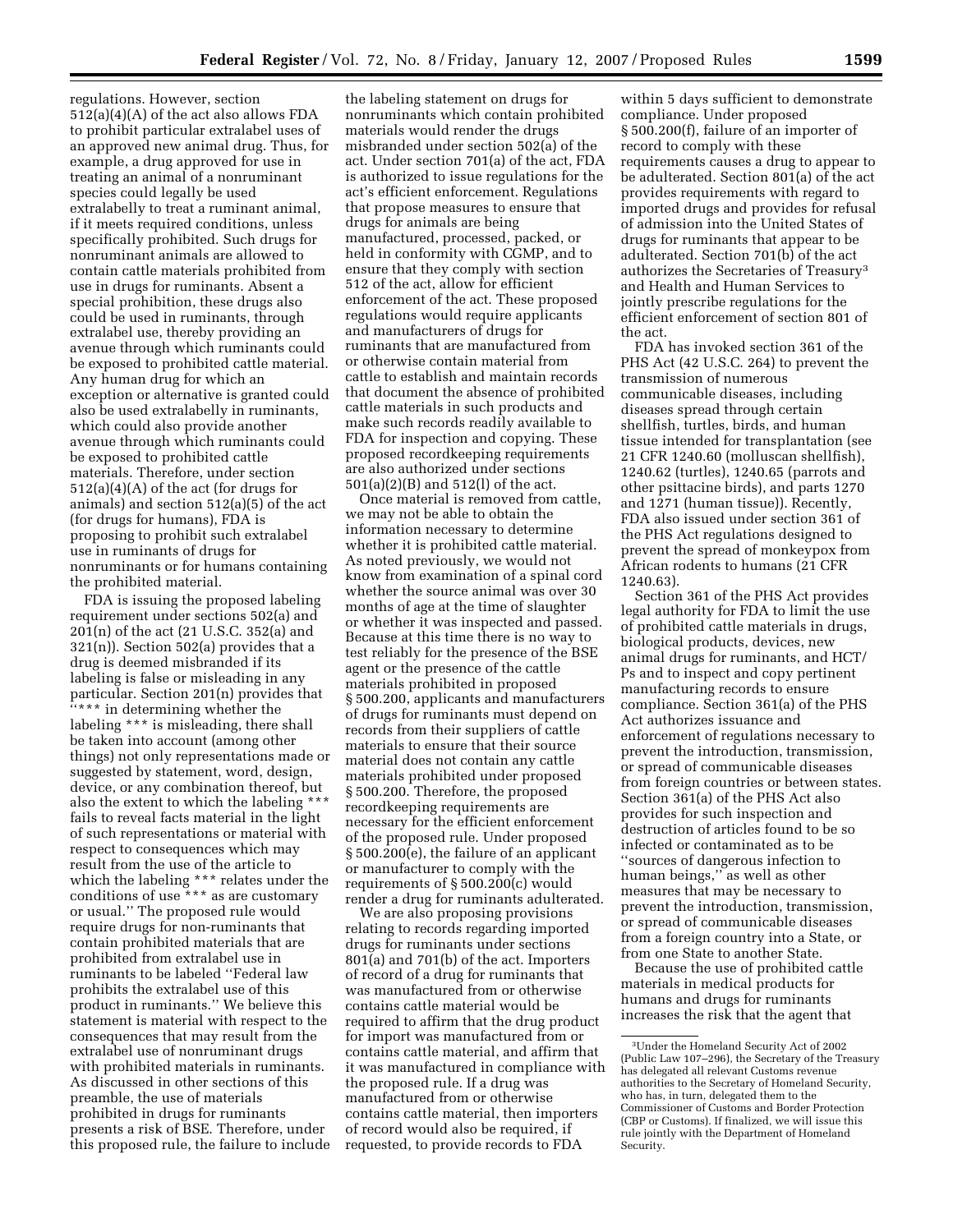regulations. However, section 512(a)(4)(A) of the act also allows FDA to prohibit particular extralabel uses of an approved new animal drug. Thus, for example, a drug approved for use in treating an animal of a nonruminant species could legally be used extralabelly to treat a ruminant animal, if it meets required conditions, unless specifically prohibited. Such drugs for nonruminant animals are allowed to contain cattle materials prohibited from use in drugs for ruminants. Absent a special prohibition, these drugs also could be used in ruminants, through extralabel use, thereby providing an avenue through which ruminants could be exposed to prohibited cattle material. Any human drug for which an exception or alternative is granted could also be used extralabelly in ruminants, which could also provide another avenue through which ruminants could be exposed to prohibited cattle materials. Therefore, under section 512(a)(4)(A) of the act (for drugs for animals) and section 512(a)(5) of the act (for drugs for humans), FDA is proposing to prohibit such extralabel use in ruminants of drugs for nonruminants or for humans containing the prohibited material.

FDA is issuing the proposed labeling requirement under sections 502(a) and 201(n) of the act (21 U.S.C. 352(a) and 321(n)). Section 502(a) provides that a drug is deemed misbranded if its labeling is false or misleading in any particular. Section 201(n) provides that "*** in determining whether the labeling *** is misleading, there shall be taken into account (among other things) not only representations made or suggested by statement, word, design, device, or any combination thereof, but also the extent to which the labeling *** fails to reveal facts material in the light of such representations or material with respect to consequences which may result from the use of the article to which the labeling *** relates under the conditions of use *** as are customary or usual." The proposed rule would require drugs for non-ruminants that contain prohibited materials that are prohibited from extralabel use in ruminants to be labeled "Federal law prohibits the extralabel use of this product in ruminants." We believe this statement is material with respect to the consequences that may result from the extralabel use of nonruminant drugs with prohibited materials in ruminants. As discussed in other sections of this preamble, the use of materials prohibited in drugs for ruminants presents a risk of BSE. Therefore, under this proposed rule, the failure to include the labeling statement on drugs for nonruminants which contain prohibited materials would render the drugs misbranded under section 502(a) of the act. Under section 701(a) of the act, FDA is authorized to issue regulations for the act's efficient enforcement. Regulations that propose measures to ensure that drugs for animals are being manufactured, processed, packed, or held in conformity with CGMP, and to ensure that they comply with section 512 of the act, allow for efficient enforcement of the act. These proposed regulations would require applicants and manufacturers of drugs for ruminants that are manufactured from or otherwise contain material from cattle to establish and maintain records that document the absence of prohibited cattle materials in such products and make such records readily available to FDA for inspection and copying. These proposed recordkeeping requirements are also authorized under sections 501(a)(2)(B) and 512(l) of the act.

Once material is removed from cattle, we may not be able to obtain the information necessary to determine whether it is prohibited cattle material. As noted previously, we would not know from examination of a spinal cord whether the source animal was over 30 months of age at the time of slaughter or whether it was inspected and passed. Because at this time there is no way to test reliably for the presence of the BSE agent or the presence of the cattle materials prohibited in proposed § 500.200, applicants and manufacturers of drugs for ruminants must depend on records from their suppliers of cattle materials to ensure that their source material does not contain any cattle materials prohibited under proposed § 500.200. Therefore, the proposed recordkeeping requirements are necessary for the efficient enforcement of the proposed rule. Under proposed § 500.200(e), the failure of an applicant or manufacturer to comply with the requirements of § 500.200(c) would render a drug for ruminants adulterated.

We are also proposing provisions relating to records regarding imported drugs for ruminants under sections 801(a) and 701(b) of the act. Importers of record of a drug for ruminants that was manufactured from or otherwise contains cattle material would be required to affirm that the drug product for import was manufactured from or contains cattle material, and affirm that it was manufactured in compliance with the proposed rule. If a drug was manufactured from or otherwise contains cattle material, then importers of record would also be required, if requested, to provide records to FDA within 5 days sufficient to demonstrate compliance. Under proposed § 500.200(f), failure of an importer of record to comply with these requirements causes a drug to appear to be adulterated. Section 801(a) of the act provides requirements with regard to imported drugs and provides for refusal of admission into the United States of drugs for ruminants that appear to be adulterated. Section 701(b) of the act authorizes the Secretaries of Treasury[3] and Health and Human Services to jointly prescribe regulations for the efficient enforcement of section 801 of the act.

FDA has invoked section 361 of the PHS Act (42 U.S.C. 264) to prevent the transmission of numerous communicable diseases, including diseases spread through certain shellfish, turtles, birds, and human tissue intended for transplantation (see 21 CFR 1240.60 (molluscan shellfish), 1240.62 (turtles), 1240.65 (parrots and other psittacine birds), and parts 1270 and 1271 (human tissue)). Recently, FDA also issued under section 361 of the PHS Act regulations designed to prevent the spread of monkeypox from African rodents to humans (21 CFR 1240.63).

Section 361 of the PHS Act provides legal authority for FDA to limit the use of prohibited cattle materials in drugs, biological products, devices, new animal drugs for ruminants, and HCT/Ps and to inspect and copy pertinent manufacturing records to ensure compliance. Section 361(a) of the PHS Act authorizes issuance and enforcement of regulations necessary to prevent the introduction, transmission, or spread of communicable diseases from foreign countries or between states. Section 361(a) of the PHS Act also provides for such inspection and destruction of articles found to be so infected or contaminated as to be "sources of dangerous infection to human beings," as well as other measures that may be necessary to prevent the introduction, transmission, or spread of communicable diseases from a foreign country into a State, or from one State to another State.

Because the use of prohibited cattle materials in medical products for humans and drugs for ruminants increases the risk that the agent that

[3] Under the Homeland Security Act of 2002 (Public Law 107–296), the Secretary of the Treasury has delegated all relevant Customs revenue authorities to the Secretary of Homeland Security, who has, in turn, delegated them to the Commissioner of Customs and Border Protection (CBP or Customs). If finalized, we will issue this rule jointly with the Department of Homeland Security.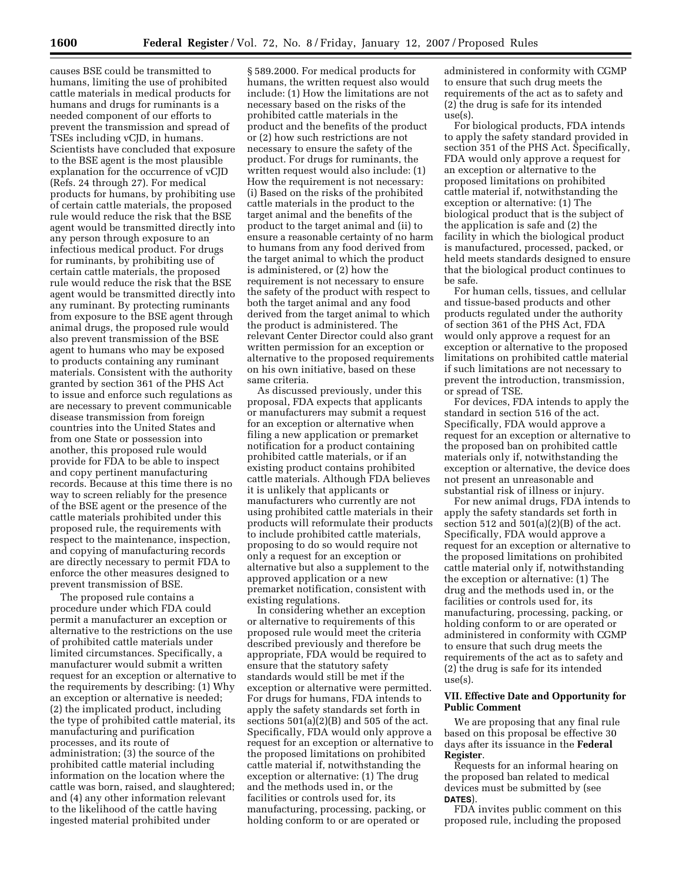causes BSE could be transmitted to humans, limiting the use of prohibited cattle materials in medical products for humans and drugs for ruminants is a needed component of our efforts to prevent the transmission and spread of TSEs including vCJD, in humans. Scientists have concluded that exposure to the BSE agent is the most plausible explanation for the occurrence of vCJD (Refs. 24 through 27). For medical products for humans, by prohibiting use of certain cattle materials, the proposed rule would reduce the risk that the BSE agent would be transmitted directly into any person through exposure to an infectious medical product. For drugs for ruminants, by prohibiting use of certain cattle materials, the proposed rule would reduce the risk that the BSE agent would be transmitted directly into any ruminant. By protecting ruminants from exposure to the BSE agent through animal drugs, the proposed rule would also prevent transmission of the BSE agent to humans who may be exposed to products containing any ruminant materials. Consistent with the authority granted by section 361 of the PHS Act to issue and enforce such regulations as are necessary to prevent communicable disease transmission from foreign countries into the United States and from one State or possession into another, this proposed rule would provide for FDA to be able to inspect and copy pertinent manufacturing records. Because at this time there is no way to screen reliably for the presence of the BSE agent or the presence of the cattle materials prohibited under this proposed rule, the requirements with respect to the maintenance, inspection, and copying of manufacturing records are directly necessary to permit FDA to enforce the other measures designed to prevent transmission of BSE.

The proposed rule contains a procedure under which FDA could permit a manufacturer an exception or alternative to the restrictions on the use of prohibited cattle materials under limited circumstances. Specifically, a manufacturer would submit a written request for an exception or alternative to the requirements by describing: (1) Why an exception or alternative is needed; (2) the implicated product, including the type of prohibited cattle material, its manufacturing and purification processes, and its route of administration; (3) the source of the prohibited cattle material including information on the location where the cattle was born, raised, and slaughtered; and (4) any other information relevant to the likelihood of the cattle having ingested material prohibited under § 589.2000. For medical products for humans, the written request also would include: (1) How the limitations are not necessary based on the risks of the prohibited cattle materials in the product and the benefits of the product or (2) how such restrictions are not necessary to ensure the safety of the product. For drugs for ruminants, the written request would also include: (1) How the requirement is not necessary: (i) Based on the risks of the prohibited cattle materials in the product to the target animal and the benefits of the product to the target animal and (ii) to ensure a reasonable certainty of no harm to humans from any food derived from the target animal to which the product is administered, or (2) how the requirement is not necessary to ensure the safety of the product with respect to both the target animal and any food derived from the target animal to which the product is administered. The relevant Center Director could also grant written permission for an exception or alternative to the proposed requirements on his own initiative, based on these same criteria.

As discussed previously, under this proposal, FDA expects that applicants or manufacturers may submit a request for an exception or alternative when filing a new application or premarket notification for a product containing prohibited cattle materials, or if an existing product contains prohibited cattle materials. Although FDA believes it is unlikely that applicants or manufacturers who currently are not using prohibited cattle materials in their products will reformulate their products to include prohibited cattle materials, proposing to do so would require not only a request for an exception or alternative but also a supplement to the approved application or a new premarket notification, consistent with existing regulations.

In considering whether an exception or alternative to requirements of this proposed rule would meet the criteria described previously and therefore be appropriate, FDA would be required to ensure that the statutory safety standards would still be met if the exception or alternative were permitted. For drugs for humans, FDA intends to apply the safety standards set forth in sections 501(a)(2)(B) and 505 of the act. Specifically, FDA would only approve a request for an exception or alternative to the proposed limitations on prohibited cattle material if, notwithstanding the exception or alternative: (1) The drug and the methods used in, or the facilities or controls used for, its manufacturing, processing, packing, or holding conform to or are operated or administered in conformity with CGMP to ensure that such drug meets the requirements of the act as to safety and (2) the drug is safe for its intended use(s).

For biological products, FDA intends to apply the safety standard provided in section 351 of the PHS Act. Specifically, FDA would only approve a request for an exception or alternative to the proposed limitations on prohibited cattle material if, notwithstanding the exception or alternative: (1) The biological product that is the subject of the application is safe and (2) the facility in which the biological product is manufactured, processed, packed, or held meets standards designed to ensure that the biological product continues to be safe.

For human cells, tissues, and cellular and tissue-based products and other products regulated under the authority of section 361 of the PHS Act, FDA would only approve a request for an exception or alternative to the proposed limitations on prohibited cattle material if such limitations are not necessary to prevent the introduction, transmission, or spread of TSE.

For devices, FDA intends to apply the standard in section 516 of the act. Specifically, FDA would approve a request for an exception or alternative to the proposed ban on prohibited cattle materials only if, notwithstanding the exception or alternative, the device does not present an unreasonable and substantial risk of illness or injury.

For new animal drugs, FDA intends to apply the safety standards set forth in section 512 and 501(a)(2)(B) of the act. Specifically, FDA would approve a request for an exception or alternative to the proposed limitations on prohibited cattle material only if, notwithstanding the exception or alternative: (1) The drug and the methods used in, or the facilities or controls used for, its manufacturing, processing, packing, or holding conform to or are operated or administered in conformity with CGMP to ensure that such drug meets the requirements of the act as to safety and (2) the drug is safe for its intended use(s).

## VII. Effective Date and Opportunity for Public Comment

We are proposing that any final rule based on this proposal be effective 30 days after its issuance in the **Federal Register**.

Requests for an informal hearing on the proposed ban related to medical devices must be submitted by (see **DATES**).

FDA invites public comment on this proposed rule, including the proposed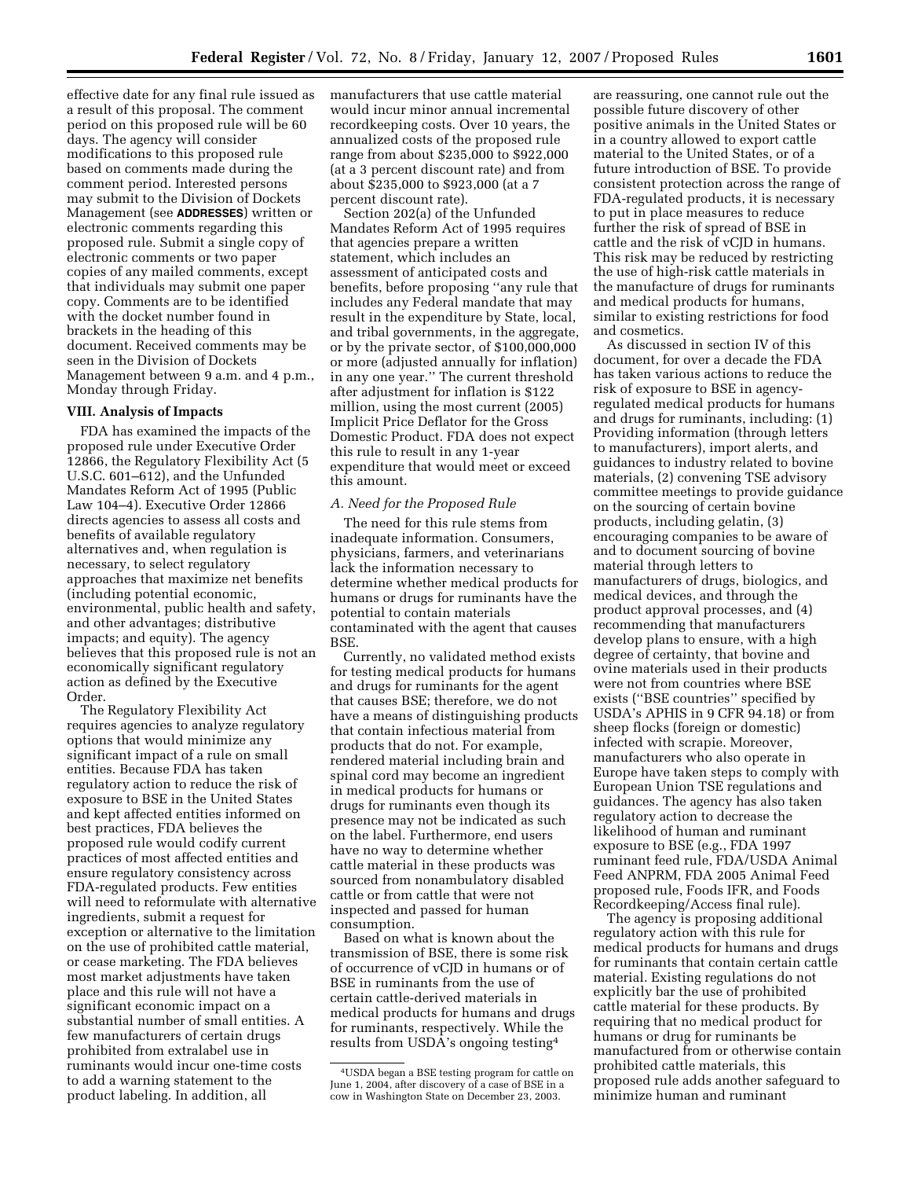effective date for any final rule issued as a result of this proposal. The comment period on this proposed rule will be 60 days. The agency will consider modifications to this proposed rule based on comments made during the comment period. Interested persons may submit to the Division of Dockets Management (see **ADDRESSES**) written or electronic comments regarding this proposed rule. Submit a single copy of electronic comments or two paper copies of any mailed comments, except that individuals may submit one paper copy. Comments are to be identified with the docket number found in brackets in the heading of this document. Received comments may be seen in the Division of Dockets Management between 9 a.m. and 4 p.m., Monday through Friday.

## VIII. Analysis of Impacts

FDA has examined the impacts of the proposed rule under Executive Order 12866, the Regulatory Flexibility Act (5 U.S.C. 601–612), and the Unfunded Mandates Reform Act of 1995 (Public Law 104–4). Executive Order 12866 directs agencies to assess all costs and benefits of available regulatory alternatives and, when regulation is necessary, to select regulatory approaches that maximize net benefits (including potential economic, environmental, public health and safety, and other advantages; distributive impacts; and equity). The agency believes that this proposed rule is not an economically significant regulatory action as defined by the Executive Order.

The Regulatory Flexibility Act requires agencies to analyze regulatory options that would minimize any significant impact of a rule on small entities. Because FDA has taken regulatory action to reduce the risk of exposure to BSE in the United States and kept affected entities informed on best practices, FDA believes the proposed rule would codify current practices of most affected entities and ensure regulatory consistency across FDA-regulated products. Few entities will need to reformulate with alternative ingredients, submit a request for exception or alternative to the limitation on the use of prohibited cattle material, or cease marketing. The FDA believes most market adjustments have taken place and this rule will not have a significant economic impact on a substantial number of small entities. A few manufacturers of certain drugs prohibited from extralabel use in ruminants would incur one-time costs to add a warning statement to the product labeling. In addition, all manufacturers that use cattle material would incur minor annual incremental recordkeeping costs. Over 10 years, the annualized costs of the proposed rule range from about $235,000 to $922,000 (at a 3 percent discount rate) and from about $235,000 to $923,000 (at a 7 percent discount rate).

Section 202(a) of the Unfunded Mandates Reform Act of 1995 requires that agencies prepare a written statement, which includes an assessment of anticipated costs and benefits, before proposing ''any rule that includes any Federal mandate that may result in the expenditure by State, local, and tribal governments, in the aggregate, or by the private sector, of $100,000,000 or more (adjusted annually for inflation) in any one year.'' The current threshold after adjustment for inflation is $122 million, using the most current (2005) Implicit Price Deflator for the Gross Domestic Product. FDA does not expect this rule to result in any 1-year expenditure that would meet or exceed this amount.

### *A. Need for the Proposed Rule*

The need for this rule stems from inadequate information. Consumers, physicians, farmers, and veterinarians lack the information necessary to determine whether medical products for humans or drugs for ruminants have the potential to contain materials contaminated with the agent that causes BSE.

Currently, no validated method exists for testing medical products for humans and drugs for ruminants for the agent that causes BSE; therefore, we do not have a means of distinguishing products that contain infectious material from products that do not. For example, rendered material including brain and spinal cord may become an ingredient in medical products for humans or drugs for ruminants even though its presence may not be indicated as such on the label. Furthermore, end users have no way to determine whether cattle material in these products was sourced from nonambulatory disabled cattle or from cattle that were not inspected and passed for human consumption.

Based on what is known about the transmission of BSE, there is some risk of occurrence of vCJD in humans or of BSE in ruminants from the use of certain cattle-derived materials in medical products for humans and drugs for ruminants, respectively. While the results from USDA's ongoing testing[4] are reassuring, one cannot rule out the possible future discovery of other positive animals in the United States or in a country allowed to export cattle material to the United States, or of a future introduction of BSE. To provide consistent protection across the range of FDA-regulated products, it is necessary to put in place measures to reduce further the risk of spread of BSE in cattle and the risk of vCJD in humans. This risk may be reduced by restricting the use of high-risk cattle materials in the manufacture of drugs for ruminants and medical products for humans, similar to existing restrictions for food and cosmetics.

As discussed in section IV of this document, for over a decade the FDA has taken various actions to reduce the risk of exposure to BSE in agency-regulated medical products for humans and drugs for ruminants, including: (1) Providing information (through letters to manufacturers), import alerts, and guidances to industry related to bovine materials, (2) convening TSE advisory committee meetings to provide guidance on the sourcing of certain bovine products, including gelatin, (3) encouraging companies to be aware of and to document sourcing of bovine material through letters to manufacturers of drugs, biologics, and medical devices, and through the product approval processes, and (4) recommending that manufacturers develop plans to ensure, with a high degree of certainty, that bovine and ovine materials used in their products were not from countries where BSE exists (''BSE countries'' specified by USDA's APHIS in 9 CFR 94.18) or from sheep flocks (foreign or domestic) infected with scrapie. Moreover, manufacturers who also operate in Europe have taken steps to comply with European Union TSE regulations and guidances. The agency has also taken regulatory action to decrease the likelihood of human and ruminant exposure to BSE (e.g., FDA 1997 ruminant feed rule, FDA/USDA Animal Feed ANPRM, FDA 2005 Animal Feed proposed rule, Foods IFR, and Foods Recordkeeping/Access final rule).

The agency is proposing additional regulatory action with this rule for medical products for humans and drugs for ruminants that contain certain cattle material. Existing regulations do not explicitly bar the use of prohibited cattle material for these products. By requiring that no medical product for humans or drug for ruminants be manufactured from or otherwise contain prohibited cattle materials, this proposed rule adds another safeguard to minimize human and ruminant

[4] USDA began a BSE testing program for cattle on June 1, 2004, after discovery of a case of BSE in a cow in Washington State on December 23, 2003.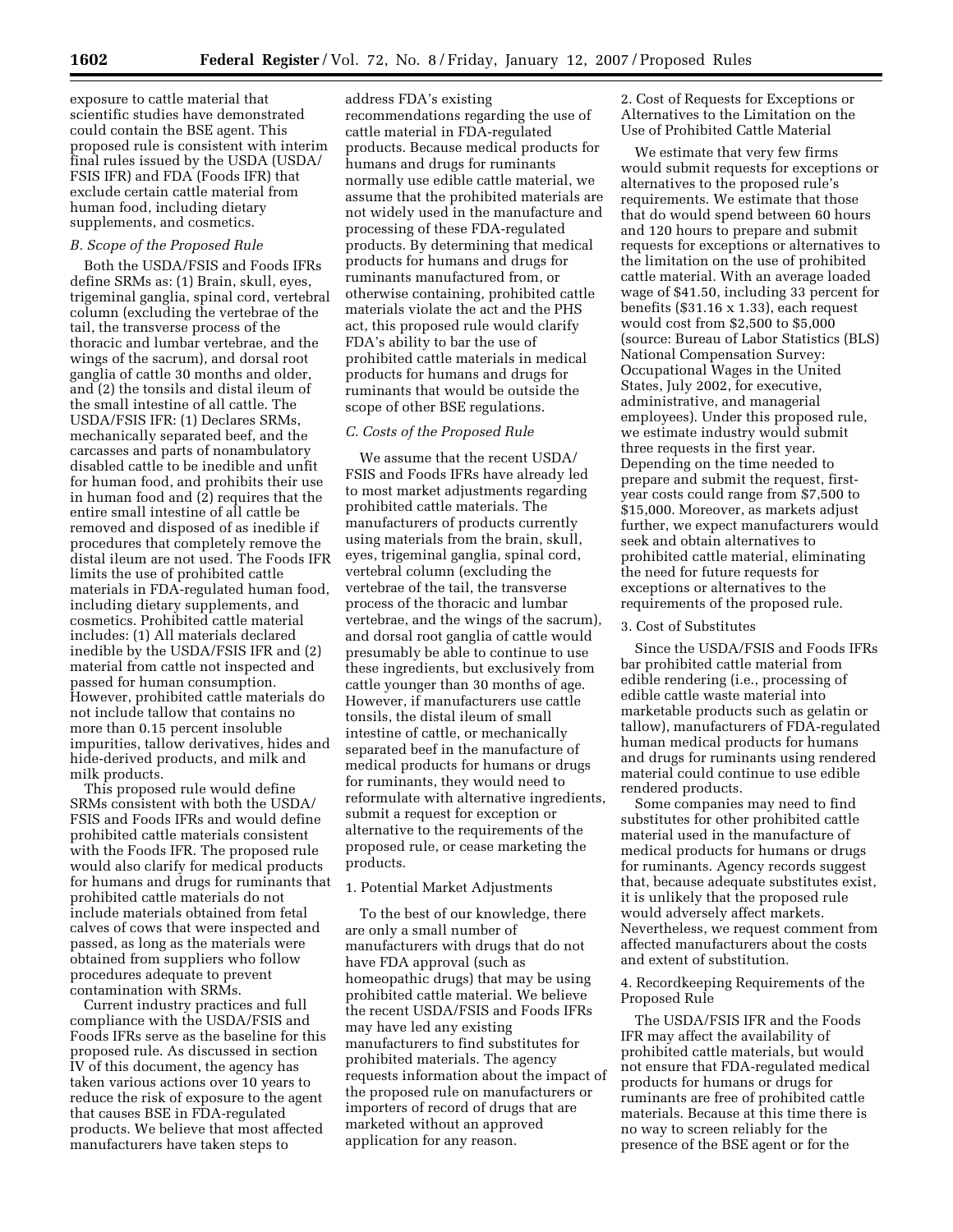exposure to cattle material that scientific studies have demonstrated could contain the BSE agent. This proposed rule is consistent with interim final rules issued by the USDA (USDA/FSIS IFR) and FDA (Foods IFR) that exclude certain cattle material from human food, including dietary supplements, and cosmetics.

*B. Scope of the Proposed Rule*

Both the USDA/FSIS and Foods IFRs define SRMs as: (1) Brain, skull, eyes, trigeminal ganglia, spinal cord, vertebral column (excluding the vertebrae of the tail, the transverse process of the thoracic and lumbar vertebrae, and the wings of the sacrum), and dorsal root ganglia of cattle 30 months and older, and (2) the tonsils and distal ileum of the small intestine of all cattle. The USDA/FSIS IFR: (1) Declares SRMs, mechanically separated beef, and the carcasses and parts of nonambulatory disabled cattle to be inedible and unfit for human food, and prohibits their use in human food and (2) requires that the entire small intestine of all cattle be removed and disposed of as inedible if procedures that completely remove the distal ileum are not used. The Foods IFR limits the use of prohibited cattle materials in FDA-regulated human food, including dietary supplements, and cosmetics. Prohibited cattle material includes: (1) All materials declared inedible by the USDA/FSIS IFR and (2) material from cattle not inspected and passed for human consumption. However, prohibited cattle materials do not include tallow that contains no more than 0.15 percent insoluble impurities, tallow derivatives, hides and hide-derived products, and milk and milk products.

This proposed rule would define SRMs consistent with both the USDA/FSIS and Foods IFRs and would define prohibited cattle materials consistent with the Foods IFR. The proposed rule would also clarify for medical products for humans and drugs for ruminants that prohibited cattle materials do not include materials obtained from fetal calves of cows that were inspected and passed, as long as the materials were obtained from suppliers who follow procedures adequate to prevent contamination with SRMs.

Current industry practices and full compliance with the USDA/FSIS and Foods IFRs serve as the baseline for this proposed rule. As discussed in section IV of this document, the agency has taken various actions over 10 years to reduce the risk of exposure to the agent that causes BSE in FDA-regulated products. We believe that most affected manufacturers have taken steps to address FDA's existing recommendations regarding the use of cattle material in FDA-regulated products. Because medical products for humans and drugs for ruminants normally use edible cattle material, we assume that the prohibited materials are not widely used in the manufacture and processing of these FDA-regulated products. By determining that medical products for humans and drugs for ruminants manufactured from, or otherwise containing, prohibited cattle materials violate the act and the PHS act, this proposed rule would clarify FDA's ability to bar the use of prohibited cattle materials in medical products for humans and drugs for ruminants that would be outside the scope of other BSE regulations.

*C. Costs of the Proposed Rule*

We assume that the recent USDA/FSIS and Foods IFRs have already led to most market adjustments regarding prohibited cattle materials. The manufacturers of products currently using materials from the brain, skull, eyes, trigeminal ganglia, spinal cord, vertebral column (excluding the vertebrae of the tail, the transverse process of the thoracic and lumbar vertebrae, and the wings of the sacrum), and dorsal root ganglia of cattle would presumably be able to continue to use these ingredients, but exclusively from cattle younger than 30 months of age. However, if manufacturers use cattle tonsils, the distal ileum of small intestine of cattle, or mechanically separated beef in the manufacture of medical products for humans or drugs for ruminants, they would need to reformulate with alternative ingredients, submit a request for exception or alternative to the requirements of the proposed rule, or cease marketing the products.

1. Potential Market Adjustments

To the best of our knowledge, there are only a small number of manufacturers with drugs that do not have FDA approval (such as homeopathic drugs) that may be using prohibited cattle material. We believe the recent USDA/FSIS and Foods IFRs may have led any existing manufacturers to find substitutes for prohibited materials. The agency requests information about the impact of the proposed rule on manufacturers or importers of record of drugs that are marketed without an approved application for any reason.

2. Cost of Requests for Exceptions or Alternatives to the Limitation on the Use of Prohibited Cattle Material

We estimate that very few firms would submit requests for exceptions or alternatives to the proposed rule's requirements. We estimate that those that do would spend between 60 hours and 120 hours to prepare and submit requests for exceptions or alternatives to the limitation on the use of prohibited cattle material. With an average loaded wage of $41.50, including 33 percent for benefits ($31.16 x 1.33), each request would cost from $2,500 to $5,000 (source: Bureau of Labor Statistics (BLS) National Compensation Survey: Occupational Wages in the United States, July 2002, for executive, administrative, and managerial employees). Under this proposed rule, we estimate industry would submit three requests in the first year. Depending on the time needed to prepare and submit the request, first-year costs could range from $7,500 to $15,000. Moreover, as markets adjust further, we expect manufacturers would seek and obtain alternatives to prohibited cattle material, eliminating the need for future requests for exceptions or alternatives to the requirements of the proposed rule.

3. Cost of Substitutes

Since the USDA/FSIS and Foods IFRs bar prohibited cattle material from edible rendering (i.e., processing of edible cattle waste material into marketable products such as gelatin or tallow), manufacturers of FDA-regulated human medical products for humans and drugs for ruminants using rendered material could continue to use edible rendered products.

Some companies may need to find substitutes for other prohibited cattle material used in the manufacture of medical products for humans or drugs for ruminants. Agency records suggest that, because adequate substitutes exist, it is unlikely that the proposed rule would adversely affect markets. Nevertheless, we request comment from affected manufacturers about the costs and extent of substitution.

4. Recordkeeping Requirements of the Proposed Rule

The USDA/FSIS IFR and the Foods IFR may affect the availability of prohibited cattle materials, but would not ensure that FDA-regulated medical products for humans or drugs for ruminants are free of prohibited cattle materials. Because at this time there is no way to screen reliably for the presence of the BSE agent or for the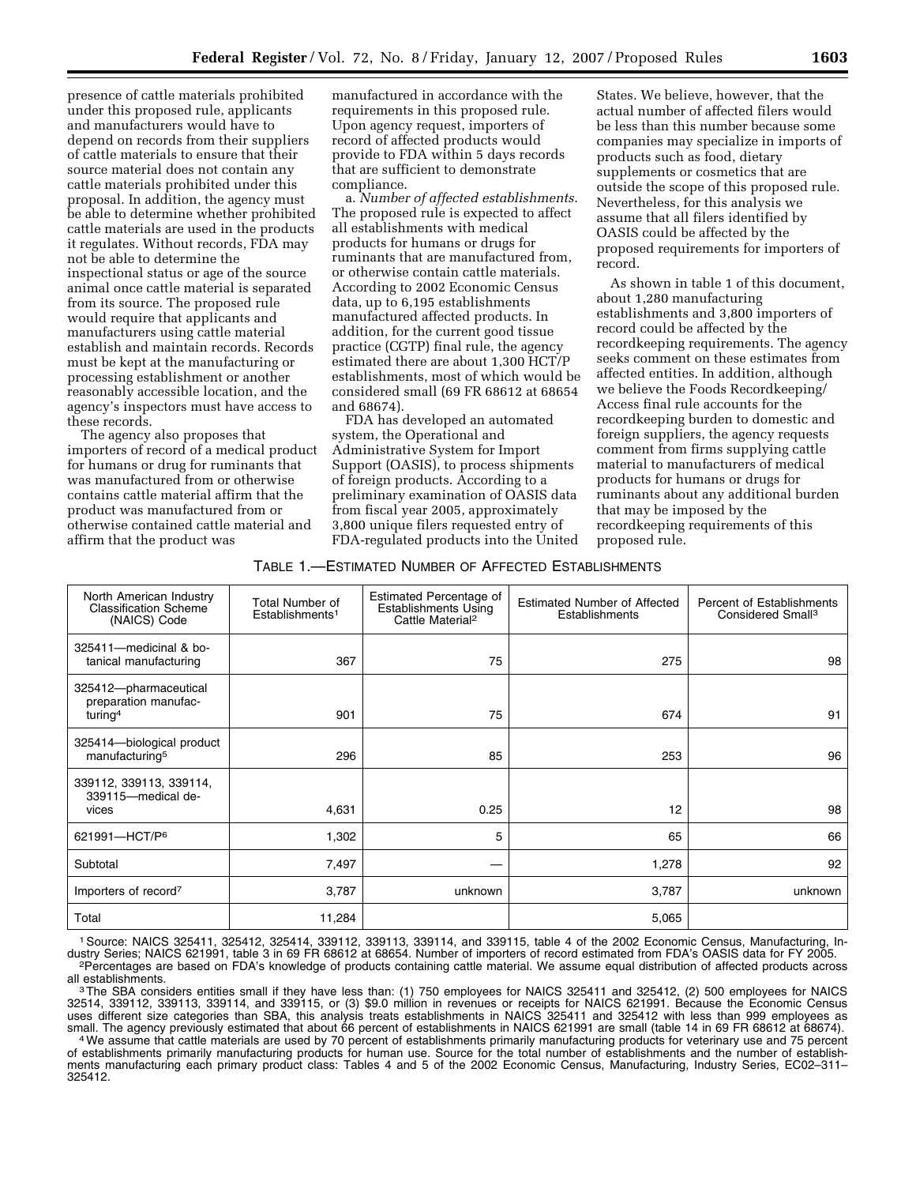presence of cattle materials prohibited under this proposed rule, applicants and manufacturers would have to depend on records from their suppliers of cattle materials to ensure that their source material does not contain any cattle materials prohibited under this proposal. In addition, the agency must be able to determine whether prohibited cattle materials are used in the products it regulates. Without records, FDA may not be able to determine the inspectional status or age of the source animal once cattle material is separated from its source. The proposed rule would require that applicants and manufacturers using cattle material establish and maintain records. Records must be kept at the manufacturing or processing establishment or another reasonably accessible location, and the agency's inspectors must have access to these records.

The agency also proposes that importers of record of a medical product for humans or drug for ruminants that was manufactured from or otherwise contains cattle material affirm that the product was manufactured from or otherwise contained cattle material and affirm that the product was manufactured in accordance with the requirements in this proposed rule. Upon agency request, importers of record of affected products would provide to FDA within 5 days records that are sufficient to demonstrate compliance.

a. *Number of affected establishments*. The proposed rule is expected to affect all establishments with medical products for humans or drugs for ruminants that are manufactured from, or otherwise contain cattle materials. According to 2002 Economic Census data, up to 6,195 establishments manufactured affected products. In addition, for the current good tissue practice (CGTP) final rule, the agency estimated there are about 1,300 HCT/P establishments, most of which would be considered small (69 FR 68612 at 68654 and 68674).

FDA has developed an automated system, the Operational and Administrative System for Import Support (OASIS), to process shipments of foreign products. According to a preliminary examination of OASIS data from fiscal year 2005, approximately 3,800 unique filers requested entry of FDA-regulated products into the United States. We believe, however, that the actual number of affected filers would be less than this number because some companies may specialize in imports of products such as food, dietary supplements or cosmetics that are outside the scope of this proposed rule. Nevertheless, for this analysis we assume that all filers identified by OASIS could be affected by the proposed requirements for importers of record.

As shown in table 1 of this document, about 1,280 manufacturing establishments and 3,800 importers of record could be affected by the recordkeeping requirements. The agency seeks comment on these estimates from affected entities. In addition, although we believe the Foods Recordkeeping/Access final rule accounts for the recordkeeping burden to domestic and foreign suppliers, the agency requests comment from firms supplying cattle material to manufacturers of medical products for humans or drugs for ruminants about any additional burden that may be imposed by the recordkeeping requirements of this proposed rule.

TABLE 1.—ESTIMATED NUMBER OF AFFECTED ESTABLISHMENTS

| North American Industry Classification Scheme (NAICS) Code | Total Number of Establishments[1] | Estimated Percentage of Establishments Using Cattle Material[2] | Estimated Number of Affected Establishments | Percent of Establishments Considered Small[3] |
|---|---|---|---|---|
| 325411—medicinal & botanical manufacturing | 367 | 75 | 275 | 98 |
| 325412—pharmaceutical preparation manufacturing[4] | 901 | 75 | 674 | 91 |
| 325414—biological product manufacturing[5] | 296 | 85 | 253 | 96 |
| 339112, 339113, 339114, 339115—medical devices | 4,631 | 0.25 | 12 | 98 |
| 621991—HCT/P[6] | 1,302 | 5 | 65 | 66 |
| Subtotal | 7,497 | — | 1,278 | 92 |
| Importers of record[7] | 3,787 | unknown | 3,787 | unknown |
| Total | 11,284 | | 5,065 | |

[1] Source: NAICS 325411, 325412, 325414, 339112, 339113, 339114, and 339115, table 4 of the 2002 Economic Census, Manufacturing, Industry Series; NAICS 621991, table 3 in 69 FR 68612 at 68654. Number of importers of record estimated from FDA's OASIS data for FY 2005.

[2] Percentages are based on FDA's knowledge of products containing cattle material. We assume equal distribution of affected products across all establishments.

[3] The SBA considers entities small if they have less than: (1) 750 employees for NAICS 325411 and 325412, (2) 500 employees for NAICS 32514, 339112, 339113, 339114, and 339115, or (3) $9.0 million in revenues or receipts for NAICS 621991. Because the Economic Census uses different size categories than SBA, this analysis treats establishments in NAICS 325411 and 325412 with less than 999 employees as small. The agency previously estimated that about 66 percent of establishments in NAICS 621991 are small (table 14 in 69 FR 68612 at 68674).

[4] We assume that cattle materials are used by 70 percent of establishments primarily manufacturing products for veterinary use and 75 percent of establishments primarily manufacturing products for human use. Source for the total number of establishments and the number of establishments manufacturing each primary product class: Tables 4 and 5 of the 2002 Economic Census, Manufacturing, Industry Series, EC02–311–325412.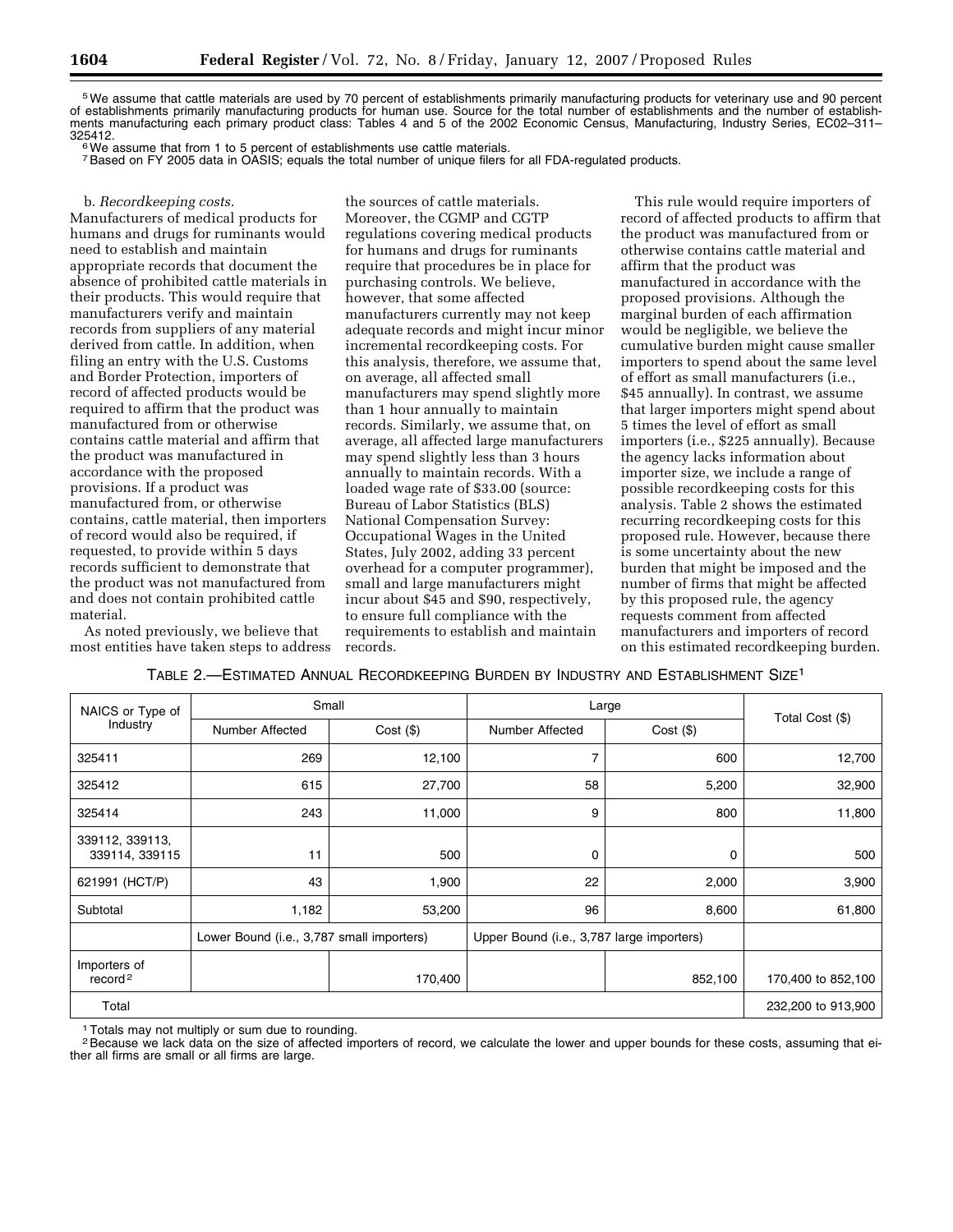[5] We assume that cattle materials are used by 70 percent of establishments primarily manufacturing products for veterinary use and 90 percent of establishments primarily manufacturing products for human use. Source for the total number of establishments and the number of establishments manufacturing each primary product class: Tables 4 and 5 of the 2002 Economic Census, Manufacturing, Industry Series, EC02–311–325412.

[6] We assume that from 1 to 5 percent of establishments use cattle materials.

[7] Based on FY 2005 data in OASIS; equals the total number of unique filers for all FDA-regulated products.

b. *Recordkeeping costs*. Manufacturers of medical products for humans and drugs for ruminants would need to establish and maintain appropriate records that document the absence of prohibited cattle materials in their products. This would require that manufacturers verify and maintain records from suppliers of any material derived from cattle. In addition, when filing an entry with the U.S. Customs and Border Protection, importers of record of affected products would be required to affirm that the product was manufactured from or otherwise contains cattle material and affirm that the product was manufactured in accordance with the proposed provisions. If a product was manufactured from, or otherwise contains, cattle material, then importers of record would also be required, if requested, to provide within 5 days records sufficient to demonstrate that the product was not manufactured from and does not contain prohibited cattle material.

As noted previously, we believe that most entities have taken steps to address the sources of cattle materials. Moreover, the CGMP and CGTP regulations covering medical products for humans and drugs for ruminants require that procedures be in place for purchasing controls. We believe, however, that some affected manufacturers currently may not keep adequate records and might incur minor incremental recordkeeping costs. For this analysis, therefore, we assume that, on average, all affected small manufacturers may spend slightly more than 1 hour annually to maintain records. Similarly, we assume that, on average, all affected large manufacturers may spend slightly less than 3 hours annually to maintain records. With a loaded wage rate of $33.00 (source: Bureau of Labor Statistics (BLS) National Compensation Survey: Occupational Wages in the United States, July 2002, adding 33 percent overhead for a computer programmer), small and large manufacturers might incur about $45 and $90, respectively, to ensure full compliance with the requirements to establish and maintain records.

This rule would require importers of record of affected products to affirm that the product was manufactured from or otherwise contains cattle material and affirm that the product was manufactured in accordance with the proposed provisions. Although the marginal burden of each affirmation would be negligible, we believe the cumulative burden might cause smaller importers to spend about the same level of effort as small manufacturers (i.e., $45 annually). In contrast, we assume that larger importers might spend about 5 times the level of effort as small importers (i.e., $225 annually). Because the agency lacks information about importer size, we include a range of possible recordkeeping costs for this analysis. Table 2 shows the estimated recurring recordkeeping costs for this proposed rule. However, because there is some uncertainty about the new burden that might be imposed and the number of firms that might be affected by this proposed rule, the agency requests comment from affected manufacturers and importers of record on this estimated recordkeeping burden.

TABLE 2.—ESTIMATED ANNUAL RECORDKEEPING BURDEN BY INDUSTRY AND ESTABLISHMENT SIZE[1]

| NAICS or Type of Industry | Small | | Large | | Total Cost ($) |
|---|---|---|---|---|---|
| | Number Affected | Cost ($) | Number Affected | Cost ($) | |
| 325411 | 269 | 12,100 | 7 | 600 | 12,700 |
| 325412 | 615 | 27,700 | 58 | 5,200 | 32,900 |
| 325414 | 243 | 11,000 | 9 | 800 | 11,800 |
| 339112, 339113, 339114, 339115 | 11 | 500 | 0 | 0 | 500 |
| 621991 (HCT/P) | 43 | 1,900 | 22 | 2,000 | 3,900 |
| Subtotal | 1,182 | 53,200 | 96 | 8,600 | 61,800 |
| | Lower Bound (i.e., 3,787 small importers) | | Upper Bound (i.e., 3,787 large importers) | | |
| Importers of record[2] | | 170,400 | | 852,100 | 170,400 to 852,100 |
| Total | | | | | 232,200 to 913,900 |

[1] Totals may not multiply or sum due to rounding.

[2] Because we lack data on the size of affected importers of record, we calculate the lower and upper bounds for these costs, assuming that either all firms are small or all firms are large.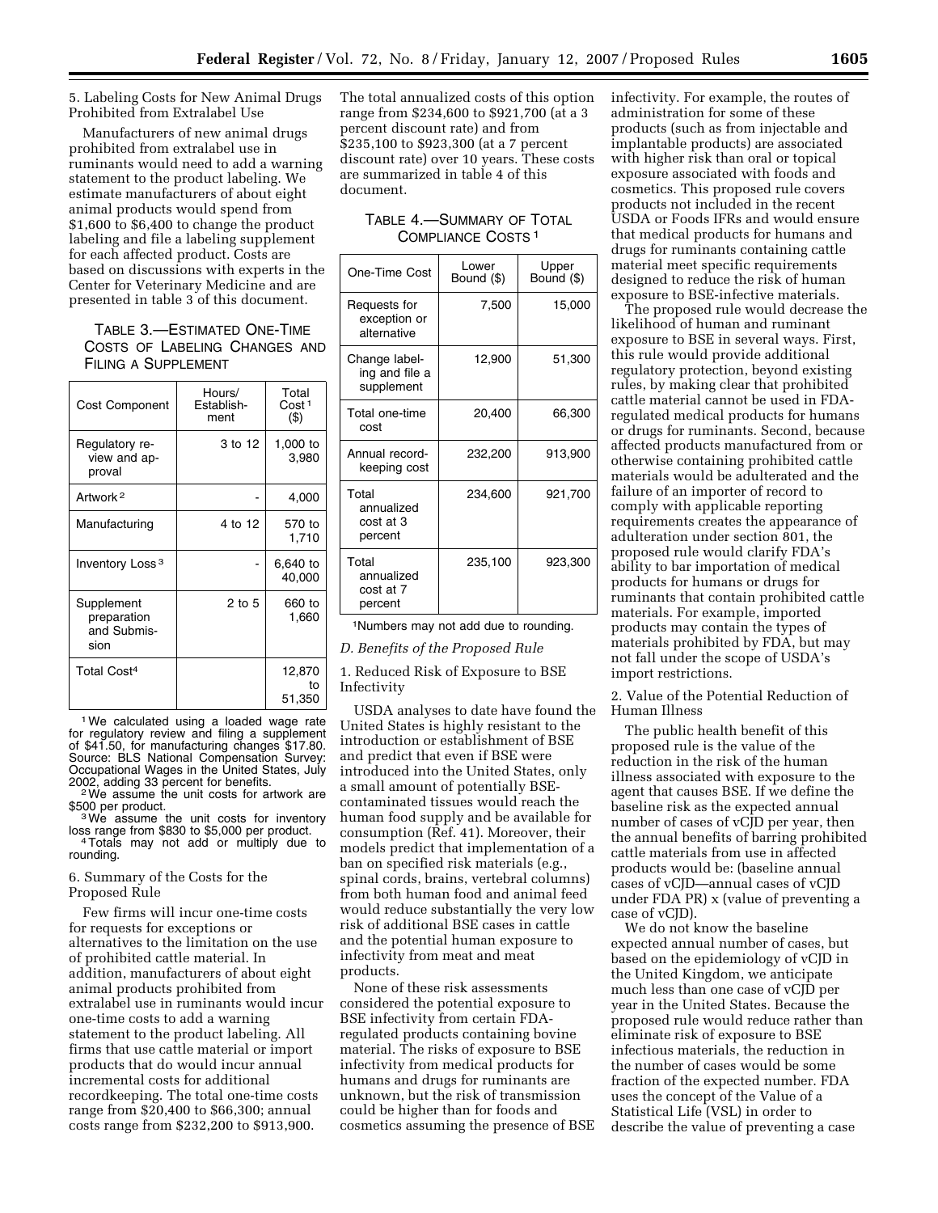5. Labeling Costs for New Animal Drugs Prohibited from Extralabel Use

Manufacturers of new animal drugs prohibited from extralabel use in ruminants would need to add a warning statement to the product labeling. We estimate manufacturers of about eight animal products would spend from $1,600 to $6,400 to change the product labeling and file a labeling supplement for each affected product. Costs are based on discussions with experts in the Center for Veterinary Medicine and are presented in table 3 of this document.

TABLE 3.—ESTIMATED ONE-TIME COSTS OF LABELING CHANGES AND FILING A SUPPLEMENT

| Cost Component | Hours/ Establishment | Total Cost [1] ($) |
|---|---|---|
| Regulatory review and approval | 3 to 12 | 1,000 to 3,980 |
| Artwork [2] | - | 4,000 |
| Manufacturing | 4 to 12 | 570 to 1,710 |
| Inventory Loss [3] | - | 6,640 to 40,000 |
| Supplement preparation and Submission | 2 to 5 | 660 to 1,660 |
| Total Cost[4] | | 12,870 to 51,350 |

[1] We calculated using a loaded wage rate for regulatory review and filing a supplement of $41.50, for manufacturing changes $17.80. Source: BLS National Compensation Survey: Occupational Wages in the United States, July 2002, adding 33 percent for benefits.

[2] We assume the unit costs for artwork are $500 per product.

[3] We assume the unit costs for inventory loss range from $830 to $5,000 per product.

[4] Totals may not add or multiply due to rounding.

6. Summary of the Costs for the Proposed Rule

Few firms will incur one-time costs for requests for exceptions or alternatives to the limitation on the use of prohibited cattle material. In addition, manufacturers of about eight animal products prohibited from extralabel use in ruminants would incur one-time costs to add a warning statement to the product labeling. All firms that use cattle material or import products that do would incur annual incremental costs for additional recordkeeping. The total one-time costs range from $20,400 to $66,300; annual costs range from $232,200 to $913,900. The total annualized costs of this option range from $234,600 to $921,700 (at a 3 percent discount rate) and from $235,100 to $923,300 (at a 7 percent discount rate) over 10 years. These costs are summarized in table 4 of this document.

TABLE 4.—SUMMARY OF TOTAL COMPLIANCE COSTS [1]

| One-Time Cost | Lower Bound ($) | Upper Bound ($) |
|---|---|---|
| Requests for exception or alternative | 7,500 | 15,000 |
| Change labeling and file a supplement | 12,900 | 51,300 |
| Total one-time cost | 20,400 | 66,300 |
| Annual recordkeeping cost | 232,200 | 913,900 |
| Total annualized cost at 3 percent | 234,600 | 921,700 |
| Total annualized cost at 7 percent | 235,100 | 923,300 |

[1]Numbers may not add due to rounding.

*D. Benefits of the Proposed Rule*

1. Reduced Risk of Exposure to BSE Infectivity

USDA analyses to date have found the United States is highly resistant to the introduction or establishment of BSE and predict that even if BSE were introduced into the United States, only a small amount of potentially BSE-contaminated tissues would reach the human food supply and be available for consumption (Ref. 41). Moreover, their models predict that implementation of a ban on specified risk materials (e.g., spinal cords, brains, vertebral columns) from both human food and animal feed would reduce substantially the very low risk of additional BSE cases in cattle and the potential human exposure to infectivity from meat and meat products.

None of these risk assessments considered the potential exposure to BSE infectivity from certain FDA-regulated products containing bovine material. The risks of exposure to BSE infectivity from medical products for humans and drugs for ruminants are unknown, but the risk of transmission could be higher than for foods and cosmetics assuming the presence of BSE infectivity. For example, the routes of administration for some of these products (such as from injectable and implantable products) are associated with higher risk than oral or topical exposure associated with foods and cosmetics. This proposed rule covers products not included in the recent USDA or Foods IFRs and would ensure that medical products for humans and drugs for ruminants containing cattle material meet specific requirements designed to reduce the risk of human exposure to BSE-infective materials.

The proposed rule would decrease the likelihood of human and ruminant exposure to BSE in several ways. First, this rule would provide additional regulatory protection, beyond existing rules, by making clear that prohibited cattle material cannot be used in FDA-regulated medical products for humans or drugs for ruminants. Second, because affected products manufactured from or otherwise containing prohibited cattle materials would be adulterated and the failure of an importer of record to comply with applicable reporting requirements creates the appearance of adulteration under section 801, the proposed rule would clarify FDA's ability to bar importation of medical products for humans or drugs for ruminants that contain prohibited cattle materials. For example, imported products may contain the types of materials prohibited by FDA, but may not fall under the scope of USDA's import restrictions.

2. Value of the Potential Reduction of Human Illness

The public health benefit of this proposed rule is the value of the reduction in the risk of the human illness associated with exposure to the agent that causes BSE. If we define the baseline risk as the expected annual number of cases of vCJD per year, then the annual benefits of barring prohibited cattle materials from use in affected products would be: (baseline annual cases of vCJD—annual cases of vCJD under FDA PR) x (value of preventing a case of vCJD).

We do not know the baseline expected annual number of cases, but based on the epidemiology of vCJD in the United Kingdom, we anticipate much less than one case of vCJD per year in the United States. Because the proposed rule would reduce rather than eliminate risk of exposure to BSE infectious materials, the reduction in the number of cases would be some fraction of the expected number. FDA uses the concept of the Value of a Statistical Life (VSL) in order to describe the value of preventing a case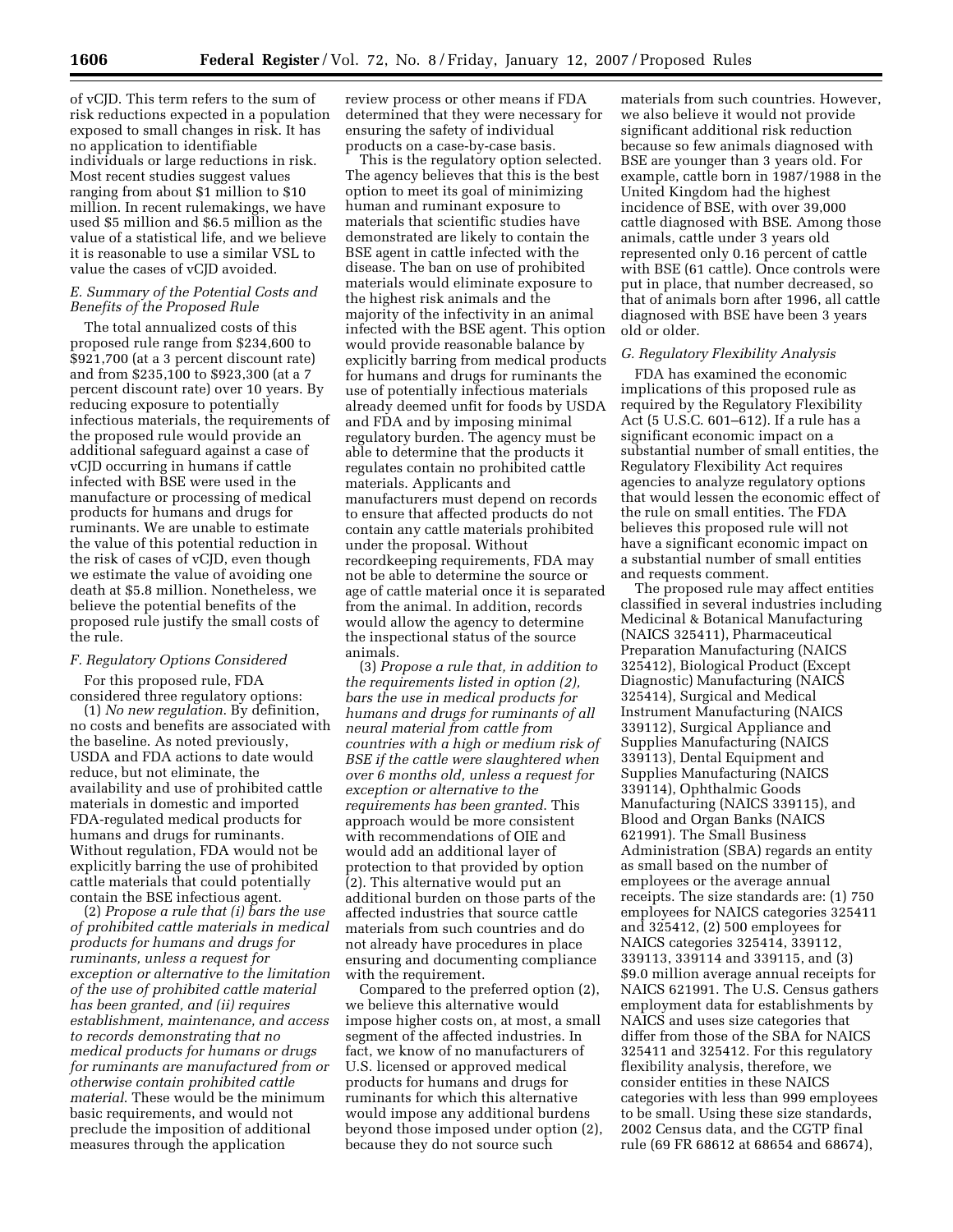of vCJD. This term refers to the sum of risk reductions expected in a population exposed to small changes in risk. It has no application to identifiable individuals or large reductions in risk. Most recent studies suggest values ranging from about $1 million to $10 million. In recent rulemakings, we have used $5 million and $6.5 million as the value of a statistical life, and we believe it is reasonable to use a similar VSL to value the cases of vCJD avoided.

### E. Summary of the Potential Costs and Benefits of the Proposed Rule

The total annualized costs of this proposed rule range from $234,600 to $921,700 (at a 3 percent discount rate) and from $235,100 to $923,300 (at a 7 percent discount rate) over 10 years. By reducing exposure to potentially infectious materials, the requirements of the proposed rule would provide an additional safeguard against a case of vCJD occurring in humans if cattle infected with BSE were used in the manufacture or processing of medical products for humans and drugs for ruminants. We are unable to estimate the value of this potential reduction in the risk of cases of vCJD, even though we estimate the value of avoiding one death at $5.8 million. Nonetheless, we believe the potential benefits of the proposed rule justify the small costs of the rule.

### F. Regulatory Options Considered

For this proposed rule, FDA considered three regulatory options:

(1) *No new regulation.* By definition, no costs and benefits are associated with the baseline. As noted previously, USDA and FDA actions to date would reduce, but not eliminate, the availability and use of prohibited cattle materials in domestic and imported FDA-regulated medical products for humans and drugs for ruminants. Without regulation, FDA would not be explicitly barring the use of prohibited cattle materials that could potentially contain the BSE infectious agent.

(2) *Propose a rule that (i) bars the use of prohibited cattle materials in medical products for humans and drugs for ruminants, unless a request for exception or alternative to the limitation of the use of prohibited cattle material has been granted, and (ii) requires establishment, maintenance, and access to records demonstrating that no medical products for humans or drugs for ruminants are manufactured from or otherwise contain prohibited cattle material.* These would be the minimum basic requirements, and would not preclude the imposition of additional measures through the application review process or other means if FDA determined that they were necessary for ensuring the safety of individual products on a case-by-case basis.

This is the regulatory option selected. The agency believes that this is the best option to meet its goal of minimizing human and ruminant exposure to materials that scientific studies have demonstrated are likely to contain the BSE agent in cattle infected with the disease. The ban on use of prohibited materials would eliminate exposure to the highest risk animals and the majority of the infectivity in an animal infected with the BSE agent. This option would provide reasonable balance by explicitly barring from medical products for humans and drugs for ruminants the use of potentially infectious materials already deemed unfit for foods by USDA and FDA and by imposing minimal regulatory burden. The agency must be able to determine that the products it regulates contain no prohibited cattle materials. Applicants and manufacturers must depend on records to ensure that affected products do not contain any cattle materials prohibited under the proposal. Without recordkeeping requirements, FDA may not be able to determine the source or age of cattle material once it is separated from the animal. In addition, records would allow the agency to determine the inspectional status of the source animals.

(3) *Propose a rule that, in addition to the requirements listed in option (2), bars the use in medical products for humans and drugs for ruminants of all neural material from cattle from countries with a high or medium risk of BSE if the cattle were slaughtered when over 6 months old, unless a request for exception or alternative to the requirements has been granted.* This approach would be more consistent with recommendations of OIE and would add an additional layer of protection to that provided by option (2). This alternative would put an additional burden on those parts of the affected industries that source cattle materials from such countries and do not already have procedures in place ensuring and documenting compliance with the requirement.

Compared to the preferred option (2), we believe this alternative would impose higher costs on, at most, a small segment of the affected industries. In fact, we know of no manufacturers of U.S. licensed or approved medical products for humans and drugs for ruminants for which this alternative would impose any additional burdens beyond those imposed under option (2), because they do not source such materials from such countries. However, we also believe it would not provide significant additional risk reduction because so few animals diagnosed with BSE are younger than 3 years old. For example, cattle born in 1987/1988 in the United Kingdom had the highest incidence of BSE, with over 39,000 cattle diagnosed with BSE. Among those animals, cattle under 3 years old represented only 0.16 percent of cattle with BSE (61 cattle). Once controls were put in place, that number decreased, so that of animals born after 1996, all cattle diagnosed with BSE have been 3 years old or older.

### G. Regulatory Flexibility Analysis

FDA has examined the economic implications of this proposed rule as required by the Regulatory Flexibility Act (5 U.S.C. 601–612). If a rule has a significant economic impact on a substantial number of small entities, the Regulatory Flexibility Act requires agencies to analyze regulatory options that would lessen the economic effect of the rule on small entities. The FDA believes this proposed rule will not have a significant economic impact on a substantial number of small entities and requests comment.

The proposed rule may affect entities classified in several industries including Medicinal & Botanical Manufacturing (NAICS 325411), Pharmaceutical Preparation Manufacturing (NAICS 325412), Biological Product (Except Diagnostic) Manufacturing (NAICS 325414), Surgical and Medical Instrument Manufacturing (NAICS 339112), Surgical Appliance and Supplies Manufacturing (NAICS 339113), Dental Equipment and Supplies Manufacturing (NAICS 339114), Ophthalmic Goods Manufacturing (NAICS 339115), and Blood and Organ Banks (NAICS 621991). The Small Business Administration (SBA) regards an entity as small based on the number of employees or the average annual receipts. The size standards are: (1) 750 employees for NAICS categories 325411 and 325412, (2) 500 employees for NAICS categories 325414, 339112, 339113, 339114 and 339115, and (3) $9.0 million average annual receipts for NAICS 621991. The U.S. Census gathers employment data for establishments by NAICS and uses size categories that differ from those of the SBA for NAICS 325411 and 325412. For this regulatory flexibility analysis, therefore, we consider entities in these NAICS categories with less than 999 employees to be small. Using these size standards, 2002 Census data, and the CGTP final rule (69 FR 68612 at 68654 and 68674),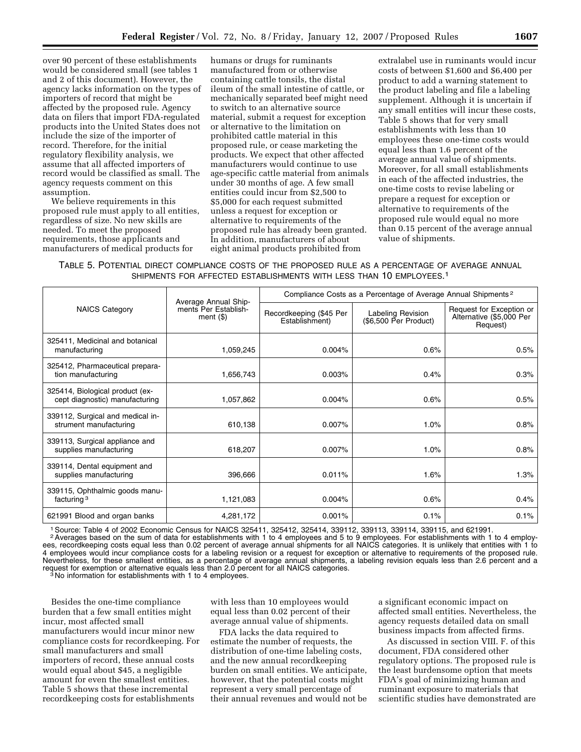over 90 percent of these establishments would be considered small (see tables 1 and 2 of this document). However, the agency lacks information on the types of importers of record that might be affected by the proposed rule. Agency data on filers that import FDA-regulated products into the United States does not include the size of the importer of record. Therefore, for the initial regulatory flexibility analysis, we assume that all affected importers of record would be classified as small. The agency requests comment on this assumption.

We believe requirements in this proposed rule must apply to all entities, regardless of size. No new skills are needed. To meet the proposed requirements, those applicants and manufacturers of medical products for humans or drugs for ruminants manufactured from or otherwise containing cattle tonsils, the distal ileum of the small intestine of cattle, or mechanically separated beef might need to switch to an alternative source material, submit a request for exception or alternative to the limitation on prohibited cattle material in this proposed rule, or cease marketing the products. We expect that other affected manufacturers would continue to use age-specific cattle material from animals under 30 months of age. A few small entities could incur from $2,500 to $5,000 for each request submitted unless a request for exception or alternative to requirements of the proposed rule has already been granted. In addition, manufacturers of about eight animal products prohibited from extralabel use in ruminants would incur costs of between $1,600 and $6,400 per product to add a warning statement to the product labeling and file a labeling supplement. Although it is uncertain if any small entities will incur these costs, Table 5 shows that for very small establishments with less than 10 employees these one-time costs would equal less than 1.6 percent of the average annual value of shipments. Moreover, for all small establishments in each of the affected industries, the one-time costs to revise labeling or prepare a request for exception or alternative to requirements of the proposed rule would equal no more than 0.15 percent of the average annual value of shipments.

TABLE 5. POTENTIAL DIRECT COMPLIANCE COSTS OF THE PROPOSED RULE AS A PERCENTAGE OF AVERAGE ANNUAL SHIPMENTS FOR AFFECTED ESTABLISHMENTS WITH LESS THAN 10 EMPLOYEES.[1]

| NAICS Category | Average Annual Shipments Per Establishment ($) | Compliance Costs as a Percentage of Average Annual Shipments[2] | | |
|---|---|---|---|---|
| | | Recordkeeping ($45 Per Establishment) | Labeling Revision ($6,500 Per Product) | Request for Exception or Alternative ($5,000 Per Request) |
| 325411, Medicinal and botanical manufacturing | 1,059,245 | 0.004% | 0.6% | 0.5% |
| 325412, Pharmaceutical preparation manufacturing | 1,656,743 | 0.003% | 0.4% | 0.3% |
| 325414, Biological product (except diagnostic) manufacturing | 1,057,862 | 0.004% | 0.6% | 0.5% |
| 339112, Surgical and medical instrument manufacturing | 610,138 | 0.007% | 1.0% | 0.8% |
| 339113, Surgical appliance and supplies manufacturing | 618,207 | 0.007% | 1.0% | 0.8% |
| 339114, Dental equipment and supplies manufacturing | 396,666 | 0.011% | 1.6% | 1.3% |
| 339115, Ophthalmic goods manufacturing[3] | 1,121,083 | 0.004% | 0.6% | 0.4% |
| 621991 Blood and organ banks | 4,281,172 | 0.001% | 0.1% | 0.1% |

[1] Source: Table 4 of 2002 Economic Census for NAICS 325411, 325412, 325414, 339112, 339113, 339114, 339115, and 621991.
[2] Averages based on the sum of data for establishments with 1 to 4 employees and 5 to 9 employees. For establishments with 1 to 4 employees, recordkeeping costs equal less than 0.02 percent of average annual shipments for all NAICS categories. It is unlikely that entities with 1 to 4 employees would incur compliance costs for a labeling revision or a request for exception or alternative to requirements of the proposed rule. Nevertheless, for these smallest entities, as a percentage of average annual shipments, a labeling revision equals less than 2.6 percent and a request for exemption or alternative equals less than 2.0 percent for all NAICS categories.
[3] No information for establishments with 1 to 4 employees.

Besides the one-time compliance burden that a few small entities might incur, most affected small manufacturers would incur minor new compliance costs for recordkeeping. For small manufacturers and small importers of record, these annual costs would equal about $45, a negligible amount for even the smallest entities. Table 5 shows that these incremental recordkeeping costs for establishments with less than 10 employees would equal less than 0.02 percent of their average annual value of shipments.

FDA lacks the data required to estimate the number of requests, the distribution of one-time labeling costs, and the new annual recordkeeping burden on small entities. We anticipate, however, that the potential costs might represent a very small percentage of their annual revenues and would not be a significant economic impact on affected small entities. Nevertheless, the agency requests detailed data on small business impacts from affected firms.

As discussed in section VIII. F. of this document, FDA considered other regulatory options. The proposed rule is the least burdensome option that meets FDA's goal of minimizing human and ruminant exposure to materials that scientific studies have demonstrated are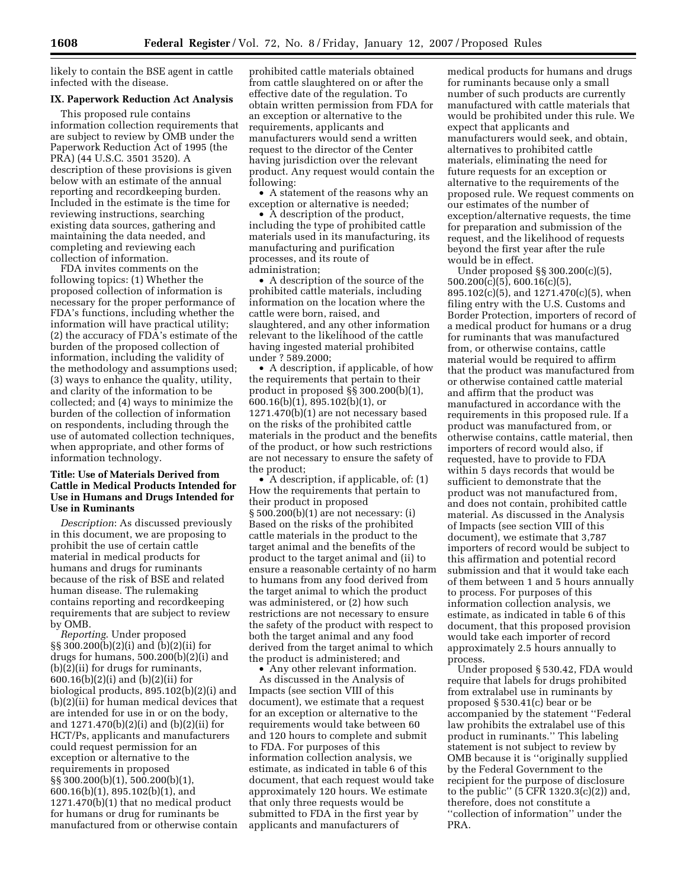likely to contain the BSE agent in cattle infected with the disease.

## IX. Paperwork Reduction Act Analysis

This proposed rule contains information collection requirements that are subject to review by OMB under the Paperwork Reduction Act of 1995 (the PRA) (44 U.S.C. 3501 3520). A description of these provisions is given below with an estimate of the annual reporting and recordkeeping burden. Included in the estimate is the time for reviewing instructions, searching existing data sources, gathering and maintaining the data needed, and completing and reviewing each collection of information.

FDA invites comments on the following topics: (1) Whether the proposed collection of information is necessary for the proper performance of FDA's functions, including whether the information will have practical utility; (2) the accuracy of FDA's estimate of the burden of the proposed collection of information, including the validity of the methodology and assumptions used; (3) ways to enhance the quality, utility, and clarity of the information to be collected; and (4) ways to minimize the burden of the collection of information on respondents, including through the use of automated collection techniques, when appropriate, and other forms of information technology.

### Title: Use of Materials Derived from Cattle in Medical Products Intended for Use in Humans and Drugs Intended for Use in Ruminants

*Description*: As discussed previously in this document, we are proposing to prohibit the use of certain cattle material in medical products for humans and drugs for ruminants because of the risk of BSE and related human disease. The rulemaking contains reporting and recordkeeping requirements that are subject to review by OMB.

*Reporting*. Under proposed §§ 300.200(b)(2)(i) and (b)(2)(ii) for drugs for humans, 500.200(b)(2)(i) and (b)(2)(ii) for drugs for ruminants, 600.16(b)(2)(i) and (b)(2)(ii) for biological products, 895.102(b)(2)(i) and (b)(2)(ii) for human medical devices that are intended for use in or on the body, and 1271.470(b)(2)(i) and (b)(2)(ii) for HCT/Ps, applicants and manufacturers could request permission for an exception or alternative to the requirements in proposed §§ 300.200(b)(1), 500.200(b)(1), 600.16(b)(1), 895.102(b)(1), and 1271.470(b)(1) that no medical product for humans or drug for ruminants be manufactured from or otherwise contain prohibited cattle materials obtained from cattle slaughtered on or after the effective date of the regulation. To obtain written permission from FDA for an exception or alternative to the requirements, applicants and manufacturers would send a written request to the director of the Center having jurisdiction over the relevant product. Any request would contain the following:

- A statement of the reasons why an exception or alternative is needed;
- A description of the product, including the type of prohibited cattle materials used in its manufacturing, its manufacturing and purification processes, and its route of administration;
- A description of the source of the prohibited cattle materials, including information on the location where the cattle were born, raised, and slaughtered, and any other information relevant to the likelihood of the cattle having ingested material prohibited under ? 589.2000;
- A description, if applicable, of how the requirements that pertain to their product in proposed §§ 300.200(b)(1), 600.16(b)(1), 895.102(b)(1), or 1271.470(b)(1) are not necessary based on the risks of the prohibited cattle materials in the product and the benefits of the product, or how such restrictions are not necessary to ensure the safety of the product;
- A description, if applicable, of: (1) How the requirements that pertain to their product in proposed § 500.200(b)(1) are not necessary: (i) Based on the risks of the prohibited cattle materials in the product to the target animal and the benefits of the product to the target animal and (ii) to ensure a reasonable certainty of no harm to humans from any food derived from the target animal to which the product was administered, or (2) how such restrictions are not necessary to ensure the safety of the product with respect to both the target animal and any food derived from the target animal to which the product is administered; and
- Any other relevant information.

As discussed in the Analysis of Impacts (see section VIII of this document), we estimate that a request for an exception or alternative to the requirements would take between 60 and 120 hours to complete and submit to FDA. For purposes of this information collection analysis, we estimate, as indicated in table 6 of this document, that each request would take approximately 120 hours. We estimate that only three requests would be submitted to FDA in the first year by applicants and manufacturers of medical products for humans and drugs for ruminants because only a small number of such products are currently manufactured with cattle materials that would be prohibited under this rule. We expect that applicants and manufacturers would seek, and obtain, alternatives to prohibited cattle materials, eliminating the need for future requests for an exception or alternative to the requirements of the proposed rule. We request comments on our estimates of the number of exception/alternative requests, the time for preparation and submission of the request, and the likelihood of requests beyond the first year after the rule would be in effect.

Under proposed §§ 300.200(c)(5), 500.200(c)(5), 600.16(c)(5), 895.102(c)(5), and 1271.470(c)(5), when filing entry with the U.S. Customs and Border Protection, importers of record of a medical product for humans or a drug for ruminants that was manufactured from, or otherwise contains, cattle material would be required to affirm that the product was manufactured from or otherwise contained cattle material and affirm that the product was manufactured in accordance with the requirements in this proposed rule. If a product was manufactured from, or otherwise contains, cattle material, then importers of record would also, if requested, have to provide to FDA within 5 days records that would be sufficient to demonstrate that the product was not manufactured from, and does not contain, prohibited cattle material. As discussed in the Analysis of Impacts (see section VIII of this document), we estimate that 3,787 importers of record would be subject to this affirmation and potential record submission and that it would take each of them between 1 and 5 hours annually to process. For purposes of this information collection analysis, we estimate, as indicated in table 6 of this document, that this proposed provision would take each importer of record approximately 2.5 hours annually to process.

Under proposed § 530.42, FDA would require that labels for drugs prohibited from extralabel use in ruminants by proposed § 530.41(c) bear or be accompanied by the statement ''Federal law prohibits the extralabel use of this product in ruminants.'' This labeling statement is not subject to review by OMB because it is ''originally supplied by the Federal Government to the recipient for the purpose of disclosure to the public'' (5 CFR 1320.3(c)(2)) and, therefore, does not constitute a ''collection of information'' under the PRA.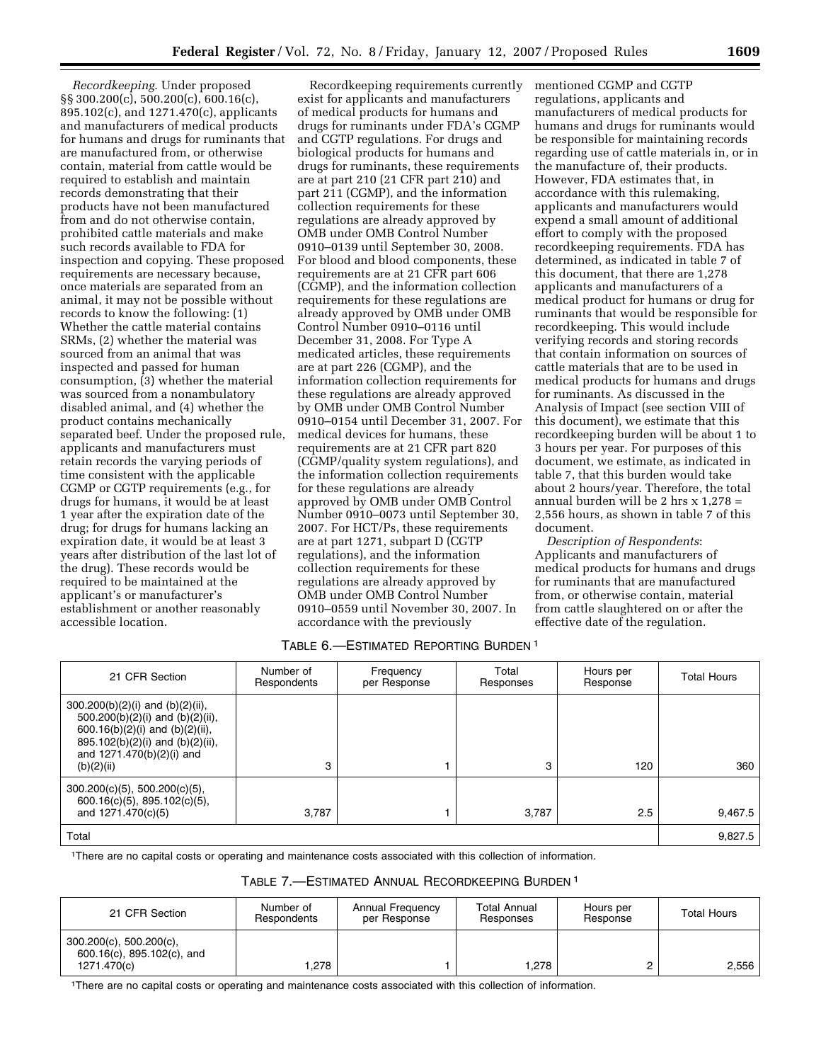*Recordkeeping*. Under proposed §§ 300.200(c), 500.200(c), 600.16(c), 895.102(c), and 1271.470(c), applicants and manufacturers of medical products for humans and drugs for ruminants that are manufactured from, or otherwise contain, material from cattle would be required to establish and maintain records demonstrating that their products have not been manufactured from and do not otherwise contain, prohibited cattle materials and make such records available to FDA for inspection and copying. These proposed requirements are necessary because, once materials are separated from an animal, it may not be possible without records to know the following: (1) Whether the cattle material contains SRMs, (2) whether the material was sourced from an animal that was inspected and passed for human consumption, (3) whether the material was sourced from a nonambulatory disabled animal, and (4) whether the product contains mechanically separated beef. Under the proposed rule, applicants and manufacturers must retain records the varying periods of time consistent with the applicable CGMP or CGTP requirements (e.g., for drugs for humans, it would be at least 1 year after the expiration date of the drug; for drugs for humans lacking an expiration date, it would be at least 3 years after distribution of the last lot of the drug). These records would be required to be maintained at the applicant's or manufacturer's establishment or another reasonably accessible location.

Recordkeeping requirements currently exist for applicants and manufacturers of medical products for humans and drugs for ruminants under FDA's CGMP and CGTP regulations. For drugs and biological products for humans and drugs for ruminants, these requirements are at part 210 (21 CFR part 210) and part 211 (CGMP), and the information collection requirements for these regulations are already approved by OMB under OMB Control Number 0910–0139 until September 30, 2008. For blood and blood components, these requirements are at 21 CFR part 606 (CGMP), and the information collection requirements for these regulations are already approved by OMB under OMB Control Number 0910–0116 until December 31, 2008. For Type A medicated articles, these requirements are at part 226 (CGMP), and the information collection requirements for these regulations are already approved by OMB under OMB Control Number 0910–0154 until December 31, 2007. For medical devices for humans, these requirements are at 21 CFR part 820 (CGMP/quality system regulations), and the information collection requirements for these regulations are already approved by OMB under OMB Control Number 0910–0073 until September 30, 2007. For HCT/Ps, these requirements are at part 1271, subpart D (CGTP regulations), and the information collection requirements for these regulations are already approved by OMB under OMB Control Number 0910–0559 until November 30, 2007. In accordance with the previously mentioned CGMP and CGTP regulations, applicants and manufacturers of medical products for humans and drugs for ruminants would be responsible for maintaining records regarding use of cattle materials in, or in the manufacture of, their products. However, FDA estimates that, in accordance with this rulemaking, applicants and manufacturers would expend a small amount of additional effort to comply with the proposed recordkeeping requirements. FDA has determined, as indicated in table 7 of this document, that there are 1,278 applicants and manufacturers of a medical product for humans or drug for ruminants that would be responsible for recordkeeping. This would include verifying records and storing records that contain information on sources of cattle materials that are to be used in medical products for humans and drugs for ruminants. As discussed in the Analysis of Impact (see section VIII of this document), we estimate that this recordkeeping burden will be about 1 to 3 hours per year. For purposes of this document, we estimate, as indicated in table 7, that this burden would take about 2 hours/year. Therefore, the total annual burden will be 2 hrs x 1,278 = 2,556 hours, as shown in table 7 of this document.

*Description of Respondents*: Applicants and manufacturers of medical products for humans and drugs for ruminants that are manufactured from, or otherwise contain, material from cattle slaughtered on or after the effective date of the regulation.

TABLE 6.—ESTIMATED REPORTING BURDEN [1]

| 21 CFR Section | Number of Respondents | Frequency per Response | Total Responses | Hours per Response | Total Hours |
|---|---|---|---|---|---|
| 300.200(b)(2)(i) and (b)(2)(ii), 500.200(b)(2)(i) and (b)(2)(ii), 600.16(b)(2)(i) and (b)(2)(ii), 895.102(b)(2)(i) and (b)(2)(ii), and 1271.470(b)(2)(i) and (b)(2)(ii) | 3 | 1 | 3 | 120 | 360 |
| 300.200(c)(5), 500.200(c)(5), 600.16(c)(5), 895.102(c)(5), and 1271.470(c)(5) | 3,787 | 1 | 3,787 | 2.5 | 9,467.5 |
| Total | | | | | 9,827.5 |

[1]There are no capital costs or operating and maintenance costs associated with this collection of information.

TABLE 7.—ESTIMATED ANNUAL RECORDKEEPING BURDEN [1]

| 21 CFR Section | Number of Respondents | Annual Frequency per Response | Total Annual Responses | Hours per Response | Total Hours |
|---|---|---|---|---|---|
| 300.200(c), 500.200(c), 600.16(c), 895.102(c), and 1271.470(c) | 1,278 | 1 | 1,278 | 2 | 2,556 |

[1]There are no capital costs or operating and maintenance costs associated with this collection of information.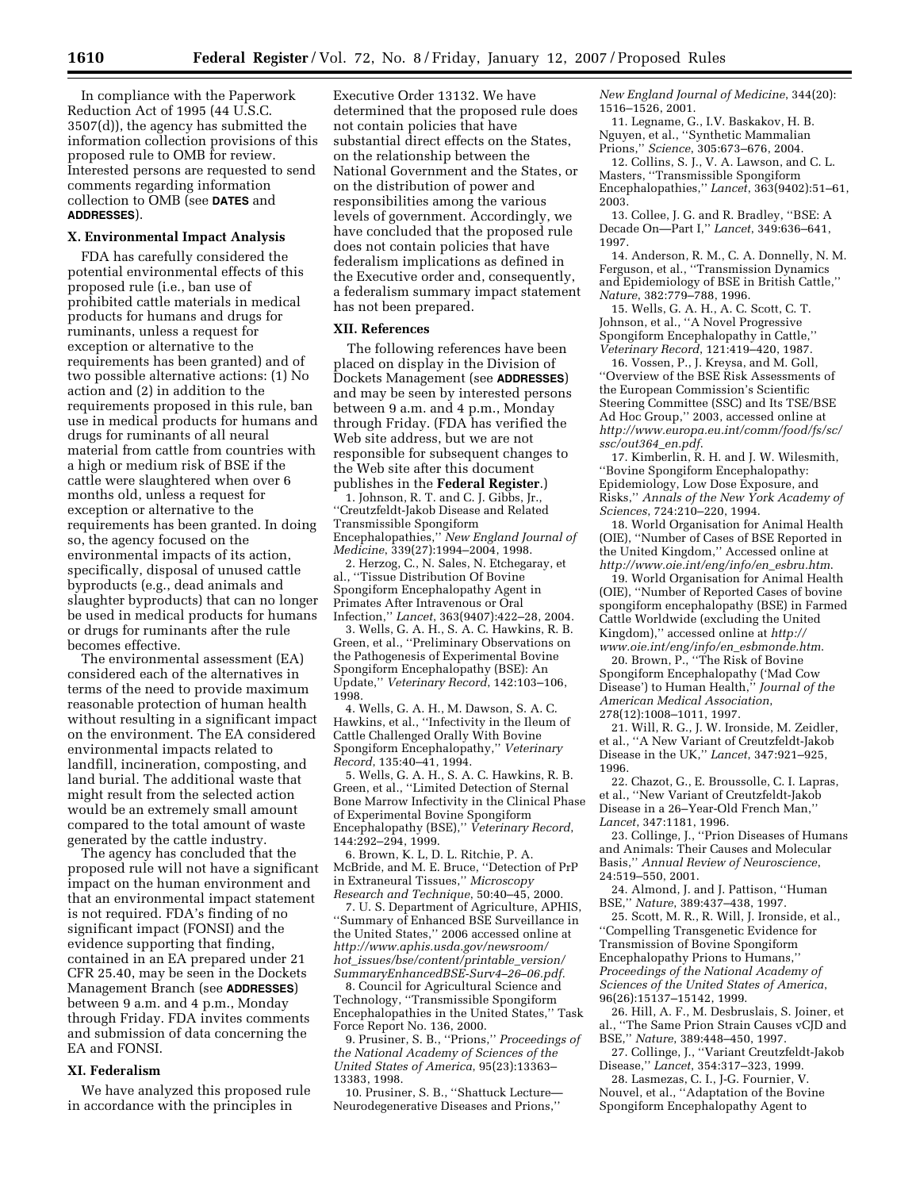In compliance with the Paperwork Reduction Act of 1995 (44 U.S.C. 3507(d)), the agency has submitted the information collection provisions of this proposed rule to OMB for review. Interested persons are requested to send comments regarding information collection to OMB (see **DATES** and **ADDRESSES**).

## X. Environmental Impact Analysis

FDA has carefully considered the potential environmental effects of this proposed rule (i.e., ban use of prohibited cattle materials in medical products for humans and drugs for ruminants, unless a request for exception or alternative to the requirements has been granted) and of two possible alternative actions: (1) No action and (2) in addition to the requirements proposed in this rule, ban use in medical products for humans and drugs for ruminants of all neural material from cattle from countries with a high or medium risk of BSE if the cattle were slaughtered when over 6 months old, unless a request for exception or alternative to the requirements has been granted. In doing so, the agency focused on the environmental impacts of its action, specifically, disposal of unused cattle byproducts (e.g., dead animals and slaughter byproducts) that can no longer be used in medical products for humans or drugs for ruminants after the rule becomes effective.

The environmental assessment (EA) considered each of the alternatives in terms of the need to provide maximum reasonable protection of human health without resulting in a significant impact on the environment. The EA considered environmental impacts related to landfill, incineration, composting, and land burial. The additional waste that might result from the selected action would be an extremely small amount compared to the total amount of waste generated by the cattle industry.

The agency has concluded that the proposed rule will not have a significant impact on the human environment and that an environmental impact statement is not required. FDA's finding of no significant impact (FONSI) and the evidence supporting that finding, contained in an EA prepared under 21 CFR 25.40, may be seen in the Dockets Management Branch (see **ADDRESSES**) between 9 a.m. and 4 p.m., Monday through Friday. FDA invites comments and submission of data concerning the EA and FONSI.

## XI. Federalism

We have analyzed this proposed rule in accordance with the principles in Executive Order 13132. We have determined that the proposed rule does not contain policies that have substantial direct effects on the States, on the relationship between the National Government and the States, or on the distribution of power and responsibilities among the various levels of government. Accordingly, we have concluded that the proposed rule does not contain policies that have federalism implications as defined in the Executive order and, consequently, a federalism summary impact statement has not been prepared.

## XII. References

The following references have been placed on display in the Division of Dockets Management (see **ADDRESSES**) and may be seen by interested persons between 9 a.m. and 4 p.m., Monday through Friday. (FDA has verified the Web site address, but we are not responsible for subsequent changes to the Web site after this document publishes in the **Federal Register**.)

1. Johnson, R. T. and C. J. Gibbs, Jr., ''Creutzfeldt-Jakob Disease and Related Transmissible Spongiform Encephalopathies,'' *New England Journal of Medicine*, 339(27):1994–2004, 1998.
2. Herzog, C., N. Sales, N. Etchegaray, et al., ''Tissue Distribution Of Bovine Spongiform Encephalopathy Agent in Primates After Intravenous or Oral Infection,'' *Lancet*, 363(9407):422–28, 2004.
3. Wells, G. A. H., S. A. C. Hawkins, R. B. Green, et al., ''Preliminary Observations on the Pathogenesis of Experimental Bovine Spongiform Encephalopathy (BSE): An Update,'' *Veterinary Record*, 142:103–106, 1998.
4. Wells, G. A. H., M. Dawson, S. A. C. Hawkins, et al., ''Infectivity in the Ileum of Cattle Challenged Orally With Bovine Spongiform Encephalopathy,'' *Veterinary Record*, 135:40–41, 1994.
5. Wells, G. A. H., S. A. C. Hawkins, R. B. Green, et al., ''Limited Detection of Sternal Bone Marrow Infectivity in the Clinical Phase of Experimental Bovine Spongiform Encephalopathy (BSE),'' *Veterinary Record*, 144:292–294, 1999.
6. Brown, K. L, D. L. Ritchie, P. A. McBride, and M. E. Bruce, ''Detection of PrP in Extraneural Tissues,'' *Microscopy Research and Technique*, 50:40–45, 2000.
7. U. S. Department of Agriculture, APHIS, ''Summary of Enhanced BSE Surveillance in the United States,'' 2006 accessed online at *http://www.aphis.usda.gov/newsroom/hot_issues/bse/content/printable_version/SummaryEnhancedBSE-Surv4–26–06.pdf*.
8. Council for Agricultural Science and Technology, ''Transmissible Spongiform Encephalopathies in the United States,'' Task Force Report No. 136, 2000.
9. Prusiner, S. B., ''Prions,'' *Proceedings of the National Academy of Sciences of the United States of America*, 95(23):13363–13383, 1998.
10. Prusiner, S. B., ''Shattuck Lecture—Neurodegenerative Diseases and Prions,'' *New England Journal of Medicine*, 344(20): 1516–1526, 2001.
11. Legname, G., I.V. Baskakov, H. B. Nguyen, et al., ''Synthetic Mammalian Prions,'' *Science*, 305:673–676, 2004.
12. Collins, S. J., V. A. Lawson, and C. L. Masters, ''Transmissible Spongiform Encephalopathies,'' *Lancet*, 363(9402):51–61, 2003.
13. Collee, J. G. and R. Bradley, ''BSE: A Decade On—Part I,'' *Lancet*, 349:636–641, 1997.
14. Anderson, R. M., C. A. Donnelly, N. M. Ferguson, et al., ''Transmission Dynamics and Epidemiology of BSE in British Cattle,'' *Nature*, 382:779–788, 1996.
15. Wells, G. A. H., A. C. Scott, C. T. Johnson, et al., ''A Novel Progressive Spongiform Encephalopathy in Cattle,'' *Veterinary Record*, 121:419–420, 1987.
16. Vossen, P., J. Kreysa, and M. Goll, ''Overview of the BSE Risk Assessments of the European Commission's Scientific Steering Committee (SSC) and Its TSE/BSE Ad Hoc Group,'' 2003, accessed online at *http://www.europa.eu.int/comm/food/fs/sc/ssc/out364_en.pdf*.
17. Kimberlin, R. H. and J. W. Wilesmith, ''Bovine Spongiform Encephalopathy: Epidemiology, Low Dose Exposure, and Risks,'' *Annals of the New York Academy of Sciences*, 724:210–220, 1994.
18. World Organisation for Animal Health (OIE), ''Number of Cases of BSE Reported in the United Kingdom,'' Accessed online at *http://www.oie.int/eng/info/en_esbru.htm*.
19. World Organisation for Animal Health (OIE), ''Number of Reported Cases of bovine spongiform encephalopathy (BSE) in Farmed Cattle Worldwide (excluding the United Kingdom),'' accessed online at *http://www.oie.int/eng/info/en_esbmonde.htm*.
20. Brown, P., ''The Risk of Bovine Spongiform Encephalopathy ('Mad Cow Disease') to Human Health,'' *Journal of the American Medical Association*, 278(12):1008–1011, 1997.
21. Will, R. G., J. W. Ironside, M. Zeidler, et al., ''A New Variant of Creutzfeldt-Jakob Disease in the UK,'' *Lancet*, 347:921–925, 1996.
22. Chazot, G., E. Broussolle, C. I. Lapras, et al., ''New Variant of Creutzfeldt-Jakob Disease in a 26–Year-Old French Man,'' *Lancet*, 347:1181, 1996.
23. Collinge, J., ''Prion Diseases of Humans and Animals: Their Causes and Molecular Basis,'' *Annual Review of Neuroscience*, 24:519–550, 2001.
24. Almond, J. and J. Pattison, ''Human BSE,'' *Nature*, 389:437–438, 1997.
25. Scott, M. R., R. Will, J. Ironside, et al., ''Compelling Transgenetic Evidence for Transmission of Bovine Spongiform Encephalopathy Prions to Humans,'' *Proceedings of the National Academy of Sciences of the United States of America*, 96(26):15137–15142, 1999.
26. Hill, A. F., M. Desbruslais, S. Joiner, et al., ''The Same Prion Strain Causes vCJD and BSE,'' *Nature*, 389:448–450, 1997.
27. Collinge, J., ''Variant Creutzfeldt-Jakob Disease,'' *Lancet*, 354:317–323, 1999.
28. Lasmezas, C. I., J-G. Fournier, V. Nouvel, et al., ''Adaptation of the Bovine Spongiform Encephalopathy Agent to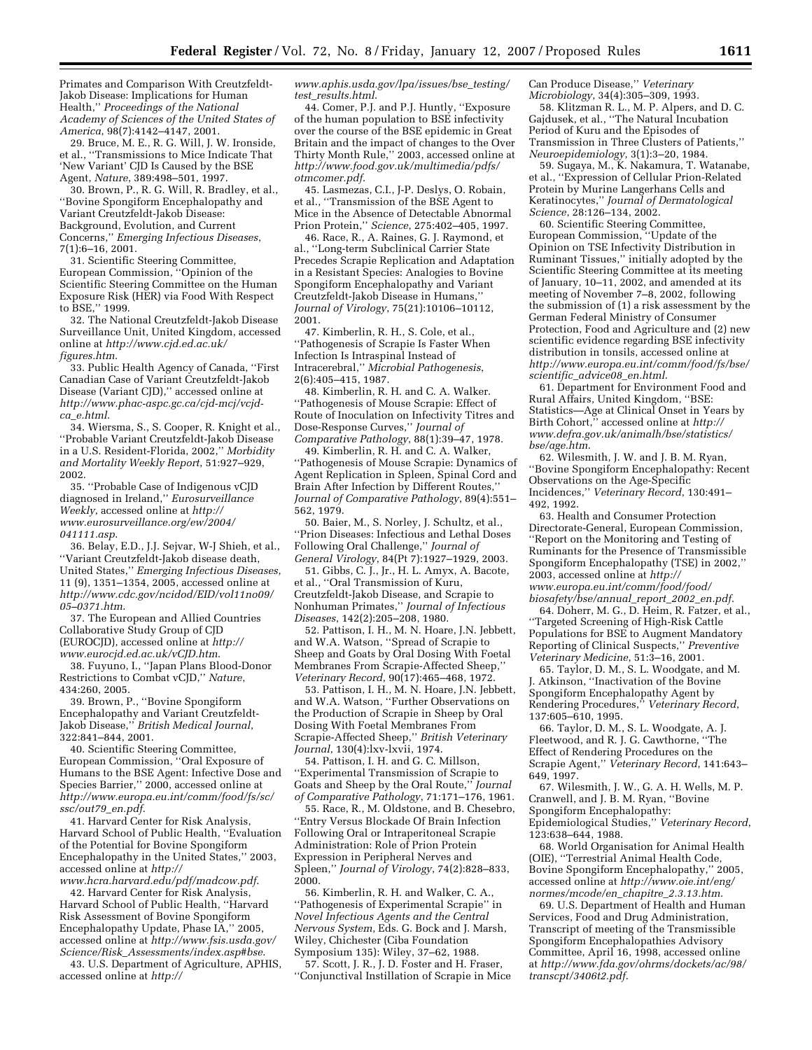Primates and Comparison With Creutzfeldt-Jakob Disease: Implications for Human Health,'' *Proceedings of the National Academy of Sciences of the United States of America*, 98(7):4142–4147, 2001.

29. Bruce, M. E., R. G. Will, J. W. Ironside, et al., ''Transmissions to Mice Indicate That 'New Variant' CJD Is Caused by the BSE Agent, *Nature*, 389:498–501, 1997.

30. Brown, P., R. G. Will, R. Bradley, et al., ''Bovine Spongiform Encephalopathy and Variant Creutzfeldt-Jakob Disease: Background, Evolution, and Current Concerns,'' *Emerging Infectious Diseases*, 7(1):6–16, 2001.

31. Scientific Steering Committee, European Commission, ''Opinion of the Scientific Steering Committee on the Human Exposure Risk (HER) via Food With Respect to BSE,'' 1999.

32. The National Creutzfeldt-Jakob Disease Surveillance Unit, United Kingdom, accessed online at *http://www.cjd.ed.ac.uk/figures.htm*.

33. Public Health Agency of Canada, ''First Canadian Case of Variant Creutzfeldt-Jakob Disease (Variant CJD),'' accessed online at *http://www.phac-aspc.gc.ca/cjd-mcj/vcjd-ca_e.html*.

34. Wiersma, S., S. Cooper, R. Knight et al., ''Probable Variant Creutzfeldt-Jakob Disease in a U.S. Resident-Florida, 2002,'' *Morbidity and Mortality Weekly Report*, 51:927–929, 2002.

35. ''Probable Case of Indigenous vCJD diagnosed in Ireland,'' *Eurosurveillance Weekly*, accessed online at *http://www.eurosurveillance.org/ew/2004/041111.asp*.

36. Belay, E.D., J.J. Sejvar, W-J Shieh, et al., ''Variant Creutzfeldt-Jakob disease death, United States,'' *Emerging Infectious Diseases*, 11 (9), 1351–1354, 2005, accessed online at *http://www.cdc.gov/ncidod/EID/vol11no09/05–0371.htm*.

37. The European and Allied Countries Collaborative Study Group of CJD (EUROCJD), accessed online at *http://www.eurocjd.ed.ac.uk/vCJD.htm*.

38. Fuyuno, I., ''Japan Plans Blood-Donor Restrictions to Combat vCJD,'' *Nature*, 434:260, 2005.

39. Brown, P., ''Bovine Spongiform Encephalopathy and Variant Creutzfeldt-Jakob Disease,'' *British Medical Journal*, 322:841–844, 2001.

40. Scientific Steering Committee, European Commission, ''Oral Exposure of Humans to the BSE Agent: Infective Dose and Species Barrier,'' 2000, accessed online at *http://www.europa.eu.int/comm/food/fs/sc/ssc/out79_en.pdf*.

41. Harvard Center for Risk Analysis, Harvard School of Public Health, ''Evaluation of the Potential for Bovine Spongiform Encephalopathy in the United States,'' 2003, accessed online at *http://www.hcra.harvard.edu/pdf/madcow.pdf*.

42. Harvard Center for Risk Analysis, Harvard School of Public Health, ''Harvard Risk Assessment of Bovine Spongiform Encephalopathy Update, Phase IA,'' 2005, accessed online at *http://www.fsis.usda.gov/Science/Risk_Assessments/index.asp#bse*.

43. U.S. Department of Agriculture, APHIS, accessed online at *http://www.aphis.usda.gov/lpa/issues/bse_testing/test_results.html*.

44. Comer, P.J. and P.J. Huntly, ''Exposure of the human population to BSE infectivity over the course of the BSE epidemic in Great Britain and the impact of changes to the Over Thirty Month Rule,'' 2003, accessed online at *http://www.food.gov.uk/multimedia/pdfs/otmcomer.pdf*.

45. Lasmezas, C.I., J-P. Deslys, O. Robain, et al., ''Transmission of the BSE Agent to Mice in the Absence of Detectable Abnormal Prion Protein,'' *Science*, 275:402–405, 1997.

46. Race, R., A. Raines, G. J. Raymond, et al., ''Long-term Subclinical Carrier State Precedes Scrapie Replication and Adaptation in a Resistant Species: Analogies to Bovine Spongiform Encephalopathy and Variant Creutzfeldt-Jakob Disease in Humans,'' *Journal of Virology*, 75(21):10106–10112, 2001.

47. Kimberlin, R. H., S. Cole, et al., ''Pathogenesis of Scrapie Is Faster When Infection Is Intraspinal Instead of Intracerebral,'' *Microbial Pathogenesis*, 2(6):405–415, 1987.

48. Kimberlin, R. H. and C. A. Walker. ''Pathogenesis of Mouse Scrapie: Effect of Route of Inoculation on Infectivity Titres and Dose-Response Curves,'' *Journal of Comparative Pathology*, 88(1):39–47, 1978.

49. Kimberlin, R. H. and C. A. Walker, ''Pathogenesis of Mouse Scrapie: Dynamics of Agent Replication in Spleen, Spinal Cord and Brain After Infection by Different Routes,'' *Journal of Comparative Pathology*, 89(4):551–562, 1979.

50. Baier, M., S. Norley, J. Schultz, et al., ''Prion Diseases: Infectious and Lethal Doses Following Oral Challenge,'' *Journal of General Virology*, 84(Pt 7):1927–1929, 2003.

51. Gibbs, C. J., Jr., H. L. Amyx, A. Bacote, et al., ''Oral Transmission of Kuru, Creutzfeldt-Jakob Disease, and Scrapie to Nonhuman Primates,'' *Journal of Infectious Diseases*, 142(2):205–208, 1980.

52. Pattison, I. H., M. N. Hoare, J.N. Jebbett, and W.A. Watson, ''Spread of Scrapie to Sheep and Goats by Oral Dosing With Foetal Membranes From Scrapie-Affected Sheep,'' *Veterinary Record*, 90(17):465–468, 1972.

53. Pattison, I. H., M. N. Hoare, J.N. Jebbett, and W.A. Watson, ''Further Observations on the Production of Scrapie in Sheep by Oral Dosing With Foetal Membranes From Scrapie-Affected Sheep,'' *British Veterinary Journal*, 130(4):lxv-lxvii, 1974.

54. Pattison, I. H. and G. C. Millson, ''Experimental Transmission of Scrapie to Goats and Sheep by the Oral Route,'' *Journal of Comparative Pathology*, 71:171–176, 1961.

55. Race, R., M. Oldstone, and B. Chesebro, ''Entry Versus Blockade Of Brain Infection Following Oral or Intraperitoneal Scrapie Administration: Role of Prion Protein Expression in Peripheral Nerves and Spleen,'' *Journal of Virology*, 74(2):828–833, 2000.

56. Kimberlin, R. H. and Walker, C. A., ''Pathogenesis of Experimental Scrapie'' in *Novel Infectious Agents and the Central Nervous System*, Eds. G. Bock and J. Marsh, Wiley, Chichester (Ciba Foundation Symposium 135): Wiley, 37–62, 1988.

57. Scott, J. R., J. D. Foster and H. Fraser, ''Conjunctival Instillation of Scrapie in Mice Can Produce Disease,'' *Veterinary Microbiology*, 34(4):305–309, 1993.

58. Klitzman R. L., M. P. Alpers, and D. C. Gajdusek, et al., ''The Natural Incubation Period of Kuru and the Episodes of Transmission in Three Clusters of Patients,'' *Neuroepidemiology*, 3(1):3–20, 1984.

59. Sugaya, M., K. Nakamura, T. Watanabe, et al., ''Expression of Cellular Prion-Related Protein by Murine Langerhans Cells and Keratinocytes,'' *Journal of Dermatological Science*, 28:126–134, 2002.

60. Scientific Steering Committee, European Commission, ''Update of the Opinion on TSE Infectivity Distribution in Ruminant Tissues,'' initially adopted by the Scientific Steering Committee at its meeting of January, 10–11, 2002, and amended at its meeting of November 7–8, 2002, following the submission of (1) a risk assessment by the German Federal Ministry of Consumer Protection, Food and Agriculture and (2) new scientific evidence regarding BSE infectivity distribution in tonsils, accessed online at *http://www.europa.eu.int/comm/food/fs/bse/scientific_advice08_en.html*.

61. Department for Environment Food and Rural Affairs, United Kingdom, ''BSE: Statistics—Age at Clinical Onset in Years by Birth Cohort,'' accessed online at *http://www.defra.gov.uk/animalh/bse/statistics/bse/age.htm*.

62. Wilesmith, J. W. and J. B. M. Ryan, ''Bovine Spongiform Encephalopathy: Recent Observations on the Age-Specific Incidences,'' *Veterinary Record*, 130:491–492, 1992.

63. Health and Consumer Protection Directorate-General, European Commission, ''Report on the Monitoring and Testing of Ruminants for the Presence of Transmissible Spongiform Encephalopathy (TSE) in 2002,'' 2003, accessed online at *http://www.europa.eu.int/comm/food/food/biosafety/bse/annual_report_2002_en.pdf*.

64. Doherr, M. G., D. Heim, R. Fatzer, et al., ''Targeted Screening of High-Risk Cattle Populations for BSE to Augment Mandatory Reporting of Clinical Suspects,'' *Preventive Veterinary Medicine*, 51:3–16, 2001.

65. Taylor, D. M., S. L. Woodgate, and M. J. Atkinson, ''Inactivation of the Bovine Spongiform Encephalopathy Agent by Rendering Procedures,'' *Veterinary Record*, 137:605–610, 1995.

66. Taylor, D. M., S. L. Woodgate, A. J. Fleetwood, and R. J. G. Cawthorne, ''The Effect of Rendering Procedures on the Scrapie Agent,'' *Veterinary Record*, 141:643–649, 1997.

67. Wilesmith, J. W., G. A. H. Wells, M. P. Cranwell, and J. B. M. Ryan, ''Bovine Spongiform Encephalopathy: Epidemiological Studies,'' *Veterinary Record*, 123:638–644, 1988.

68. World Organisation for Animal Health (OIE), ''Terrestrial Animal Health Code, Bovine Spongiform Encephalopathy,'' 2005, accessed online at *http://www.oie.int/eng/normes/mcode/en_chapitre_2.3.13.htm*.

69. U.S. Department of Health and Human Services, Food and Drug Administration, Transcript of meeting of the Transmissible Spongiform Encephalopathies Advisory Committee, April 16, 1998, accessed online at *http://www.fda.gov/ohrms/dockets/ac/98/transcpt/3406t2.pdf*.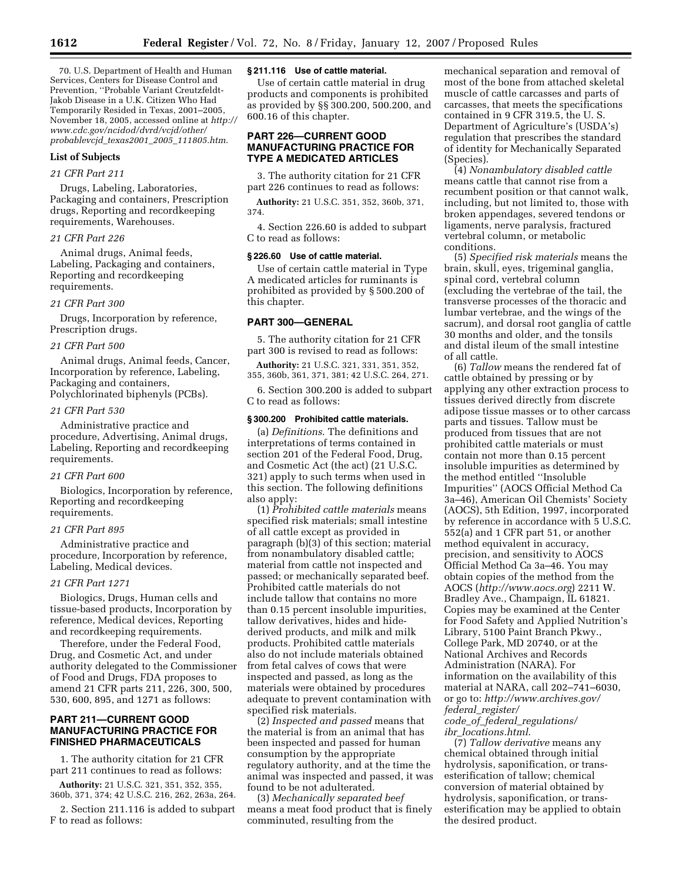70. U.S. Department of Health and Human Services, Centers for Disease Control and Prevention, ''Probable Variant Creutzfeldt-Jakob Disease in a U.K. Citizen Who Had Temporarily Resided in Texas, 2001–2005, November 18, 2005, accessed online at *http://www.cdc.gov/ncidod/dvrd/vcjd/other/probablevcjd_texas2001_2005_111805.htm*.

### List of Subjects

*21 CFR Part 211*

Drugs, Labeling, Laboratories, Packaging and containers, Prescription drugs, Reporting and recordkeeping requirements, Warehouses.

*21 CFR Part 226*

Animal drugs, Animal feeds, Labeling, Packaging and containers, Reporting and recordkeeping requirements.

*21 CFR Part 300*

Drugs, Incorporation by reference, Prescription drugs.

*21 CFR Part 500*

Animal drugs, Animal feeds, Cancer, Incorporation by reference, Labeling, Packaging and containers, Polychlorinated biphenyls (PCBs).

*21 CFR Part 530*

Administrative practice and procedure, Advertising, Animal drugs, Labeling, Reporting and recordkeeping requirements.

*21 CFR Part 600*

Biologics, Incorporation by reference, Reporting and recordkeeping requirements.

*21 CFR Part 895*

Administrative practice and procedure, Incorporation by reference, Labeling, Medical devices.

*21 CFR Part 1271*

Biologics, Drugs, Human cells and tissue-based products, Incorporation by reference, Medical devices, Reporting and recordkeeping requirements.

Therefore, under the Federal Food, Drug, and Cosmetic Act, and under authority delegated to the Commissioner of Food and Drugs, FDA proposes to amend 21 CFR parts 211, 226, 300, 500, 530, 600, 895, and 1271 as follows:

## PART 211—CURRENT GOOD MANUFACTURING PRACTICE FOR FINISHED PHARMACEUTICALS

1. The authority citation for 21 CFR part 211 continues to read as follows:

**Authority:** 21 U.S.C. 321, 351, 352, 355, 360b, 371, 374; 42 U.S.C. 216, 262, 263a, 264.

2. Section 211.116 is added to subpart F to read as follows:

### § 211.116 Use of cattle material.

Use of certain cattle material in drug products and components is prohibited as provided by §§ 300.200, 500.200, and 600.16 of this chapter.

## PART 226—CURRENT GOOD MANUFACTURING PRACTICE FOR TYPE A MEDICATED ARTICLES

3. The authority citation for 21 CFR part 226 continues to read as follows:

**Authority:** 21 U.S.C. 351, 352, 360b, 371, 374.

4. Section 226.60 is added to subpart C to read as follows:

### § 226.60 Use of cattle material.

Use of certain cattle material in Type A medicated articles for ruminants is prohibited as provided by § 500.200 of this chapter.

## PART 300—GENERAL

5. The authority citation for 21 CFR part 300 is revised to read as follows:

**Authority:** 21 U.S.C. 321, 331, 351, 352, 355, 360b, 361, 371, 381; 42 U.S.C. 264, 271.

6. Section 300.200 is added to subpart C to read as follows:

### § 300.200 Prohibited cattle materials.

(a) *Definitions.* The definitions and interpretations of terms contained in section 201 of the Federal Food, Drug, and Cosmetic Act (the act) (21 U.S.C. 321) apply to such terms when used in this section. The following definitions also apply:

(1) *Prohibited cattle materials* means specified risk materials; small intestine of all cattle except as provided in paragraph (b)(3) of this section; material from nonambulatory disabled cattle; material from cattle not inspected and passed; or mechanically separated beef. Prohibited cattle materials do not include tallow that contains no more than 0.15 percent insoluble impurities, tallow derivatives, hides and hide-derived products, and milk and milk products. Prohibited cattle materials also do not include materials obtained from fetal calves of cows that were inspected and passed, as long as the materials were obtained by procedures adequate to prevent contamination with specified risk materials.

(2) *Inspected and passed* means that the material is from an animal that has been inspected and passed for human consumption by the appropriate regulatory authority, and at the time the animal was inspected and passed, it was found to be not adulterated.

(3) *Mechanically separated beef* means a meat food product that is finely comminuted, resulting from the mechanical separation and removal of most of the bone from attached skeletal muscle of cattle carcasses and parts of carcasses, that meets the specifications contained in 9 CFR 319.5, the U. S. Department of Agriculture's (USDA's) regulation that prescribes the standard of identity for Mechanically Separated (Species).

(4) *Nonambulatory disabled cattle* means cattle that cannot rise from a recumbent position or that cannot walk, including, but not limited to, those with broken appendages, severed tendons or ligaments, nerve paralysis, fractured vertebral column, or metabolic conditions.

(5) *Specified risk materials* means the brain, skull, eyes, trigeminal ganglia, spinal cord, vertebral column (excluding the vertebrae of the tail, the transverse processes of the thoracic and lumbar vertebrae, and the wings of the sacrum), and dorsal root ganglia of cattle 30 months and older, and the tonsils and distal ileum of the small intestine of all cattle.

(6) *Tallow* means the rendered fat of cattle obtained by pressing or by applying any other extraction process to tissues derived directly from discrete adipose tissue masses or to other carcass parts and tissues. Tallow must be produced from tissues that are not prohibited cattle materials or must contain not more than 0.15 percent insoluble impurities as determined by the method entitled ''Insoluble Impurities'' (AOCS Official Method Ca 3a–46), American Oil Chemists' Society (AOCS), 5th Edition, 1997, incorporated by reference in accordance with 5 U.S.C. 552(a) and 1 CFR part 51, or another method equivalent in accuracy, precision, and sensitivity to AOCS Official Method Ca 3a–46. You may obtain copies of the method from the AOCS (*http://www.aocs.org*) 2211 W. Bradley Ave., Champaign, IL 61821. Copies may be examined at the Center for Food Safety and Applied Nutrition's Library, 5100 Paint Branch Pkwy., College Park, MD 20740, or at the National Archives and Records Administration (NARA). For information on the availability of this material at NARA, call 202–741–6030, or go to: *http://www.archives.gov/federal_register/code_of_federal_regulations/ibr_locations.html*.

(7) *Tallow derivative* means any chemical obtained through initial hydrolysis, saponification, or trans-esterification of tallow; chemical conversion of material obtained by hydrolysis, saponification, or trans-esterification may be applied to obtain the desired product.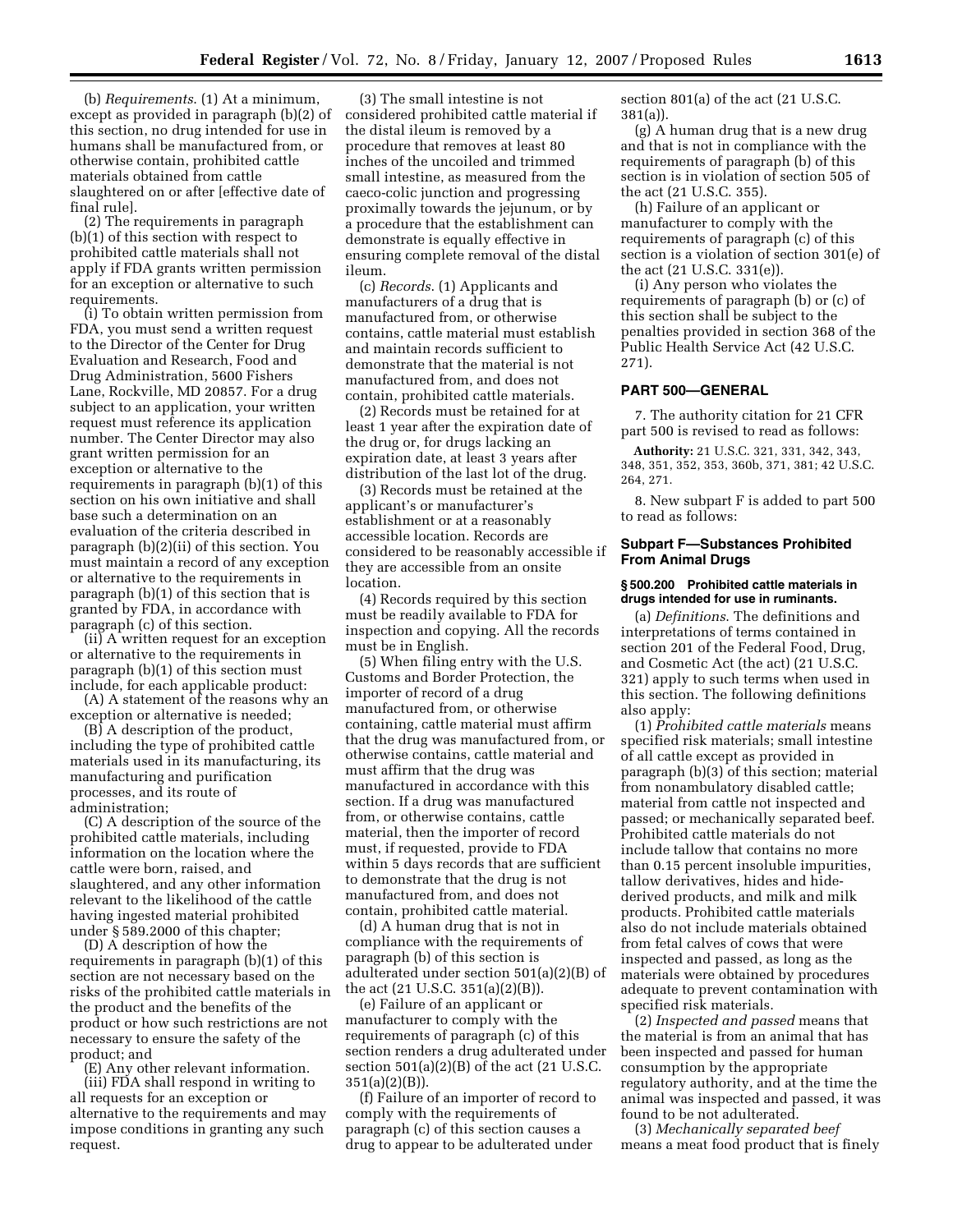(b) *Requirements*. (1) At a minimum, except as provided in paragraph (b)(2) of this section, no drug intended for use in humans shall be manufactured from, or otherwise contain, prohibited cattle materials obtained from cattle slaughtered on or after [effective date of final rule].

(2) The requirements in paragraph (b)(1) of this section with respect to prohibited cattle materials shall not apply if FDA grants written permission for an exception or alternative to such requirements.

(i) To obtain written permission from FDA, you must send a written request to the Director of the Center for Drug Evaluation and Research, Food and Drug Administration, 5600 Fishers Lane, Rockville, MD 20857. For a drug subject to an application, your written request must reference its application number. The Center Director may also grant written permission for an exception or alternative to the requirements in paragraph (b)(1) of this section on his own initiative and shall base such a determination on an evaluation of the criteria described in paragraph (b)(2)(ii) of this section. You must maintain a record of any exception or alternative to the requirements in paragraph (b)(1) of this section that is granted by FDA, in accordance with paragraph (c) of this section.

(ii) A written request for an exception or alternative to the requirements in paragraph (b)(1) of this section must include, for each applicable product:

(A) A statement of the reasons why an exception or alternative is needed;

(B) A description of the product, including the type of prohibited cattle materials used in its manufacturing, its manufacturing and purification processes, and its route of administration;

(C) A description of the source of the prohibited cattle materials, including information on the location where the cattle were born, raised, and slaughtered, and any other information relevant to the likelihood of the cattle having ingested material prohibited under § 589.2000 of this chapter;

(D) A description of how the requirements in paragraph (b)(1) of this section are not necessary based on the risks of the prohibited cattle materials in the product and the benefits of the product or how such restrictions are not necessary to ensure the safety of the product; and

(E) Any other relevant information.

(iii) FDA shall respond in writing to all requests for an exception or alternative to the requirements and may impose conditions in granting any such request.

(3) The small intestine is not considered prohibited cattle material if the distal ileum is removed by a procedure that removes at least 80 inches of the uncoiled and trimmed small intestine, as measured from the caeco-colic junction and progressing proximally towards the jejunum, or by a procedure that the establishment can demonstrate is equally effective in ensuring complete removal of the distal ileum.

(c) *Records*. (1) Applicants and manufacturers of a drug that is manufactured from, or otherwise contains, cattle material must establish and maintain records sufficient to demonstrate that the material is not manufactured from, and does not contain, prohibited cattle materials.

(2) Records must be retained for at least 1 year after the expiration date of the drug or, for drugs lacking an expiration date, at least 3 years after distribution of the last lot of the drug.

(3) Records must be retained at the applicant's or manufacturer's establishment or at a reasonably accessible location. Records are considered to be reasonably accessible if they are accessible from an onsite location.

(4) Records required by this section must be readily available to FDA for inspection and copying. All the records must be in English.

(5) When filing entry with the U.S. Customs and Border Protection, the importer of record of a drug manufactured from, or otherwise containing, cattle material must affirm that the drug was manufactured from, or otherwise contains, cattle material and must affirm that the drug was manufactured in accordance with this section. If a drug was manufactured from, or otherwise contains, cattle material, then the importer of record must, if requested, provide to FDA within 5 days records that are sufficient to demonstrate that the drug is not manufactured from, and does not contain, prohibited cattle material.

(d) A human drug that is not in compliance with the requirements of paragraph (b) of this section is adulterated under section 501(a)(2)(B) of the act (21 U.S.C. 351(a)(2)(B)).

(e) Failure of an applicant or manufacturer to comply with the requirements of paragraph (c) of this section renders a drug adulterated under section 501(a)(2)(B) of the act (21 U.S.C. 351(a)(2)(B)).

(f) Failure of an importer of record to comply with the requirements of paragraph (c) of this section causes a drug to appear to be adulterated under section 801(a) of the act (21 U.S.C. 381(a)).

(g) A human drug that is a new drug and that is not in compliance with the requirements of paragraph (b) of this section is in violation of section 505 of the act (21 U.S.C. 355).

(h) Failure of an applicant or manufacturer to comply with the requirements of paragraph (c) of this section is a violation of section 301(e) of the act (21 U.S.C. 331(e)).

(i) Any person who violates the requirements of paragraph (b) or (c) of this section shall be subject to the penalties provided in section 368 of the Public Health Service Act (42 U.S.C. 271).

## PART 500—GENERAL

7. The authority citation for 21 CFR part 500 is revised to read as follows:

**Authority:** 21 U.S.C. 321, 331, 342, 343, 348, 351, 352, 353, 360b, 371, 381; 42 U.S.C. 264, 271.

8. New subpart F is added to part 500 to read as follows:

### Subpart F—Substances Prohibited From Animal Drugs

#### § 500.200 Prohibited cattle materials in drugs intended for use in ruminants.

(a) *Definitions*. The definitions and interpretations of terms contained in section 201 of the Federal Food, Drug, and Cosmetic Act (the act) (21 U.S.C. 321) apply to such terms when used in this section. The following definitions also apply:

(1) *Prohibited cattle materials* means specified risk materials; small intestine of all cattle except as provided in paragraph (b)(3) of this section; material from nonambulatory disabled cattle; material from cattle not inspected and passed; or mechanically separated beef. Prohibited cattle materials do not include tallow that contains no more than 0.15 percent insoluble impurities, tallow derivatives, hides and hide-derived products, and milk and milk products. Prohibited cattle materials also do not include materials obtained from fetal calves of cows that were inspected and passed, as long as the materials were obtained by procedures adequate to prevent contamination with specified risk materials.

(2) *Inspected and passed* means that the material is from an animal that has been inspected and passed for human consumption by the appropriate regulatory authority, and at the time the animal was inspected and passed, it was found to be not adulterated.

(3) *Mechanically separated beef* means a meat food product that is finely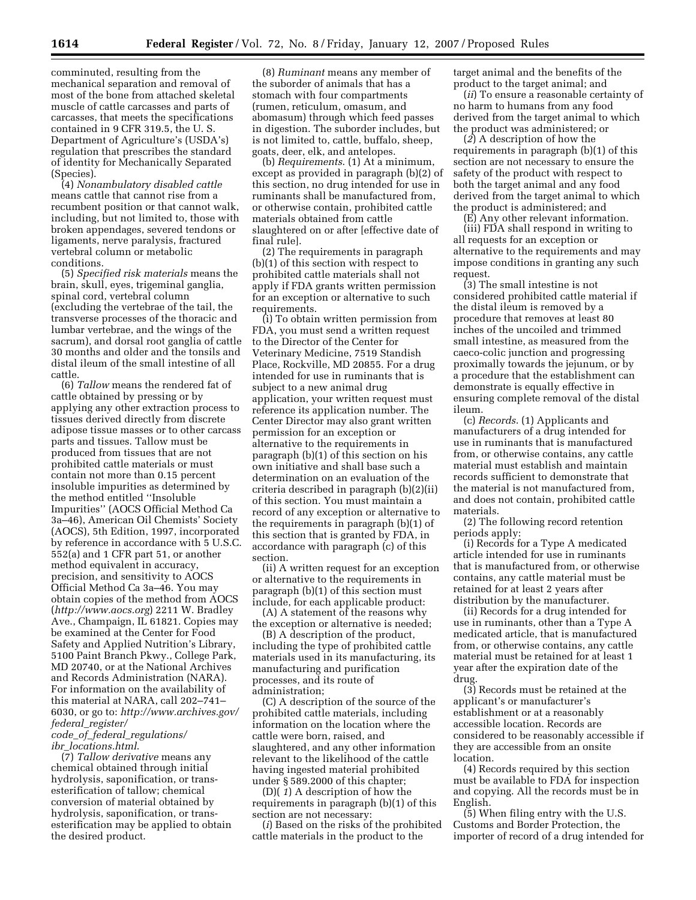comminuted, resulting from the mechanical separation and removal of most of the bone from attached skeletal muscle of cattle carcasses and parts of carcasses, that meets the specifications contained in 9 CFR 319.5, the U. S. Department of Agriculture's (USDA's) regulation that prescribes the standard of identity for Mechanically Separated (Species).

(4) *Nonambulatory disabled cattle* means cattle that cannot rise from a recumbent position or that cannot walk, including, but not limited to, those with broken appendages, severed tendons or ligaments, nerve paralysis, fractured vertebral column or metabolic conditions.

(5) *Specified risk materials* means the brain, skull, eyes, trigeminal ganglia, spinal cord, vertebral column (excluding the vertebrae of the tail, the transverse processes of the thoracic and lumbar vertebrae, and the wings of the sacrum), and dorsal root ganglia of cattle 30 months and older and the tonsils and distal ileum of the small intestine of all cattle.

(6) *Tallow* means the rendered fat of cattle obtained by pressing or by applying any other extraction process to tissues derived directly from discrete adipose tissue masses or to other carcass parts and tissues. Tallow must be produced from tissues that are not prohibited cattle materials or must contain not more than 0.15 percent insoluble impurities as determined by the method entitled ''Insoluble Impurities'' (AOCS Official Method Ca 3a–46), American Oil Chemists' Society (AOCS), 5th Edition, 1997, incorporated by reference in accordance with 5 U.S.C. 552(a) and 1 CFR part 51, or another method equivalent in accuracy, precision, and sensitivity to AOCS Official Method Ca 3a–46. You may obtain copies of the method from AOCS (*http://www.aocs.org*) 2211 W. Bradley Ave., Champaign, IL 61821. Copies may be examined at the Center for Food Safety and Applied Nutrition's Library, 5100 Paint Branch Pkwy., College Park, MD 20740, or at the National Archives and Records Administration (NARA). For information on the availability of this material at NARA, call 202–741–6030, or go to: *http://www.archives.gov/federal_register/code_of_federal_regulations/ibr_locations.html*.

(7) *Tallow derivative* means any chemical obtained through initial hydrolysis, saponification, or trans-esterification of tallow; chemical conversion of material obtained by hydrolysis, saponification, or trans-esterification may be applied to obtain the desired product.

(8) *Ruminant* means any member of the suborder of animals that has a stomach with four compartments (rumen, reticulum, omasum, and abomasum) through which feed passes in digestion. The suborder includes, but is not limited to, cattle, buffalo, sheep, goats, deer, elk, and antelopes.

(b) *Requirements*. (1) At a minimum, except as provided in paragraph (b)(2) of this section, no drug intended for use in ruminants shall be manufactured from, or otherwise contain, prohibited cattle materials obtained from cattle slaughtered on or after [effective date of final rule].

(2) The requirements in paragraph (b)(1) of this section with respect to prohibited cattle materials shall not apply if FDA grants written permission for an exception or alternative to such requirements.

(i) To obtain written permission from FDA, you must send a written request to the Director of the Center for Veterinary Medicine, 7519 Standish Place, Rockville, MD 20855. For a drug intended for use in ruminants that is subject to a new animal drug application, your written request must reference its application number. The Center Director may also grant written permission for an exception or alternative to the requirements in paragraph (b)(1) of this section on his own initiative and shall base such a determination on an evaluation of the criteria described in paragraph (b)(2)(ii) of this section. You must maintain a record of any exception or alternative to the requirements in paragraph (b)(1) of this section that is granted by FDA, in accordance with paragraph (c) of this section.

(ii) A written request for an exception or alternative to the requirements in paragraph (b)(1) of this section must include, for each applicable product:

(A) A statement of the reasons why the exception or alternative is needed;

(B) A description of the product, including the type of prohibited cattle materials used in its manufacturing, its manufacturing and purification processes, and its route of administration;

(C) A description of the source of the prohibited cattle materials, including information on the location where the cattle were born, raised, and slaughtered, and any other information relevant to the likelihood of the cattle having ingested material prohibited under § 589.2000 of this chapter;

(D)(*1*) A description of how the requirements in paragraph (b)(1) of this section are not necessary:

(*i*) Based on the risks of the prohibited cattle materials in the product to the target animal and the benefits of the product to the target animal; and

(*ii*) To ensure a reasonable certainty of no harm to humans from any food derived from the target animal to which the product was administered; or

(*2*) A description of how the requirements in paragraph (b)(1) of this section are not necessary to ensure the safety of the product with respect to both the target animal and any food derived from the target animal to which the product is administered; and

(E) Any other relevant information.

(iii) FDA shall respond in writing to all requests for an exception or alternative to the requirements and may impose conditions in granting any such request.

(3) The small intestine is not considered prohibited cattle material if the distal ileum is removed by a procedure that removes at least 80 inches of the uncoiled and trimmed small intestine, as measured from the caeco-colic junction and progressing proximally towards the jejunum, or by a procedure that the establishment can demonstrate is equally effective in ensuring complete removal of the distal ileum.

(c) *Records*. (1) Applicants and manufacturers of a drug intended for use in ruminants that is manufactured from, or otherwise contains, any cattle material must establish and maintain records sufficient to demonstrate that the material is not manufactured from, and does not contain, prohibited cattle materials.

(2) The following record retention periods apply:

(i) Records for a Type A medicated article intended for use in ruminants that is manufactured from, or otherwise contains, any cattle material must be retained for at least 2 years after distribution by the manufacturer.

(ii) Records for a drug intended for use in ruminants, other than a Type A medicated article, that is manufactured from, or otherwise contains, any cattle material must be retained for at least 1 year after the expiration date of the drug.

(3) Records must be retained at the applicant's or manufacturer's establishment or at a reasonably accessible location. Records are considered to be reasonably accessible if they are accessible from an onsite location.

(4) Records required by this section must be available to FDA for inspection and copying. All the records must be in English.

(5) When filing entry with the U.S. Customs and Border Protection, the importer of record of a drug intended for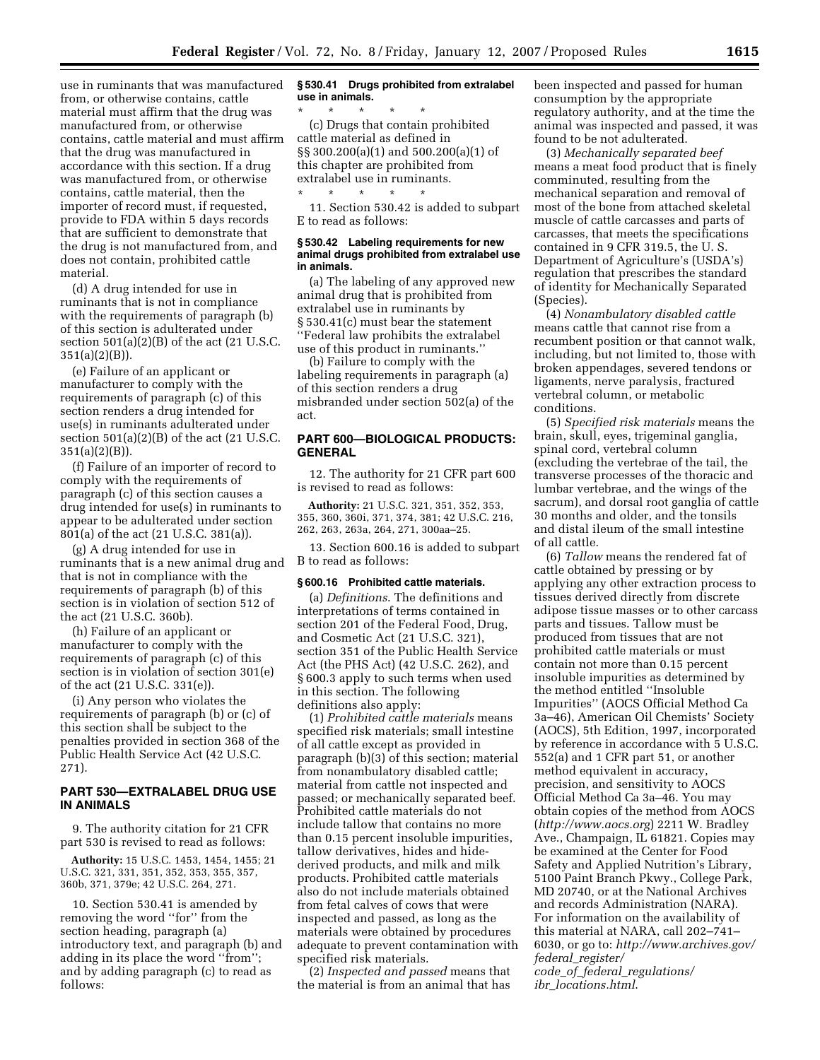use in ruminants that was manufactured from, or otherwise contains, cattle material must affirm that the drug was manufactured from, or otherwise contains, cattle material and must affirm that the drug was manufactured in accordance with this section. If a drug was manufactured from, or otherwise contains, cattle material, then the importer of record must, if requested, provide to FDA within 5 days records that are sufficient to demonstrate that the drug is not manufactured from, and does not contain, prohibited cattle material.

(d) A drug intended for use in ruminants that is not in compliance with the requirements of paragraph (b) of this section is adulterated under section 501(a)(2)(B) of the act (21 U.S.C. 351(a)(2)(B)).

(e) Failure of an applicant or manufacturer to comply with the requirements of paragraph (c) of this section renders a drug intended for use(s) in ruminants adulterated under section 501(a)(2)(B) of the act (21 U.S.C. 351(a)(2)(B)).

(f) Failure of an importer of record to comply with the requirements of paragraph (c) of this section causes a drug intended for use(s) in ruminants to appear to be adulterated under section 801(a) of the act (21 U.S.C. 381(a)).

(g) A drug intended for use in ruminants that is a new animal drug and that is not in compliance with the requirements of paragraph (b) of this section is in violation of section 512 of the act (21 U.S.C. 360b).

(h) Failure of an applicant or manufacturer to comply with the requirements of paragraph (c) of this section is in violation of section 301(e) of the act (21 U.S.C. 331(e)).

(i) Any person who violates the requirements of paragraph (b) or (c) of this section shall be subject to the penalties provided in section 368 of the Public Health Service Act (42 U.S.C. 271).

## PART 530—EXTRALABEL DRUG USE IN ANIMALS

9. The authority citation for 21 CFR part 530 is revised to read as follows:

**Authority:** 15 U.S.C. 1453, 1454, 1455; 21 U.S.C. 321, 331, 351, 352, 353, 355, 357, 360b, 371, 379e; 42 U.S.C. 264, 271.

10. Section 530.41 is amended by removing the word ''for'' from the section heading, paragraph (a) introductory text, and paragraph (b) and adding in its place the word ''from''; and by adding paragraph (c) to read as follows:

### § 530.41 Drugs prohibited from extralabel use in animals.

\* \* \* \* \*

(c) Drugs that contain prohibited cattle material as defined in §§ 300.200(a)(1) and 500.200(a)(1) of this chapter are prohibited from extralabel use in ruminants.

\* \* \* \* \*

11. Section 530.42 is added to subpart E to read as follows:

### § 530.42 Labeling requirements for new animal drugs prohibited from extralabel use in animals.

(a) The labeling of any approved new animal drug that is prohibited from extralabel use in ruminants by § 530.41(c) must bear the statement ''Federal law prohibits the extralabel use of this product in ruminants.''

(b) Failure to comply with the labeling requirements in paragraph (a) of this section renders a drug misbranded under section 502(a) of the act.

## PART 600—BIOLOGICAL PRODUCTS: GENERAL

12. The authority for 21 CFR part 600 is revised to read as follows:

**Authority:** 21 U.S.C. 321, 351, 352, 353, 355, 360, 360i, 371, 374, 381; 42 U.S.C. 216, 262, 263, 263a, 264, 271, 300aa–25.

13. Section 600.16 is added to subpart B to read as follows:

### § 600.16 Prohibited cattle materials.

(a) *Definitions*. The definitions and interpretations of terms contained in section 201 of the Federal Food, Drug, and Cosmetic Act (21 U.S.C. 321), section 351 of the Public Health Service Act (the PHS Act) (42 U.S.C. 262), and § 600.3 apply to such terms when used in this section. The following definitions also apply:

(1) *Prohibited cattle materials* means specified risk materials; small intestine of all cattle except as provided in paragraph (b)(3) of this section; material from nonambulatory disabled cattle; material from cattle not inspected and passed; or mechanically separated beef. Prohibited cattle materials do not include tallow that contains no more than 0.15 percent insoluble impurities, tallow derivatives, hides and hide-derived products, and milk and milk products. Prohibited cattle materials also do not include materials obtained from fetal calves of cows that were inspected and passed, as long as the materials were obtained by procedures adequate to prevent contamination with specified risk materials.

(2) *Inspected and passed* means that the material is from an animal that has been inspected and passed for human consumption by the appropriate regulatory authority, and at the time the animal was inspected and passed, it was found to be not adulterated.

(3) *Mechanically separated beef* means a meat food product that is finely comminuted, resulting from the mechanical separation and removal of most of the bone from attached skeletal muscle of cattle carcasses and parts of carcasses, that meets the specifications contained in 9 CFR 319.5, the U. S. Department of Agriculture's (USDA's) regulation that prescribes the standard of identity for Mechanically Separated (Species).

(4) *Nonambulatory disabled cattle* means cattle that cannot rise from a recumbent position or that cannot walk, including, but not limited to, those with broken appendages, severed tendons or ligaments, nerve paralysis, fractured vertebral column, or metabolic conditions.

(5) *Specified risk materials* means the brain, skull, eyes, trigeminal ganglia, spinal cord, vertebral column (excluding the vertebrae of the tail, the transverse processes of the thoracic and lumbar vertebrae, and the wings of the sacrum), and dorsal root ganglia of cattle 30 months and older, and the tonsils and distal ileum of the small intestine of all cattle.

(6) *Tallow* means the rendered fat of cattle obtained by pressing or by applying any other extraction process to tissues derived directly from discrete adipose tissue masses or to other carcass parts and tissues. Tallow must be produced from tissues that are not prohibited cattle materials or must contain not more than 0.15 percent insoluble impurities as determined by the method entitled ''Insoluble Impurities'' (AOCS Official Method Ca 3a–46), American Oil Chemists' Society (AOCS), 5th Edition, 1997, incorporated by reference in accordance with 5 U.S.C. 552(a) and 1 CFR part 51, or another method equivalent in accuracy, precision, and sensitivity to AOCS Official Method Ca 3a–46. You may obtain copies of the method from AOCS (*http://www.aocs.org*) 2211 W. Bradley Ave., Champaign, IL 61821. Copies may be examined at the Center for Food Safety and Applied Nutrition's Library, 5100 Paint Branch Pkwy., College Park, MD 20740, or at the National Archives and records Administration (NARA). For information on the availability of this material at NARA, call 202–741–6030, or go to: *http://www.archives.gov/federal_register/code_of_federal_regulations/ibr_locations.html*.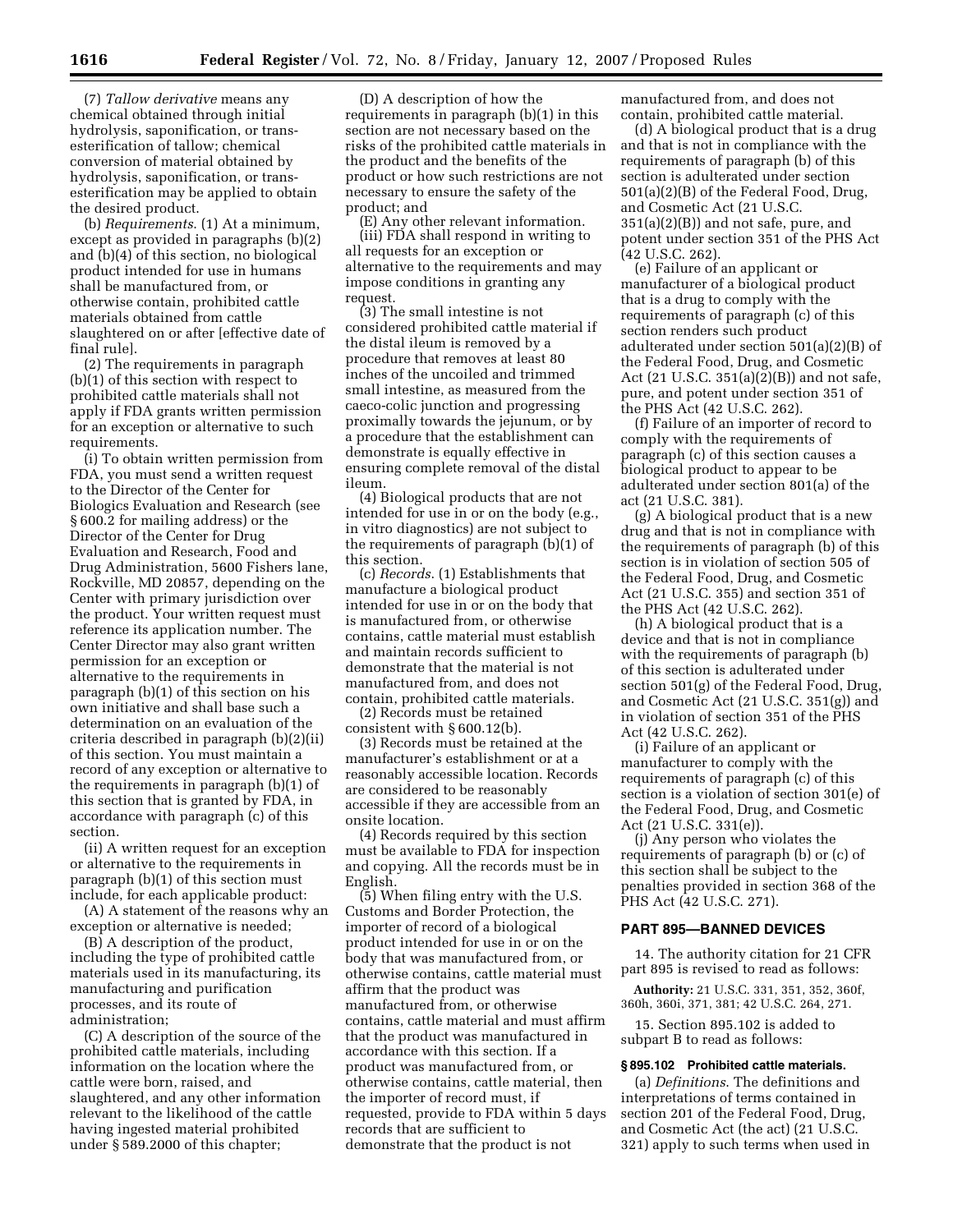(7) *Tallow derivative* means any chemical obtained through initial hydrolysis, saponification, or trans-esterification of tallow; chemical conversion of material obtained by hydrolysis, saponification, or trans-esterification may be applied to obtain the desired product.

(b) *Requirements*. (1) At a minimum, except as provided in paragraphs (b)(2) and (b)(4) of this section, no biological product intended for use in humans shall be manufactured from, or otherwise contain, prohibited cattle materials obtained from cattle slaughtered on or after [effective date of final rule].

(2) The requirements in paragraph (b)(1) of this section with respect to prohibited cattle materials shall not apply if FDA grants written permission for an exception or alternative to such requirements.

(i) To obtain written permission from FDA, you must send a written request to the Director of the Center for Biologics Evaluation and Research (see § 600.2 for mailing address) or the Director of the Center for Drug Evaluation and Research, Food and Drug Administration, 5600 Fishers lane, Rockville, MD 20857, depending on the Center with primary jurisdiction over the product. Your written request must reference its application number. The Center Director may also grant written permission for an exception or alternative to the requirements in paragraph (b)(1) of this section on his own initiative and shall base such a determination on an evaluation of the criteria described in paragraph (b)(2)(ii) of this section. You must maintain a record of any exception or alternative to the requirements in paragraph (b)(1) of this section that is granted by FDA, in accordance with paragraph (c) of this section.

(ii) A written request for an exception or alternative to the requirements in paragraph (b)(1) of this section must include, for each applicable product:

(A) A statement of the reasons why an exception or alternative is needed;

(B) A description of the product, including the type of prohibited cattle materials used in its manufacturing, its manufacturing and purification processes, and its route of administration;

(C) A description of the source of the prohibited cattle materials, including information on the location where the cattle were born, raised, and slaughtered, and any other information relevant to the likelihood of the cattle having ingested material prohibited under § 589.2000 of this chapter;

(D) A description of how the requirements in paragraph (b)(1) in this section are not necessary based on the risks of the prohibited cattle materials in the product and the benefits of the product or how such restrictions are not necessary to ensure the safety of the product; and

(E) Any other relevant information.

(iii) FDA shall respond in writing to all requests for an exception or alternative to the requirements and may impose conditions in granting any request.

(3) The small intestine is not considered prohibited cattle material if the distal ileum is removed by a procedure that removes at least 80 inches of the uncoiled and trimmed small intestine, as measured from the caeco-colic junction and progressing proximally towards the jejunum, or by a procedure that the establishment can demonstrate is equally effective in ensuring complete removal of the distal ileum.

(4) Biological products that are not intended for use in or on the body (e.g., in vitro diagnostics) are not subject to the requirements of paragraph (b)(1) of this section.

(c) *Records*. (1) Establishments that manufacture a biological product intended for use in or on the body that is manufactured from, or otherwise contains, cattle material must establish and maintain records sufficient to demonstrate that the material is not manufactured from, and does not contain, prohibited cattle materials.

(2) Records must be retained consistent with § 600.12(b).

(3) Records must be retained at the manufacturer's establishment or at a reasonably accessible location. Records are considered to be reasonably accessible if they are accessible from an onsite location.

(4) Records required by this section must be available to FDA for inspection and copying. All the records must be in English.

(5) When filing entry with the U.S. Customs and Border Protection, the importer of record of a biological product intended for use in or on the body that was manufactured from, or otherwise contains, cattle material must affirm that the product was manufactured from, or otherwise contains, cattle material and must affirm that the product was manufactured in accordance with this section. If a product was manufactured from, or otherwise contains, cattle material, then the importer of record must, if requested, provide to FDA within 5 days records that are sufficient to demonstrate that the product is not manufactured from, and does not contain, prohibited cattle material.

(d) A biological product that is a drug and that is not in compliance with the requirements of paragraph (b) of this section is adulterated under section 501(a)(2)(B) of the Federal Food, Drug, and Cosmetic Act (21 U.S.C. 351(a)(2)(B)) and not safe, pure, and potent under section 351 of the PHS Act (42 U.S.C. 262).

(e) Failure of an applicant or manufacturer of a biological product that is a drug to comply with the requirements of paragraph (c) of this section renders such product adulterated under section 501(a)(2)(B) of the Federal Food, Drug, and Cosmetic Act (21 U.S.C. 351(a)(2)(B)) and not safe, pure, and potent under section 351 of the PHS Act (42 U.S.C. 262).

(f) Failure of an importer of record to comply with the requirements of paragraph (c) of this section causes a biological product to appear to be adulterated under section 801(a) of the act (21 U.S.C. 381).

(g) A biological product that is a new drug and that is not in compliance with the requirements of paragraph (b) of this section is in violation of section 505 of the Federal Food, Drug, and Cosmetic Act (21 U.S.C. 355) and section 351 of the PHS Act (42 U.S.C. 262).

(h) A biological product that is a device and that is not in compliance with the requirements of paragraph (b) of this section is adulterated under section 501(g) of the Federal Food, Drug, and Cosmetic Act (21 U.S.C. 351(g)) and in violation of section 351 of the PHS Act (42 U.S.C. 262).

(i) Failure of an applicant or manufacturer to comply with the requirements of paragraph (c) of this section is a violation of section 301(e) of the Federal Food, Drug, and Cosmetic Act (21 U.S.C. 331(e)).

(j) Any person who violates the requirements of paragraph (b) or (c) of this section shall be subject to the penalties provided in section 368 of the PHS Act (42 U.S.C. 271).

## PART 895—BANNED DEVICES

14. The authority citation for 21 CFR part 895 is revised to read as follows:

**Authority:** 21 U.S.C. 331, 351, 352, 360f, 360h, 360i, 371, 381; 42 U.S.C. 264, 271.

15. Section 895.102 is added to subpart B to read as follows:

### § 895.102 Prohibited cattle materials.

(a) *Definitions*. The definitions and interpretations of terms contained in section 201 of the Federal Food, Drug, and Cosmetic Act (the act) (21 U.S.C. 321) apply to such terms when used in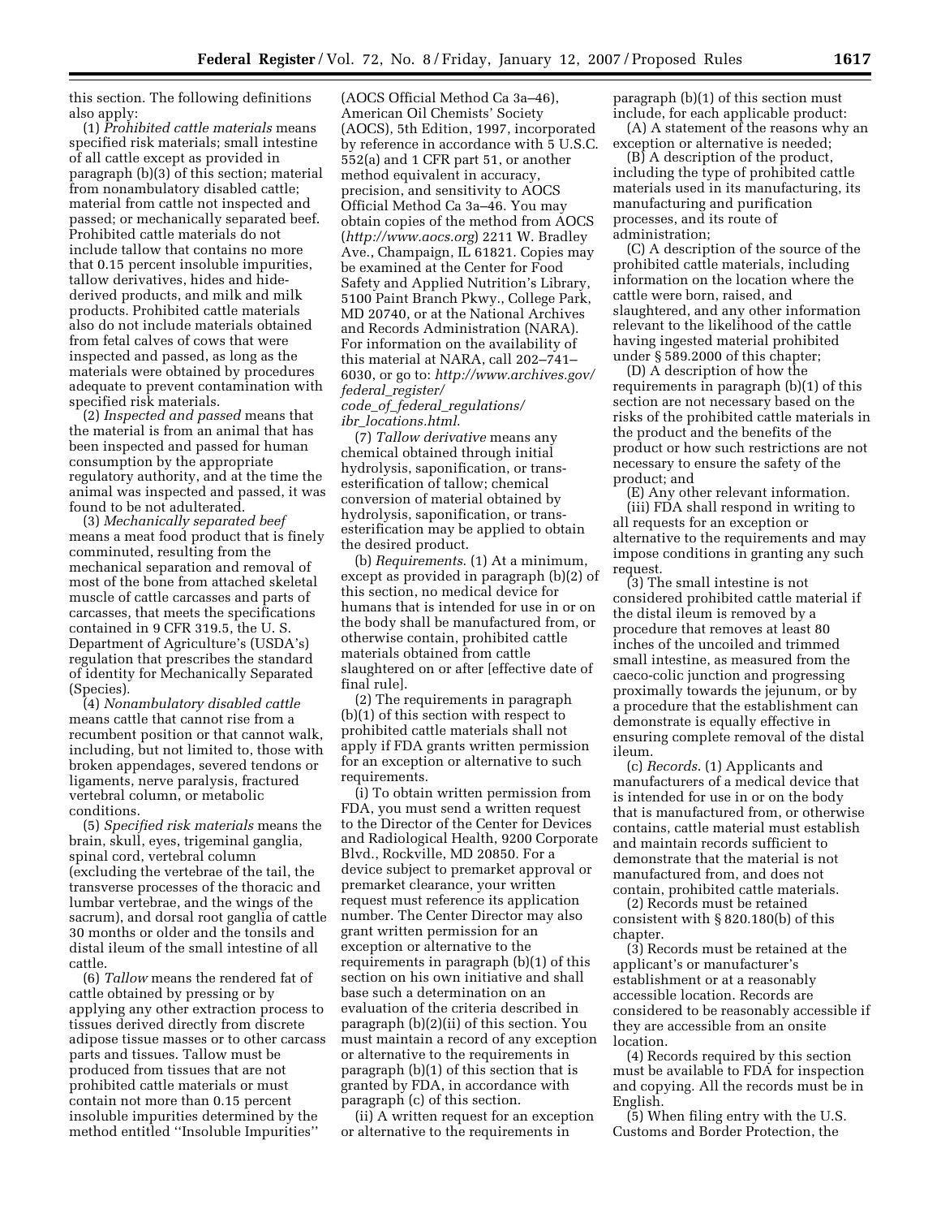this section. The following definitions also apply:

(1) *Prohibited cattle materials* means specified risk materials; small intestine of all cattle except as provided in paragraph (b)(3) of this section; material from nonambulatory disabled cattle; material from cattle not inspected and passed; or mechanically separated beef. Prohibited cattle materials do not include tallow that contains no more that 0.15 percent insoluble impurities, tallow derivatives, hides and hide-derived products, and milk and milk products. Prohibited cattle materials also do not include materials obtained from fetal calves of cows that were inspected and passed, as long as the materials were obtained by procedures adequate to prevent contamination with specified risk materials.

(2) *Inspected and passed* means that the material is from an animal that has been inspected and passed for human consumption by the appropriate regulatory authority, and at the time the animal was inspected and passed, it was found to be not adulterated.

(3) *Mechanically separated beef* means a meat food product that is finely comminuted, resulting from the mechanical separation and removal of most of the bone from attached skeletal muscle of cattle carcasses and parts of carcasses, that meets the specifications contained in 9 CFR 319.5, the U. S. Department of Agriculture's (USDA's) regulation that prescribes the standard of identity for Mechanically Separated (Species).

(4) *Nonambulatory disabled cattle* means cattle that cannot rise from a recumbent position or that cannot walk, including, but not limited to, those with broken appendages, severed tendons or ligaments, nerve paralysis, fractured vertebral column, or metabolic conditions.

(5) *Specified risk materials* means the brain, skull, eyes, trigeminal ganglia, spinal cord, vertebral column (excluding the vertebrae of the tail, the transverse processes of the thoracic and lumbar vertebrae, and the wings of the sacrum), and dorsal root ganglia of cattle 30 months or older and the tonsils and distal ileum of the small intestine of all cattle.

(6) *Tallow* means the rendered fat of cattle obtained by pressing or by applying any other extraction process to tissues derived directly from discrete adipose tissue masses or to other carcass parts and tissues. Tallow must be produced from tissues that are not prohibited cattle materials or must contain not more than 0.15 percent insoluble impurities determined by the method entitled ''Insoluble Impurities'' (AOCS Official Method Ca 3a–46), American Oil Chemists' Society (AOCS), 5th Edition, 1997, incorporated by reference in accordance with 5 U.S.C. 552(a) and 1 CFR part 51, or another method equivalent in accuracy, precision, and sensitivity to AOCS Official Method Ca 3a–46. You may obtain copies of the method from AOCS (*http://www.aocs.org*) 2211 W. Bradley Ave., Champaign, IL 61821. Copies may be examined at the Center for Food Safety and Applied Nutrition's Library, 5100 Paint Branch Pkwy., College Park, MD 20740, or at the National Archives and Records Administration (NARA). For information on the availability of this material at NARA, call 202–741–6030, or go to: *http://www.archives.gov/federal_register/code_of_federal_regulations/ibr_locations.html*.

(7) *Tallow derivative* means any chemical obtained through initial hydrolysis, saponification, or trans-esterification of tallow; chemical conversion of material obtained by hydrolysis, saponification, or trans-esterification may be applied to obtain the desired product.

(b) *Requirements*. (1) At a minimum, except as provided in paragraph (b)(2) of this section, no medical device for humans that is intended for use in or on the body shall be manufactured from, or otherwise contain, prohibited cattle materials obtained from cattle slaughtered on or after [effective date of final rule].

(2) The requirements in paragraph (b)(1) of this section with respect to prohibited cattle materials shall not apply if FDA grants written permission for an exception or alternative to such requirements.

(i) To obtain written permission from FDA, you must send a written request to the Director of the Center for Devices and Radiological Health, 9200 Corporate Blvd., Rockville, MD 20850. For a device subject to premarket approval or premarket clearance, your written request must reference its application number. The Center Director may also grant written permission for an exception or alternative to the requirements in paragraph (b)(1) of this section on his own initiative and shall base such a determination on an evaluation of the criteria described in paragraph (b)(2)(ii) of this section. You must maintain a record of any exception or alternative to the requirements in paragraph (b)(1) of this section that is granted by FDA, in accordance with paragraph (c) of this section.

(ii) A written request for an exception or alternative to the requirements in paragraph (b)(1) of this section must include, for each applicable product:

(A) A statement of the reasons why an exception or alternative is needed;

(B) A description of the product, including the type of prohibited cattle materials used in its manufacturing, its manufacturing and purification processes, and its route of administration;

(C) A description of the source of the prohibited cattle materials, including information on the location where the cattle were born, raised, and slaughtered, and any other information relevant to the likelihood of the cattle having ingested material prohibited under § 589.2000 of this chapter;

(D) A description of how the requirements in paragraph (b)(1) of this section are not necessary based on the risks of the prohibited cattle materials in the product and the benefits of the product or how such restrictions are not necessary to ensure the safety of the product; and

(E) Any other relevant information.

(iii) FDA shall respond in writing to all requests for an exception or alternative to the requirements and may impose conditions in granting any such request.

(3) The small intestine is not considered prohibited cattle material if the distal ileum is removed by a procedure that removes at least 80 inches of the uncoiled and trimmed small intestine, as measured from the caeco-colic junction and progressing proximally towards the jejunum, or by a procedure that the establishment can demonstrate is equally effective in ensuring complete removal of the distal ileum.

(c) *Records*. (1) Applicants and manufacturers of a medical device that is intended for use in or on the body that is manufactured from, or otherwise contains, cattle material must establish and maintain records sufficient to demonstrate that the material is not manufactured from, and does not contain, prohibited cattle materials.

(2) Records must be retained consistent with § 820.180(b) of this chapter.

(3) Records must be retained at the applicant's or manufacturer's establishment or at a reasonably accessible location. Records are considered to be reasonably accessible if they are accessible from an onsite location.

(4) Records required by this section must be available to FDA for inspection and copying. All the records must be in English.

(5) When filing entry with the U.S. Customs and Border Protection, the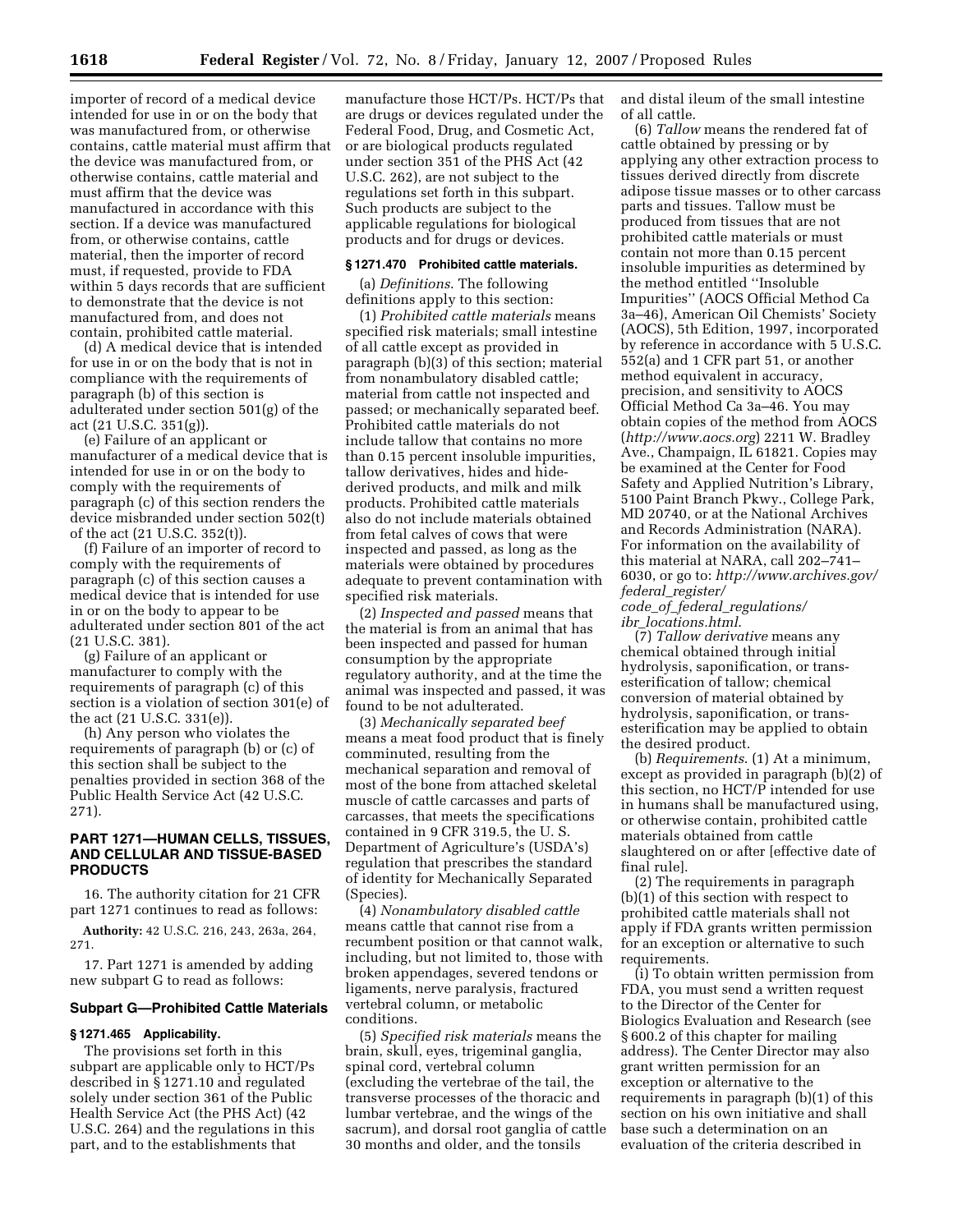importer of record of a medical device intended for use in or on the body that was manufactured from, or otherwise contains, cattle material must affirm that the device was manufactured from, or otherwise contains, cattle material and must affirm that the device was manufactured in accordance with this section. If a device was manufactured from, or otherwise contains, cattle material, then the importer of record must, if requested, provide to FDA within 5 days records that are sufficient to demonstrate that the device is not manufactured from, and does not contain, prohibited cattle material.

(d) A medical device that is intended for use in or on the body that is not in compliance with the requirements of paragraph (b) of this section is adulterated under section 501(g) of the act (21 U.S.C. 351(g)).

(e) Failure of an applicant or manufacturer of a medical device that is intended for use in or on the body to comply with the requirements of paragraph (c) of this section renders the device misbranded under section 502(t) of the act (21 U.S.C. 352(t)).

(f) Failure of an importer of record to comply with the requirements of paragraph (c) of this section causes a medical device that is intended for use in or on the body to appear to be adulterated under section 801 of the act (21 U.S.C. 381).

(g) Failure of an applicant or manufacturer to comply with the requirements of paragraph (c) of this section is a violation of section 301(e) of the act (21 U.S.C. 331(e)).

(h) Any person who violates the requirements of paragraph (b) or (c) of this section shall be subject to the penalties provided in section 368 of the Public Health Service Act (42 U.S.C. 271).

## PART 1271—HUMAN CELLS, TISSUES, AND CELLULAR AND TISSUE-BASED PRODUCTS

16. The authority citation for 21 CFR part 1271 continues to read as follows:

**Authority:** 42 U.S.C. 216, 243, 263a, 264, 271.

17. Part 1271 is amended by adding new subpart G to read as follows:

### Subpart G—Prohibited Cattle Materials

#### § 1271.465 Applicability.

The provisions set forth in this subpart are applicable only to HCT/Ps described in § 1271.10 and regulated solely under section 361 of the Public Health Service Act (the PHS Act) (42 U.S.C. 264) and the regulations in this part, and to the establishments that manufacture those HCT/Ps. HCT/Ps that are drugs or devices regulated under the Federal Food, Drug, and Cosmetic Act, or are biological products regulated under section 351 of the PHS Act (42 U.S.C. 262), are not subject to the regulations set forth in this subpart. Such products are subject to the applicable regulations for biological products and for drugs or devices.

#### § 1271.470 Prohibited cattle materials.

(a) *Definitions.* The following definitions apply to this section:

(1) *Prohibited cattle materials* means specified risk materials; small intestine of all cattle except as provided in paragraph (b)(3) of this section; material from nonambulatory disabled cattle; material from cattle not inspected and passed; or mechanically separated beef. Prohibited cattle materials do not include tallow that contains no more than 0.15 percent insoluble impurities, tallow derivatives, hides and hide-derived products, and milk and milk products. Prohibited cattle materials also do not include materials obtained from fetal calves of cows that were inspected and passed, as long as the materials were obtained by procedures adequate to prevent contamination with specified risk materials.

(2) *Inspected and passed* means that the material is from an animal that has been inspected and passed for human consumption by the appropriate regulatory authority, and at the time the animal was inspected and passed, it was found to be not adulterated.

(3) *Mechanically separated beef* means a meat food product that is finely comminuted, resulting from the mechanical separation and removal of most of the bone from attached skeletal muscle of cattle carcasses and parts of carcasses, that meets the specifications contained in 9 CFR 319.5, the U. S. Department of Agriculture's (USDA's) regulation that prescribes the standard of identity for Mechanically Separated (Species).

(4) *Nonambulatory disabled cattle* means cattle that cannot rise from a recumbent position or that cannot walk, including, but not limited to, those with broken appendages, severed tendons or ligaments, nerve paralysis, fractured vertebral column, or metabolic conditions.

(5) *Specified risk materials* means the brain, skull, eyes, trigeminal ganglia, spinal cord, vertebral column (excluding the vertebrae of the tail, the transverse processes of the thoracic and lumbar vertebrae, and the wings of the sacrum), and dorsal root ganglia of cattle 30 months and older, and the tonsils and distal ileum of the small intestine of all cattle.

(6) *Tallow* means the rendered fat of cattle obtained by pressing or by applying any other extraction process to tissues derived directly from discrete adipose tissue masses or to other carcass parts and tissues. Tallow must be produced from tissues that are not prohibited cattle materials or must contain not more than 0.15 percent insoluble impurities as determined by the method entitled ''Insoluble Impurities'' (AOCS Official Method Ca 3a–46), American Oil Chemists' Society (AOCS), 5th Edition, 1997, incorporated by reference in accordance with 5 U.S.C. 552(a) and 1 CFR part 51, or another method equivalent in accuracy, precision, and sensitivity to AOCS Official Method Ca 3a–46. You may obtain copies of the method from AOCS (*http://www.aocs.org*) 2211 W. Bradley Ave., Champaign, IL 61821. Copies may be examined at the Center for Food Safety and Applied Nutrition's Library, 5100 Paint Branch Pkwy., College Park, MD 20740, or at the National Archives and Records Administration (NARA). For information on the availability of this material at NARA, call 202–741–6030, or go to: *http://www.archives.gov/federal_register/code_of_federal_regulations/ibr_locations.html*.

(7) *Tallow derivative* means any chemical obtained through initial hydrolysis, saponification, or trans-esterification of tallow; chemical conversion of material obtained by hydrolysis, saponification, or trans-esterification may be applied to obtain the desired product.

(b) *Requirements.* (1) At a minimum, except as provided in paragraph (b)(2) of this section, no HCT/P intended for use in humans shall be manufactured using, or otherwise contain, prohibited cattle materials obtained from cattle slaughtered on or after [effective date of final rule].

(2) The requirements in paragraph (b)(1) of this section with respect to prohibited cattle materials shall not apply if FDA grants written permission for an exception or alternative to such requirements.

(i) To obtain written permission from FDA, you must send a written request to the Director of the Center for Biologics Evaluation and Research (see § 600.2 of this chapter for mailing address). The Center Director may also grant written permission for an exception or alternative to the requirements in paragraph (b)(1) of this section on his own initiative and shall base such a determination on an evaluation of the criteria described in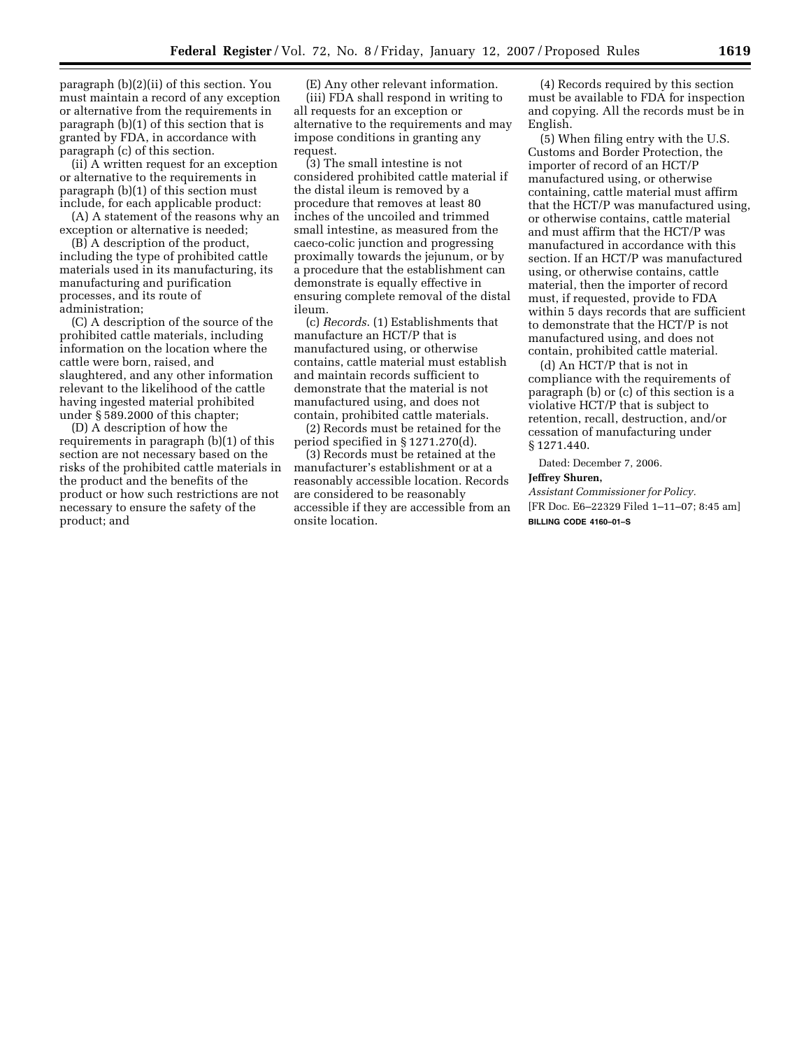paragraph (b)(2)(ii) of this section. You must maintain a record of any exception or alternative from the requirements in paragraph (b)(1) of this section that is granted by FDA, in accordance with paragraph (c) of this section.

(ii) A written request for an exception or alternative to the requirements in paragraph (b)(1) of this section must include, for each applicable product:

(A) A statement of the reasons why an exception or alternative is needed;

(B) A description of the product, including the type of prohibited cattle materials used in its manufacturing, its manufacturing and purification processes, and its route of administration;

(C) A description of the source of the prohibited cattle materials, including information on the location where the cattle were born, raised, and slaughtered, and any other information relevant to the likelihood of the cattle having ingested material prohibited under § 589.2000 of this chapter;

(D) A description of how the requirements in paragraph (b)(1) of this section are not necessary based on the risks of the prohibited cattle materials in the product and the benefits of the product or how such restrictions are not necessary to ensure the safety of the product; and

(E) Any other relevant information.

(iii) FDA shall respond in writing to all requests for an exception or alternative to the requirements and may impose conditions in granting any request.

(3) The small intestine is not considered prohibited cattle material if the distal ileum is removed by a procedure that removes at least 80 inches of the uncoiled and trimmed small intestine, as measured from the caeco-colic junction and progressing proximally towards the jejunum, or by a procedure that the establishment can demonstrate is equally effective in ensuring complete removal of the distal ileum.

(c) *Records.* (1) Establishments that manufacture an HCT/P that is manufactured using, or otherwise contains, cattle material must establish and maintain records sufficient to demonstrate that the material is not manufactured using, and does not contain, prohibited cattle materials.

(2) Records must be retained for the period specified in § 1271.270(d).

(3) Records must be retained at the manufacturer's establishment or at a reasonably accessible location. Records are considered to be reasonably accessible if they are accessible from an onsite location.

(4) Records required by this section must be available to FDA for inspection and copying. All the records must be in English.

(5) When filing entry with the U.S. Customs and Border Protection, the importer of record of an HCT/P manufactured using, or otherwise containing, cattle material must affirm that the HCT/P was manufactured using, or otherwise contains, cattle material and must affirm that the HCT/P was manufactured in accordance with this section. If an HCT/P was manufactured using, or otherwise contains, cattle material, then the importer of record must, if requested, provide to FDA within 5 days records that are sufficient to demonstrate that the HCT/P is not manufactured using, and does not contain, prohibited cattle material.

(d) An HCT/P that is not in compliance with the requirements of paragraph (b) or (c) of this section is a violative HCT/P that is subject to retention, recall, destruction, and/or cessation of manufacturing under § 1271.440.

Dated: December 7, 2006.

**Jeffrey Shuren,**

*Assistant Commissioner for Policy.*

[FR Doc. E6–22329 Filed 1–11–07; 8:45 am]

**BILLING CODE 4160–01–S**